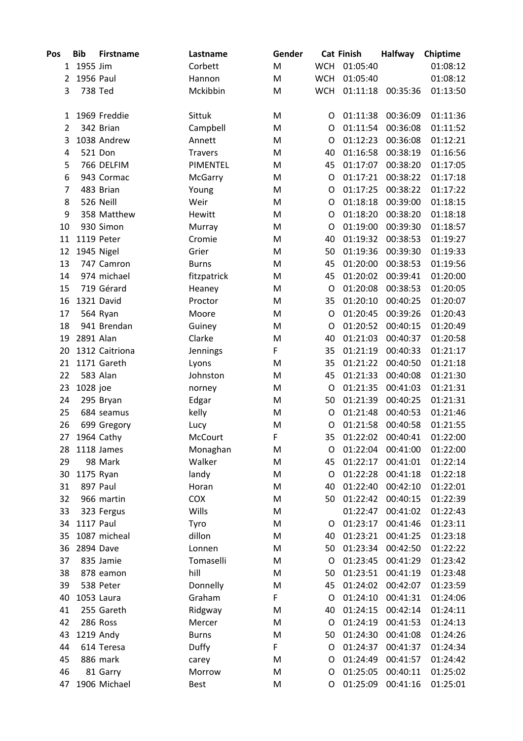| Pos | Bib | Firstname | Lastname | Gender | Cat | Finish | Halfway | Chiptime |
|---|---|---|---|---|---|---|---|---|
| 1 | 1955 | Jim | Corbett | M | WCH | 01:05:40 | | 01:08:12 |
| 2 | 1956 | Paul | Hannon | M | WCH | 01:05:40 | | 01:08:12 |
| 3 | 738 | Ted | Mckibbin | M | WCH | 01:11:18 | 00:35:36 | 01:13:50 |
| | | | | | | | | |
| 1 | 1969 | Freddie | Sittuk | M | O | 01:11:38 | 00:36:09 | 01:11:36 |
| 2 | 342 | Brian | Campbell | M | O | 01:11:54 | 00:36:08 | 01:11:52 |
| 3 | 1038 | Andrew | Annett | M | O | 01:12:23 | 00:36:08 | 01:12:21 |
| 4 | 521 | Don | Travers | M | 40 | 01:16:58 | 00:38:19 | 01:16:56 |
| 5 | 766 | DELFIM | PIMENTEL | M | 45 | 01:17:07 | 00:38:20 | 01:17:05 |
| 6 | 943 | Cormac | McGarry | M | O | 01:17:21 | 00:38:22 | 01:17:18 |
| 7 | 483 | Brian | Young | M | O | 01:17:25 | 00:38:22 | 01:17:22 |
| 8 | 526 | Neill | Weir | M | O | 01:18:18 | 00:39:00 | 01:18:15 |
| 9 | 358 | Matthew | Hewitt | M | O | 01:18:20 | 00:38:20 | 01:18:18 |
| 10 | 930 | Simon | Murray | M | O | 01:19:00 | 00:39:30 | 01:18:57 |
| 11 | 1119 | Peter | Cromie | M | 40 | 01:19:32 | 00:38:53 | 01:19:27 |
| 12 | 1945 | Nigel | Grier | M | 50 | 01:19:36 | 00:39:30 | 01:19:33 |
| 13 | 747 | Camron | Burns | M | 45 | 01:20:00 | 00:38:53 | 01:19:56 |
| 14 | 974 | michael | fitzpatrick | M | 45 | 01:20:02 | 00:39:41 | 01:20:00 |
| 15 | 719 | Gérard | Heaney | M | O | 01:20:08 | 00:38:53 | 01:20:05 |
| 16 | 1321 | David | Proctor | M | 35 | 01:20:10 | 00:40:25 | 01:20:07 |
| 17 | 564 | Ryan | Moore | M | O | 01:20:45 | 00:39:26 | 01:20:43 |
| 18 | 941 | Brendan | Guiney | M | O | 01:20:52 | 00:40:15 | 01:20:49 |
| 19 | 2891 | Alan | Clarke | M | 40 | 01:21:03 | 00:40:37 | 01:20:58 |
| 20 | 1312 | Caitriona | Jennings | F | 35 | 01:21:19 | 00:40:33 | 01:21:17 |
| 21 | 1171 | Gareth | Lyons | M | 35 | 01:21:22 | 00:40:50 | 01:21:18 |
| 22 | 583 | Alan | Johnston | M | 45 | 01:21:33 | 00:40:08 | 01:21:30 |
| 23 | 1028 | joe | norney | M | O | 01:21:35 | 00:41:03 | 01:21:31 |
| 24 | 295 | Bryan | Edgar | M | 50 | 01:21:39 | 00:40:25 | 01:21:31 |
| 25 | 684 | seamus | kelly | M | O | 01:21:48 | 00:40:53 | 01:21:46 |
| 26 | 699 | Gregory | Lucy | M | O | 01:21:58 | 00:40:58 | 01:21:55 |
| 27 | 1964 | Cathy | McCourt | F | 35 | 01:22:02 | 00:40:41 | 01:22:00 |
| 28 | 1118 | James | Monaghan | M | O | 01:22:04 | 00:41:00 | 01:22:00 |
| 29 | 98 | Mark | Walker | M | 45 | 01:22:17 | 00:41:01 | 01:22:14 |
| 30 | 1175 | Ryan | landy | M | O | 01:22:28 | 00:41:18 | 01:22:18 |
| 31 | 897 | Paul | Horan | M | 40 | 01:22:40 | 00:42:10 | 01:22:01 |
| 32 | 966 | martin | COX | M | 50 | 01:22:42 | 00:40:15 | 01:22:39 |
| 33 | 323 | Fergus | Wills | M | | 01:22:47 | 00:41:02 | 01:22:43 |
| 34 | 1117 | Paul | Tyro | M | O | 01:23:17 | 00:41:46 | 01:23:11 |
| 35 | 1087 | micheal | dillon | M | 40 | 01:23:21 | 00:41:25 | 01:23:18 |
| 36 | 2894 | Dave | Lonnen | M | 50 | 01:23:34 | 00:42:50 | 01:22:22 |
| 37 | 835 | Jamie | Tomaselli | M | O | 01:23:45 | 00:41:29 | 01:23:42 |
| 38 | 878 | eamon | hill | M | 50 | 01:23:51 | 00:41:19 | 01:23:48 |
| 39 | 538 | Peter | Donnelly | M | 45 | 01:24:02 | 00:42:07 | 01:23:59 |
| 40 | 1053 | Laura | Graham | F | O | 01:24:10 | 00:41:31 | 01:24:06 |
| 41 | 255 | Gareth | Ridgway | M | 40 | 01:24:15 | 00:42:14 | 01:24:11 |
| 42 | 286 | Ross | Mercer | M | O | 01:24:19 | 00:41:53 | 01:24:13 |
| 43 | 1219 | Andy | Burns | M | 50 | 01:24:30 | 00:41:08 | 01:24:26 |
| 44 | 614 | Teresa | Duffy | F | O | 01:24:37 | 00:41:37 | 01:24:34 |
| 45 | 886 | mark | carey | M | O | 01:24:49 | 00:41:57 | 01:24:42 |
| 46 | 81 | Garry | Morrow | M | O | 01:25:05 | 00:40:11 | 01:25:02 |
| 47 | 1906 | Michael | Best | M | O | 01:25:09 | 00:41:16 | 01:25:01 |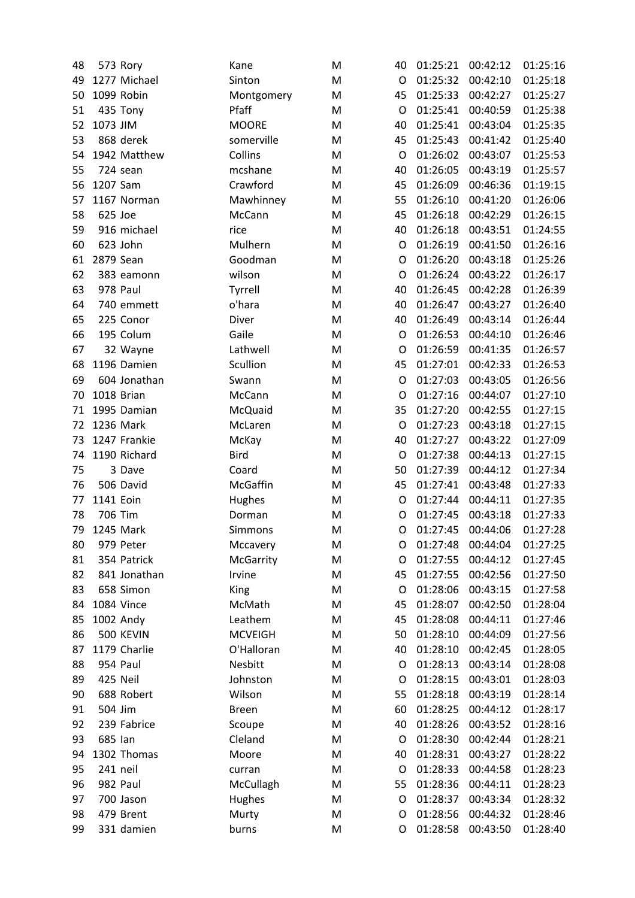| 48 | 573 | Rory | Kane | M | 40 | 01:25:21 | 00:42:12 | 01:25:16 |
|---|---|---|---|---|---|---|---|---|
| 49 | 1277 | Michael | Sinton | M | O | 01:25:32 | 00:42:10 | 01:25:18 |
| 50 | 1099 | Robin | Montgomery | M | 45 | 01:25:33 | 00:42:27 | 01:25:27 |
| 51 | 435 | Tony | Pfaff | M | O | 01:25:41 | 00:40:59 | 01:25:38 |
| 52 | 1073 | JIM | MOORE | M | 40 | 01:25:41 | 00:43:04 | 01:25:35 |
| 53 | 868 | derek | somerville | M | 45 | 01:25:43 | 00:41:42 | 01:25:40 |
| 54 | 1942 | Matthew | Collins | M | O | 01:26:02 | 00:43:07 | 01:25:53 |
| 55 | 724 | sean | mcshane | M | 40 | 01:26:05 | 00:43:19 | 01:25:57 |
| 56 | 1207 | Sam | Crawford | M | 45 | 01:26:09 | 00:46:36 | 01:19:15 |
| 57 | 1167 | Norman | Mawhinney | M | 55 | 01:26:10 | 00:41:20 | 01:26:06 |
| 58 | 625 | Joe | McCann | M | 45 | 01:26:18 | 00:42:29 | 01:26:15 |
| 59 | 916 | michael | rice | M | 40 | 01:26:18 | 00:43:51 | 01:24:55 |
| 60 | 623 | John | Mulhern | M | O | 01:26:19 | 00:41:50 | 01:26:16 |
| 61 | 2879 | Sean | Goodman | M | O | 01:26:20 | 00:43:18 | 01:25:26 |
| 62 | 383 | eamonn | wilson | M | O | 01:26:24 | 00:43:22 | 01:26:17 |
| 63 | 978 | Paul | Tyrrell | M | 40 | 01:26:45 | 00:42:28 | 01:26:39 |
| 64 | 740 | emmett | o'hara | M | 40 | 01:26:47 | 00:43:27 | 01:26:40 |
| 65 | 225 | Conor | Diver | M | 40 | 01:26:49 | 00:43:14 | 01:26:44 |
| 66 | 195 | Colum | Gaile | M | O | 01:26:53 | 00:44:10 | 01:26:46 |
| 67 | 32 | Wayne | Lathwell | M | O | 01:26:59 | 00:41:35 | 01:26:57 |
| 68 | 1196 | Damien | Scullion | M | 45 | 01:27:01 | 00:42:33 | 01:26:53 |
| 69 | 604 | Jonathan | Swann | M | O | 01:27:03 | 00:43:05 | 01:26:56 |
| 70 | 1018 | Brian | McCann | M | O | 01:27:16 | 00:44:07 | 01:27:10 |
| 71 | 1995 | Damian | McQuaid | M | 35 | 01:27:20 | 00:42:55 | 01:27:15 |
| 72 | 1236 | Mark | McLaren | M | O | 01:27:23 | 00:43:18 | 01:27:15 |
| 73 | 1247 | Frankie | McKay | M | 40 | 01:27:27 | 00:43:22 | 01:27:09 |
| 74 | 1190 | Richard | Bird | M | O | 01:27:38 | 00:44:13 | 01:27:15 |
| 75 | 3 | Dave | Coard | M | 50 | 01:27:39 | 00:44:12 | 01:27:34 |
| 76 | 506 | David | McGaffin | M | 45 | 01:27:41 | 00:43:48 | 01:27:33 |
| 77 | 1141 | Eoin | Hughes | M | O | 01:27:44 | 00:44:11 | 01:27:35 |
| 78 | 706 | Tim | Dorman | M | O | 01:27:45 | 00:43:18 | 01:27:33 |
| 79 | 1245 | Mark | Simmons | M | O | 01:27:45 | 00:44:06 | 01:27:28 |
| 80 | 979 | Peter | Mccavery | M | O | 01:27:48 | 00:44:04 | 01:27:25 |
| 81 | 354 | Patrick | McGarrity | M | O | 01:27:55 | 00:44:12 | 01:27:45 |
| 82 | 841 | Jonathan | Irvine | M | 45 | 01:27:55 | 00:42:56 | 01:27:50 |
| 83 | 658 | Simon | King | M | O | 01:28:06 | 00:43:15 | 01:27:58 |
| 84 | 1084 | Vince | McMath | M | 45 | 01:28:07 | 00:42:50 | 01:28:04 |
| 85 | 1002 | Andy | Leathem | M | 45 | 01:28:08 | 00:44:11 | 01:27:46 |
| 86 | 500 | KEVIN | MCVEIGH | M | 50 | 01:28:10 | 00:44:09 | 01:27:56 |
| 87 | 1179 | Charlie | O'Halloran | M | 40 | 01:28:10 | 00:42:45 | 01:28:05 |
| 88 | 954 | Paul | Nesbitt | M | O | 01:28:13 | 00:43:14 | 01:28:08 |
| 89 | 425 | Neil | Johnston | M | O | 01:28:15 | 00:43:01 | 01:28:03 |
| 90 | 688 | Robert | Wilson | M | 55 | 01:28:18 | 00:43:19 | 01:28:14 |
| 91 | 504 | Jim | Breen | M | 60 | 01:28:25 | 00:44:12 | 01:28:17 |
| 92 | 239 | Fabrice | Scoupe | M | 40 | 01:28:26 | 00:43:52 | 01:28:16 |
| 93 | 685 | Ian | Cleland | M | O | 01:28:30 | 00:42:44 | 01:28:21 |
| 94 | 1302 | Thomas | Moore | M | 40 | 01:28:31 | 00:43:27 | 01:28:22 |
| 95 | 241 | neil | curran | M | O | 01:28:33 | 00:44:58 | 01:28:23 |
| 96 | 982 | Paul | McCullagh | M | 55 | 01:28:36 | 00:44:11 | 01:28:23 |
| 97 | 700 | Jason | Hughes | M | O | 01:28:37 | 00:43:34 | 01:28:32 |
| 98 | 479 | Brent | Murty | M | O | 01:28:56 | 00:44:32 | 01:28:46 |
| 99 | 331 | damien | burns | M | O | 01:28:58 | 00:43:50 | 01:28:40 |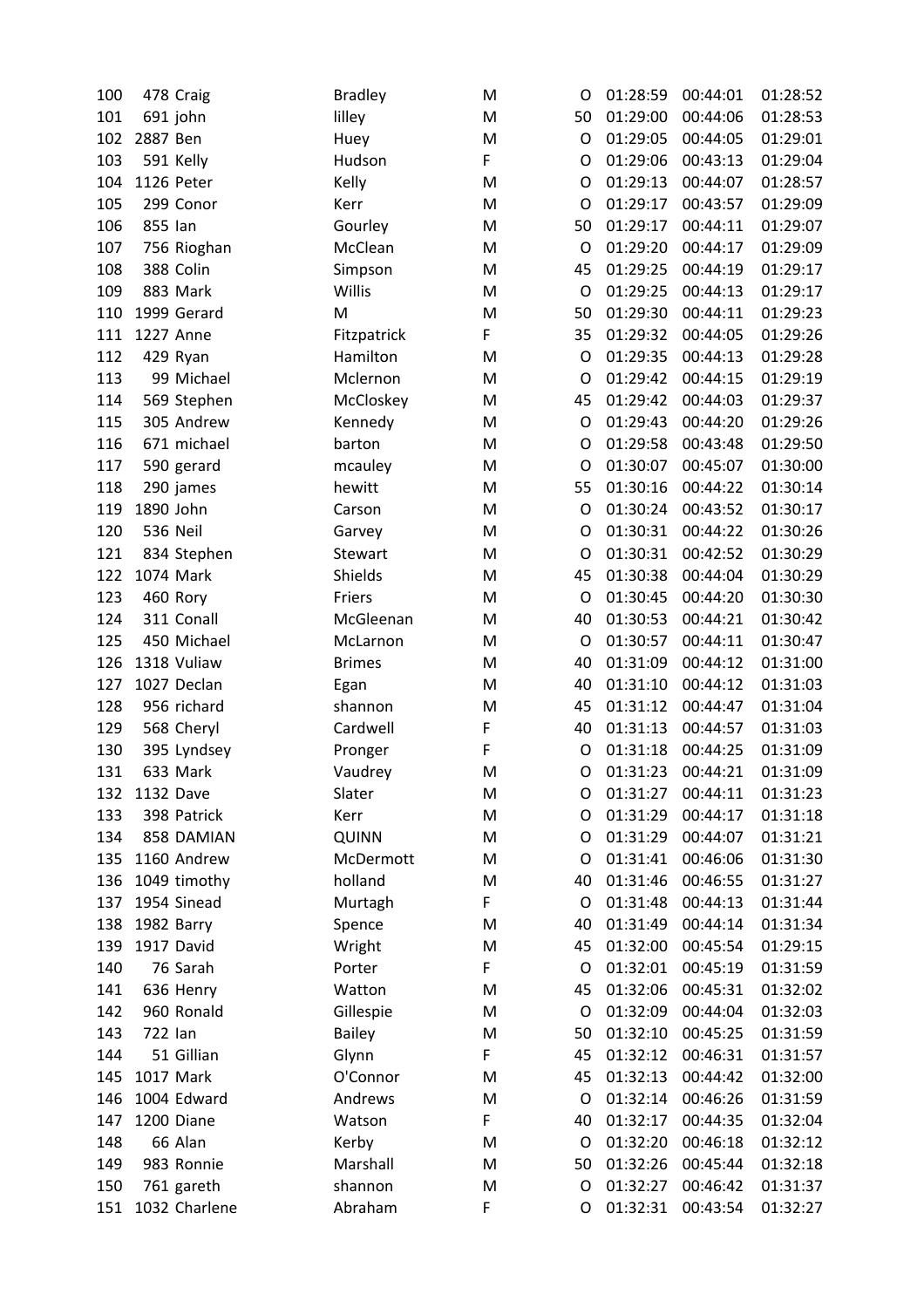| | | | | | | | | |
|---|---|---|---|---|---|---|---|---|
| 100 | 478 | Craig | Bradley | M | O | 01:28:59 | 00:44:01 | 01:28:52 |
| 101 | 691 | john | lilley | M | 50 | 01:29:00 | 00:44:06 | 01:28:53 |
| 102 | 2887 | Ben | Huey | M | O | 01:29:05 | 00:44:05 | 01:29:01 |
| 103 | 591 | Kelly | Hudson | F | O | 01:29:06 | 00:43:13 | 01:29:04 |
| 104 | 1126 | Peter | Kelly | M | O | 01:29:13 | 00:44:07 | 01:28:57 |
| 105 | 299 | Conor | Kerr | M | O | 01:29:17 | 00:43:57 | 01:29:09 |
| 106 | 855 | Ian | Gourley | M | 50 | 01:29:17 | 00:44:11 | 01:29:07 |
| 107 | 756 | Rioghan | McClean | M | O | 01:29:20 | 00:44:17 | 01:29:09 |
| 108 | 388 | Colin | Simpson | M | 45 | 01:29:25 | 00:44:19 | 01:29:17 |
| 109 | 883 | Mark | Willis | M | O | 01:29:25 | 00:44:13 | 01:29:17 |
| 110 | 1999 | Gerard | M | M | 50 | 01:29:30 | 00:44:11 | 01:29:23 |
| 111 | 1227 | Anne | Fitzpatrick | F | 35 | 01:29:32 | 00:44:05 | 01:29:26 |
| 112 | 429 | Ryan | Hamilton | M | O | 01:29:35 | 00:44:13 | 01:29:28 |
| 113 | 99 | Michael | Mclernon | M | O | 01:29:42 | 00:44:15 | 01:29:19 |
| 114 | 569 | Stephen | McCloskey | M | 45 | 01:29:42 | 00:44:03 | 01:29:37 |
| 115 | 305 | Andrew | Kennedy | M | O | 01:29:43 | 00:44:20 | 01:29:26 |
| 116 | 671 | michael | barton | M | O | 01:29:58 | 00:43:48 | 01:29:50 |
| 117 | 590 | gerard | mcauley | M | O | 01:30:07 | 00:45:07 | 01:30:00 |
| 118 | 290 | james | hewitt | M | 55 | 01:30:16 | 00:44:22 | 01:30:14 |
| 119 | 1890 | John | Carson | M | O | 01:30:24 | 00:43:52 | 01:30:17 |
| 120 | 536 | Neil | Garvey | M | O | 01:30:31 | 00:44:22 | 01:30:26 |
| 121 | 834 | Stephen | Stewart | M | O | 01:30:31 | 00:42:52 | 01:30:29 |
| 122 | 1074 | Mark | Shields | M | 45 | 01:30:38 | 00:44:04 | 01:30:29 |
| 123 | 460 | Rory | Friers | M | O | 01:30:45 | 00:44:20 | 01:30:30 |
| 124 | 311 | Conall | McGleenan | M | 40 | 01:30:53 | 00:44:21 | 01:30:42 |
| 125 | 450 | Michael | McLarnon | M | O | 01:30:57 | 00:44:11 | 01:30:47 |
| 126 | 1318 | Vuliaw | Brimes | M | 40 | 01:31:09 | 00:44:12 | 01:31:00 |
| 127 | 1027 | Declan | Egan | M | 40 | 01:31:10 | 00:44:12 | 01:31:03 |
| 128 | 956 | richard | shannon | M | 45 | 01:31:12 | 00:44:47 | 01:31:04 |
| 129 | 568 | Cheryl | Cardwell | F | 40 | 01:31:13 | 00:44:57 | 01:31:03 |
| 130 | 395 | Lyndsey | Pronger | F | O | 01:31:18 | 00:44:25 | 01:31:09 |
| 131 | 633 | Mark | Vaudrey | M | O | 01:31:23 | 00:44:21 | 01:31:09 |
| 132 | 1132 | Dave | Slater | M | O | 01:31:27 | 00:44:11 | 01:31:23 |
| 133 | 398 | Patrick | Kerr | M | O | 01:31:29 | 00:44:17 | 01:31:18 |
| 134 | 858 | DAMIAN | QUINN | M | O | 01:31:29 | 00:44:07 | 01:31:21 |
| 135 | 1160 | Andrew | McDermott | M | O | 01:31:41 | 00:46:06 | 01:31:30 |
| 136 | 1049 | timothy | holland | M | 40 | 01:31:46 | 00:46:55 | 01:31:27 |
| 137 | 1954 | Sinead | Murtagh | F | O | 01:31:48 | 00:44:13 | 01:31:44 |
| 138 | 1982 | Barry | Spence | M | 40 | 01:31:49 | 00:44:14 | 01:31:34 |
| 139 | 1917 | David | Wright | M | 45 | 01:32:00 | 00:45:54 | 01:29:15 |
| 140 | 76 | Sarah | Porter | F | O | 01:32:01 | 00:45:19 | 01:31:59 |
| 141 | 636 | Henry | Watton | M | 45 | 01:32:06 | 00:45:31 | 01:32:02 |
| 142 | 960 | Ronald | Gillespie | M | O | 01:32:09 | 00:44:04 | 01:32:03 |
| 143 | 722 | Ian | Bailey | M | 50 | 01:32:10 | 00:45:25 | 01:31:59 |
| 144 | 51 | Gillian | Glynn | F | 45 | 01:32:12 | 00:46:31 | 01:31:57 |
| 145 | 1017 | Mark | O'Connor | M | 45 | 01:32:13 | 00:44:42 | 01:32:00 |
| 146 | 1004 | Edward | Andrews | M | O | 01:32:14 | 00:46:26 | 01:31:59 |
| 147 | 1200 | Diane | Watson | F | 40 | 01:32:17 | 00:44:35 | 01:32:04 |
| 148 | 66 | Alan | Kerby | M | O | 01:32:20 | 00:46:18 | 01:32:12 |
| 149 | 983 | Ronnie | Marshall | M | 50 | 01:32:26 | 00:45:44 | 01:32:18 |
| 150 | 761 | gareth | shannon | M | O | 01:32:27 | 00:46:42 | 01:31:37 |
| 151 | 1032 | Charlene | Abraham | F | O | 01:32:31 | 00:43:54 | 01:32:27 |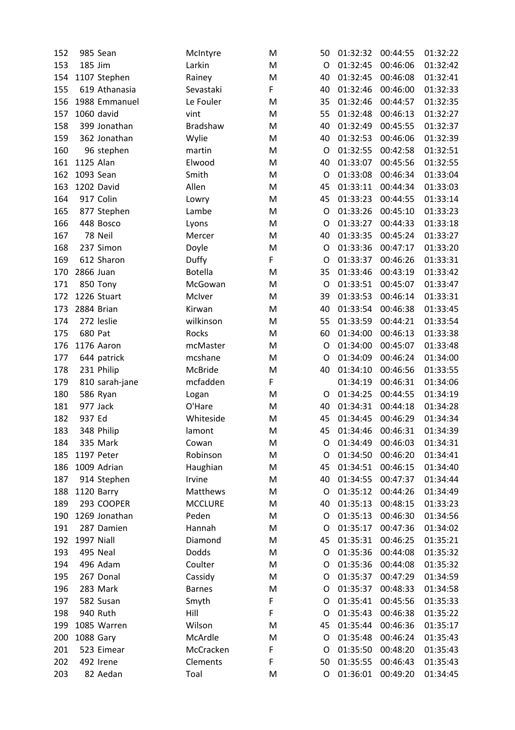| | | | | | | | | |
|---|---|---|---|---|---|---|---|---|
| 152 | 985 | Sean | McIntyre | M | 50 | 01:32:32 | 00:44:55 | 01:32:22 |
| 153 | 185 | Jim | Larkin | M | O | 01:32:45 | 00:46:06 | 01:32:42 |
| 154 | 1107 | Stephen | Rainey | M | 40 | 01:32:45 | 00:46:08 | 01:32:41 |
| 155 | 619 | Athanasia | Sevastaki | F | 40 | 01:32:46 | 00:46:00 | 01:32:33 |
| 156 | 1988 | Emmanuel | Le Fouler | M | 35 | 01:32:46 | 00:44:57 | 01:32:35 |
| 157 | 1060 | david | vint | M | 55 | 01:32:48 | 00:46:13 | 01:32:27 |
| 158 | 399 | Jonathan | Bradshaw | M | 40 | 01:32:49 | 00:45:55 | 01:32:37 |
| 159 | 362 | Jonathan | Wylie | M | 40 | 01:32:53 | 00:46:06 | 01:32:39 |
| 160 | 96 | stephen | martin | M | O | 01:32:55 | 00:42:58 | 01:32:51 |
| 161 | 1125 | Alan | Elwood | M | 40 | 01:33:07 | 00:45:56 | 01:32:55 |
| 162 | 1093 | Sean | Smith | M | O | 01:33:08 | 00:46:34 | 01:33:04 |
| 163 | 1202 | David | Allen | M | 45 | 01:33:11 | 00:44:34 | 01:33:03 |
| 164 | 917 | Colin | Lowry | M | 45 | 01:33:23 | 00:44:55 | 01:33:14 |
| 165 | 877 | Stephen | Lambe | M | O | 01:33:26 | 00:45:10 | 01:33:23 |
| 166 | 448 | Bosco | Lyons | M | O | 01:33:27 | 00:44:33 | 01:33:18 |
| 167 | 78 | Neil | Mercer | M | 40 | 01:33:35 | 00:45:24 | 01:33:27 |
| 168 | 237 | Simon | Doyle | M | O | 01:33:36 | 00:47:17 | 01:33:20 |
| 169 | 612 | Sharon | Duffy | F | O | 01:33:37 | 00:46:26 | 01:33:31 |
| 170 | 2866 | Juan | Botella | M | 35 | 01:33:46 | 00:43:19 | 01:33:42 |
| 171 | 850 | Tony | McGowan | M | O | 01:33:51 | 00:45:07 | 01:33:47 |
| 172 | 1226 | Stuart | McIver | M | 39 | 01:33:53 | 00:46:14 | 01:33:31 |
| 173 | 2884 | Brian | Kirwan | M | 40 | 01:33:54 | 00:46:38 | 01:33:45 |
| 174 | 272 | leslie | wilkinson | M | 55 | 01:33:59 | 00:44:21 | 01:33:54 |
| 175 | 680 | Pat | Rocks | M | 60 | 01:34:00 | 00:46:13 | 01:33:38 |
| 176 | 1176 | Aaron | mcMaster | M | O | 01:34:00 | 00:45:07 | 01:33:48 |
| 177 | 644 | patrick | mcshane | M | O | 01:34:09 | 00:46:24 | 01:34:00 |
| 178 | 231 | Philip | McBride | M | 40 | 01:34:10 | 00:46:56 | 01:33:55 |
| 179 | 810 | sarah-jane | mcfadden | F | | 01:34:19 | 00:46:31 | 01:34:06 |
| 180 | 586 | Ryan | Logan | M | O | 01:34:25 | 00:44:55 | 01:34:19 |
| 181 | 977 | Jack | O'Hare | M | 40 | 01:34:31 | 00:44:18 | 01:34:28 |
| 182 | 937 | Ed | Whiteside | M | 45 | 01:34:45 | 00:46:29 | 01:34:34 |
| 183 | 348 | Philip | lamont | M | 45 | 01:34:46 | 00:46:31 | 01:34:39 |
| 184 | 335 | Mark | Cowan | M | O | 01:34:49 | 00:46:03 | 01:34:31 |
| 185 | 1197 | Peter | Robinson | M | O | 01:34:50 | 00:46:20 | 01:34:41 |
| 186 | 1009 | Adrian | Haughian | M | 45 | 01:34:51 | 00:46:15 | 01:34:40 |
| 187 | 914 | Stephen | Irvine | M | 40 | 01:34:55 | 00:47:37 | 01:34:44 |
| 188 | 1120 | Barry | Matthews | M | O | 01:35:12 | 00:44:26 | 01:34:49 |
| 189 | 293 | COOPER | MCCLURE | M | 40 | 01:35:13 | 00:48:15 | 01:33:23 |
| 190 | 1269 | Jonathan | Peden | M | O | 01:35:13 | 00:46:30 | 01:34:56 |
| 191 | 287 | Damien | Hannah | M | O | 01:35:17 | 00:47:36 | 01:34:02 |
| 192 | 1997 | Niall | Diamond | M | 45 | 01:35:31 | 00:46:25 | 01:35:21 |
| 193 | 495 | Neal | Dodds | M | O | 01:35:36 | 00:44:08 | 01:35:32 |
| 194 | 496 | Adam | Coulter | M | O | 01:35:36 | 00:44:08 | 01:35:32 |
| 195 | 267 | Donal | Cassidy | M | O | 01:35:37 | 00:47:29 | 01:34:59 |
| 196 | 283 | Mark | Barnes | M | O | 01:35:37 | 00:48:33 | 01:34:58 |
| 197 | 582 | Susan | Smyth | F | O | 01:35:41 | 00:45:56 | 01:35:33 |
| 198 | 940 | Ruth | Hill | F | O | 01:35:43 | 00:46:38 | 01:35:22 |
| 199 | 1085 | Warren | Wilson | M | 45 | 01:35:44 | 00:46:36 | 01:35:17 |
| 200 | 1088 | Gary | McArdle | M | O | 01:35:48 | 00:46:24 | 01:35:43 |
| 201 | 523 | Eimear | McCracken | F | O | 01:35:50 | 00:48:20 | 01:35:43 |
| 202 | 492 | Irene | Clements | F | 50 | 01:35:55 | 00:46:43 | 01:35:43 |
| 203 | 82 | Aedan | Toal | M | O | 01:36:01 | 00:49:20 | 01:34:45 |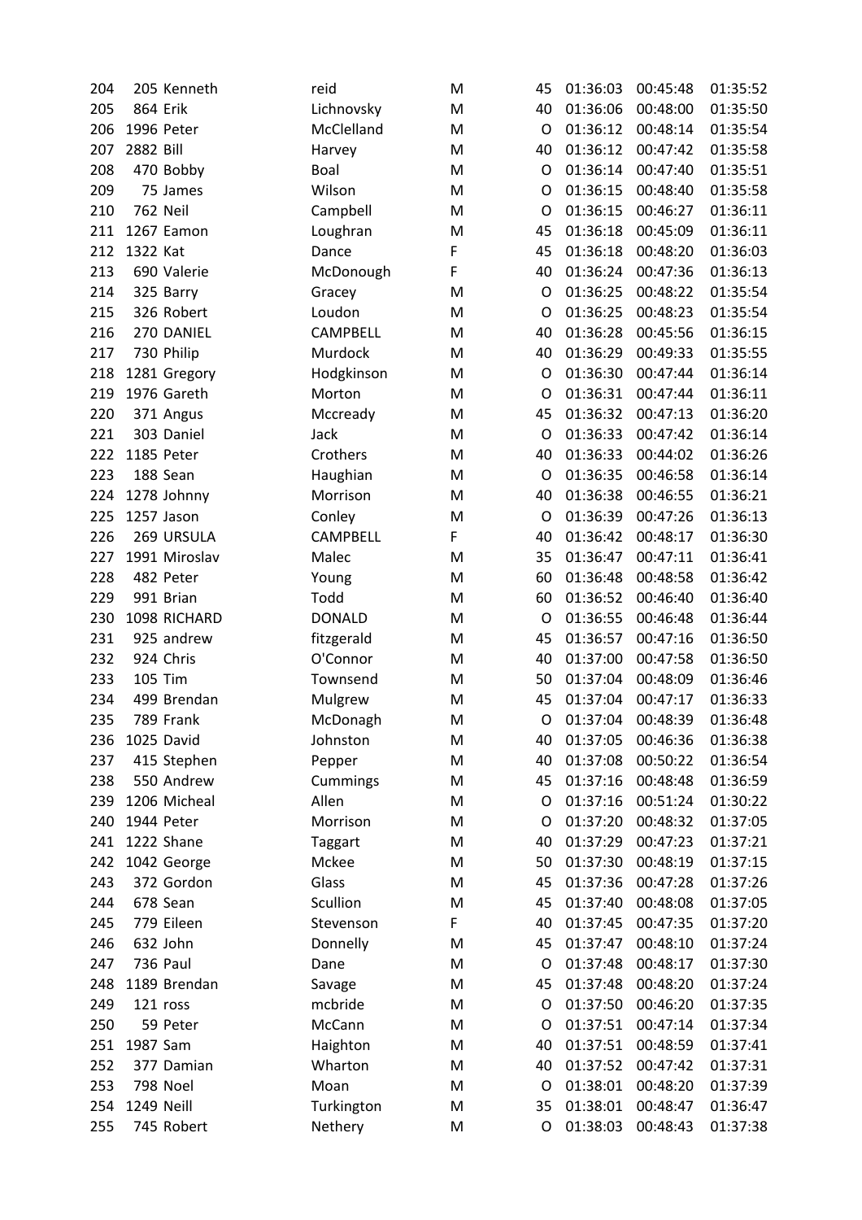| | | | | | | | | |
|---|---|---|---|---|---|---|---|---|
| 204 | 205 | Kenneth | reid | M | 45 | 01:36:03 | 00:45:48 | 01:35:52 |
| 205 | 864 | Erik | Lichnovsky | M | 40 | 01:36:06 | 00:48:00 | 01:35:50 |
| 206 | 1996 | Peter | McClelland | M | O | 01:36:12 | 00:48:14 | 01:35:54 |
| 207 | 2882 | Bill | Harvey | M | 40 | 01:36:12 | 00:47:42 | 01:35:58 |
| 208 | 470 | Bobby | Boal | M | O | 01:36:14 | 00:47:40 | 01:35:51 |
| 209 | 75 | James | Wilson | M | O | 01:36:15 | 00:48:40 | 01:35:58 |
| 210 | 762 | Neil | Campbell | M | O | 01:36:15 | 00:46:27 | 01:36:11 |
| 211 | 1267 | Eamon | Loughran | M | 45 | 01:36:18 | 00:45:09 | 01:36:11 |
| 212 | 1322 | Kat | Dance | F | 45 | 01:36:18 | 00:48:20 | 01:36:03 |
| 213 | 690 | Valerie | McDonough | F | 40 | 01:36:24 | 00:47:36 | 01:36:13 |
| 214 | 325 | Barry | Gracey | M | O | 01:36:25 | 00:48:22 | 01:35:54 |
| 215 | 326 | Robert | Loudon | M | O | 01:36:25 | 00:48:23 | 01:35:54 |
| 216 | 270 | DANIEL | CAMPBELL | M | 40 | 01:36:28 | 00:45:56 | 01:36:15 |
| 217 | 730 | Philip | Murdock | M | 40 | 01:36:29 | 00:49:33 | 01:35:55 |
| 218 | 1281 | Gregory | Hodgkinson | M | O | 01:36:30 | 00:47:44 | 01:36:14 |
| 219 | 1976 | Gareth | Morton | M | O | 01:36:31 | 00:47:44 | 01:36:11 |
| 220 | 371 | Angus | Mccready | M | 45 | 01:36:32 | 00:47:13 | 01:36:20 |
| 221 | 303 | Daniel | Jack | M | O | 01:36:33 | 00:47:42 | 01:36:14 |
| 222 | 1185 | Peter | Crothers | M | 40 | 01:36:33 | 00:44:02 | 01:36:26 |
| 223 | 188 | Sean | Haughian | M | O | 01:36:35 | 00:46:58 | 01:36:14 |
| 224 | 1278 | Johnny | Morrison | M | 40 | 01:36:38 | 00:46:55 | 01:36:21 |
| 225 | 1257 | Jason | Conley | M | O | 01:36:39 | 00:47:26 | 01:36:13 |
| 226 | 269 | URSULA | CAMPBELL | F | 40 | 01:36:42 | 00:48:17 | 01:36:30 |
| 227 | 1991 | Miroslav | Malec | M | 35 | 01:36:47 | 00:47:11 | 01:36:41 |
| 228 | 482 | Peter | Young | M | 60 | 01:36:48 | 00:48:58 | 01:36:42 |
| 229 | 991 | Brian | Todd | M | 60 | 01:36:52 | 00:46:40 | 01:36:40 |
| 230 | 1098 | RICHARD | DONALD | M | O | 01:36:55 | 00:46:48 | 01:36:44 |
| 231 | 925 | andrew | fitzgerald | M | 45 | 01:36:57 | 00:47:16 | 01:36:50 |
| 232 | 924 | Chris | O'Connor | M | 40 | 01:37:00 | 00:47:58 | 01:36:50 |
| 233 | 105 | Tim | Townsend | M | 50 | 01:37:04 | 00:48:09 | 01:36:46 |
| 234 | 499 | Brendan | Mulgrew | M | 45 | 01:37:04 | 00:47:17 | 01:36:33 |
| 235 | 789 | Frank | McDonagh | M | O | 01:37:04 | 00:48:39 | 01:36:48 |
| 236 | 1025 | David | Johnston | M | 40 | 01:37:05 | 00:46:36 | 01:36:38 |
| 237 | 415 | Stephen | Pepper | M | 40 | 01:37:08 | 00:50:22 | 01:36:54 |
| 238 | 550 | Andrew | Cummings | M | 45 | 01:37:16 | 00:48:48 | 01:36:59 |
| 239 | 1206 | Micheal | Allen | M | O | 01:37:16 | 00:51:24 | 01:30:22 |
| 240 | 1944 | Peter | Morrison | M | O | 01:37:20 | 00:48:32 | 01:37:05 |
| 241 | 1222 | Shane | Taggart | M | 40 | 01:37:29 | 00:47:23 | 01:37:21 |
| 242 | 1042 | George | Mckee | M | 50 | 01:37:30 | 00:48:19 | 01:37:15 |
| 243 | 372 | Gordon | Glass | M | 45 | 01:37:36 | 00:47:28 | 01:37:26 |
| 244 | 678 | Sean | Scullion | M | 45 | 01:37:40 | 00:48:08 | 01:37:05 |
| 245 | 779 | Eileen | Stevenson | F | 40 | 01:37:45 | 00:47:35 | 01:37:20 |
| 246 | 632 | John | Donnelly | M | 45 | 01:37:47 | 00:48:10 | 01:37:24 |
| 247 | 736 | Paul | Dane | M | O | 01:37:48 | 00:48:17 | 01:37:30 |
| 248 | 1189 | Brendan | Savage | M | 45 | 01:37:48 | 00:48:20 | 01:37:24 |
| 249 | 121 | ross | mcbride | M | O | 01:37:50 | 00:46:20 | 01:37:35 |
| 250 | 59 | Peter | McCann | M | O | 01:37:51 | 00:47:14 | 01:37:34 |
| 251 | 1987 | Sam | Haighton | M | 40 | 01:37:51 | 00:48:59 | 01:37:41 |
| 252 | 377 | Damian | Wharton | M | 40 | 01:37:52 | 00:47:42 | 01:37:31 |
| 253 | 798 | Noel | Moan | M | O | 01:38:01 | 00:48:20 | 01:37:39 |
| 254 | 1249 | Neill | Turkington | M | 35 | 01:38:01 | 00:48:47 | 01:36:47 |
| 255 | 745 | Robert | Nethery | M | O | 01:38:03 | 00:48:43 | 01:37:38 |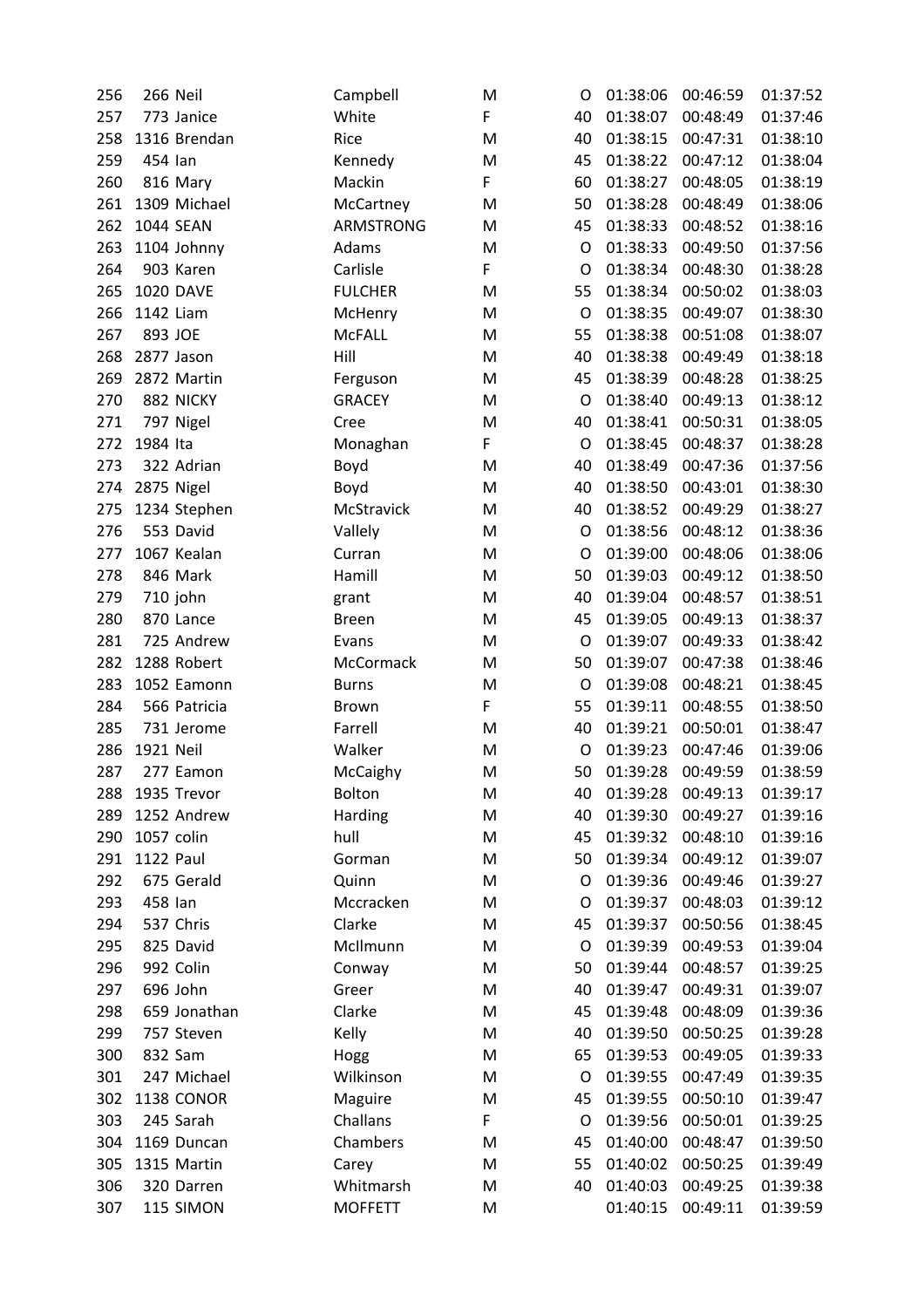| | | | | | | | | |
|---|---|---|---|---|---|---|---|---|
| 256 | 266 | Neil | Campbell | M | O | 01:38:06 | 00:46:59 | 01:37:52 |
| 257 | 773 | Janice | White | F | 40 | 01:38:07 | 00:48:49 | 01:37:46 |
| 258 | 1316 | Brendan | Rice | M | 40 | 01:38:15 | 00:47:31 | 01:38:10 |
| 259 | 454 | Ian | Kennedy | M | 45 | 01:38:22 | 00:47:12 | 01:38:04 |
| 260 | 816 | Mary | Mackin | F | 60 | 01:38:27 | 00:48:05 | 01:38:19 |
| 261 | 1309 | Michael | McCartney | M | 50 | 01:38:28 | 00:48:49 | 01:38:06 |
| 262 | 1044 | SEAN | ARMSTRONG | M | 45 | 01:38:33 | 00:48:52 | 01:38:16 |
| 263 | 1104 | Johnny | Adams | M | O | 01:38:33 | 00:49:50 | 01:37:56 |
| 264 | 903 | Karen | Carlisle | F | O | 01:38:34 | 00:48:30 | 01:38:28 |
| 265 | 1020 | DAVE | FULCHER | M | 55 | 01:38:34 | 00:50:02 | 01:38:03 |
| 266 | 1142 | Liam | McHenry | M | O | 01:38:35 | 00:49:07 | 01:38:30 |
| 267 | 893 | JOE | McFALL | M | 55 | 01:38:38 | 00:51:08 | 01:38:07 |
| 268 | 2877 | Jason | Hill | M | 40 | 01:38:38 | 00:49:49 | 01:38:18 |
| 269 | 2872 | Martin | Ferguson | M | 45 | 01:38:39 | 00:48:28 | 01:38:25 |
| 270 | 882 | NICKY | GRACEY | M | O | 01:38:40 | 00:49:13 | 01:38:12 |
| 271 | 797 | Nigel | Cree | M | 40 | 01:38:41 | 00:50:31 | 01:38:05 |
| 272 | 1984 | Ita | Monaghan | F | O | 01:38:45 | 00:48:37 | 01:38:28 |
| 273 | 322 | Adrian | Boyd | M | 40 | 01:38:49 | 00:47:36 | 01:37:56 |
| 274 | 2875 | Nigel | Boyd | M | 40 | 01:38:50 | 00:43:01 | 01:38:30 |
| 275 | 1234 | Stephen | McStravick | M | 40 | 01:38:52 | 00:49:29 | 01:38:27 |
| 276 | 553 | David | Vallely | M | O | 01:38:56 | 00:48:12 | 01:38:36 |
| 277 | 1067 | Kealan | Curran | M | O | 01:39:00 | 00:48:06 | 01:38:06 |
| 278 | 846 | Mark | Hamill | M | 50 | 01:39:03 | 00:49:12 | 01:38:50 |
| 279 | 710 | john | grant | M | 40 | 01:39:04 | 00:48:57 | 01:38:51 |
| 280 | 870 | Lance | Breen | M | 45 | 01:39:05 | 00:49:13 | 01:38:37 |
| 281 | 725 | Andrew | Evans | M | O | 01:39:07 | 00:49:33 | 01:38:42 |
| 282 | 1288 | Robert | McCormack | M | 50 | 01:39:07 | 00:47:38 | 01:38:46 |
| 283 | 1052 | Eamonn | Burns | M | O | 01:39:08 | 00:48:21 | 01:38:45 |
| 284 | 566 | Patricia | Brown | F | 55 | 01:39:11 | 00:48:55 | 01:38:50 |
| 285 | 731 | Jerome | Farrell | M | 40 | 01:39:21 | 00:50:01 | 01:38:47 |
| 286 | 1921 | Neil | Walker | M | O | 01:39:23 | 00:47:46 | 01:39:06 |
| 287 | 277 | Eamon | McCaighy | M | 50 | 01:39:28 | 00:49:59 | 01:38:59 |
| 288 | 1935 | Trevor | Bolton | M | 40 | 01:39:28 | 00:49:13 | 01:39:17 |
| 289 | 1252 | Andrew | Harding | M | 40 | 01:39:30 | 00:49:27 | 01:39:16 |
| 290 | 1057 | colin | hull | M | 45 | 01:39:32 | 00:48:10 | 01:39:16 |
| 291 | 1122 | Paul | Gorman | M | 50 | 01:39:34 | 00:49:12 | 01:39:07 |
| 292 | 675 | Gerald | Quinn | M | O | 01:39:36 | 00:49:46 | 01:39:27 |
| 293 | 458 | Ian | Mccracken | M | O | 01:39:37 | 00:48:03 | 01:39:12 |
| 294 | 537 | Chris | Clarke | M | 45 | 01:39:37 | 00:50:56 | 01:38:45 |
| 295 | 825 | David | McIlmunn | M | O | 01:39:39 | 00:49:53 | 01:39:04 |
| 296 | 992 | Colin | Conway | M | 50 | 01:39:44 | 00:48:57 | 01:39:25 |
| 297 | 696 | John | Greer | M | 40 | 01:39:47 | 00:49:31 | 01:39:07 |
| 298 | 659 | Jonathan | Clarke | M | 45 | 01:39:48 | 00:48:09 | 01:39:36 |
| 299 | 757 | Steven | Kelly | M | 40 | 01:39:50 | 00:50:25 | 01:39:28 |
| 300 | 832 | Sam | Hogg | M | 65 | 01:39:53 | 00:49:05 | 01:39:33 |
| 301 | 247 | Michael | Wilkinson | M | O | 01:39:55 | 00:47:49 | 01:39:35 |
| 302 | 1138 | CONOR | Maguire | M | 45 | 01:39:55 | 00:50:10 | 01:39:47 |
| 303 | 245 | Sarah | Challans | F | O | 01:39:56 | 00:50:01 | 01:39:25 |
| 304 | 1169 | Duncan | Chambers | M | 45 | 01:40:00 | 00:48:47 | 01:39:50 |
| 305 | 1315 | Martin | Carey | M | 55 | 01:40:02 | 00:50:25 | 01:39:49 |
| 306 | 320 | Darren | Whitmarsh | M | 40 | 01:40:03 | 00:49:25 | 01:39:38 |
| 307 | 115 | SIMON | MOFFETT | M | | 01:40:15 | 00:49:11 | 01:39:59 |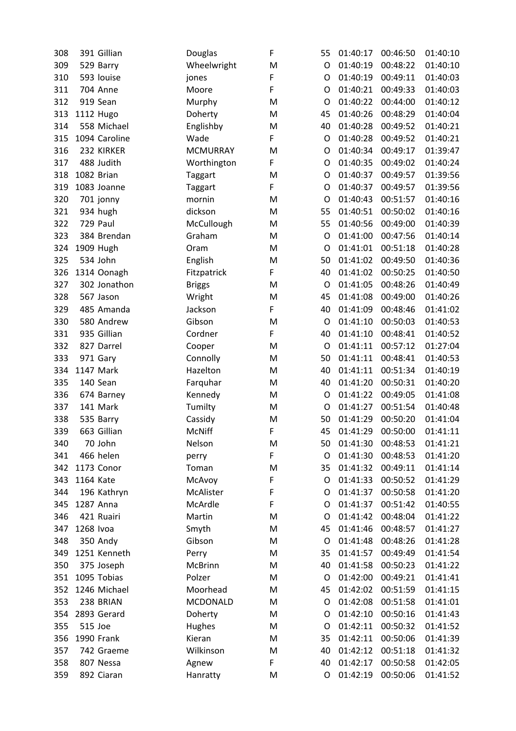| | | | | | | | | |
|---|---|---|---|---|---|---|---|---|
| 308 | 391 | Gillian | Douglas | F | 55 | 01:40:17 | 00:46:50 | 01:40:10 |
| 309 | 529 | Barry | Wheelwright | M | O | 01:40:19 | 00:48:22 | 01:40:10 |
| 310 | 593 | louise | jones | F | O | 01:40:19 | 00:49:11 | 01:40:03 |
| 311 | 704 | Anne | Moore | F | O | 01:40:21 | 00:49:33 | 01:40:03 |
| 312 | 919 | Sean | Murphy | M | O | 01:40:22 | 00:44:00 | 01:40:12 |
| 313 | 1112 | Hugo | Doherty | M | 45 | 01:40:26 | 00:48:29 | 01:40:04 |
| 314 | 558 | Michael | Englishby | M | 40 | 01:40:28 | 00:49:52 | 01:40:21 |
| 315 | 1094 | Caroline | Wade | F | O | 01:40:28 | 00:49:52 | 01:40:21 |
| 316 | 232 | KIRKER | MCMURRAY | M | O | 01:40:34 | 00:49:17 | 01:39:47 |
| 317 | 488 | Judith | Worthington | F | O | 01:40:35 | 00:49:02 | 01:40:24 |
| 318 | 1082 | Brian | Taggart | M | O | 01:40:37 | 00:49:57 | 01:39:56 |
| 319 | 1083 | Joanne | Taggart | F | O | 01:40:37 | 00:49:57 | 01:39:56 |
| 320 | 701 | jonny | mornin | M | O | 01:40:43 | 00:51:57 | 01:40:16 |
| 321 | 934 | hugh | dickson | M | 55 | 01:40:51 | 00:50:02 | 01:40:16 |
| 322 | 729 | Paul | McCullough | M | 55 | 01:40:56 | 00:49:00 | 01:40:39 |
| 323 | 384 | Brendan | Graham | M | O | 01:41:00 | 00:47:56 | 01:40:14 |
| 324 | 1909 | Hugh | Oram | M | O | 01:41:01 | 00:51:18 | 01:40:28 |
| 325 | 534 | John | English | M | 50 | 01:41:02 | 00:49:50 | 01:40:36 |
| 326 | 1314 | Oonagh | Fitzpatrick | F | 40 | 01:41:02 | 00:50:25 | 01:40:50 |
| 327 | 302 | Jonathon | Briggs | M | O | 01:41:05 | 00:48:26 | 01:40:49 |
| 328 | 567 | Jason | Wright | M | 45 | 01:41:08 | 00:49:00 | 01:40:26 |
| 329 | 485 | Amanda | Jackson | F | 40 | 01:41:09 | 00:48:46 | 01:41:02 |
| 330 | 580 | Andrew | Gibson | M | O | 01:41:10 | 00:50:03 | 01:40:53 |
| 331 | 935 | Gillian | Cordner | F | 40 | 01:41:10 | 00:48:41 | 01:40:52 |
| 332 | 827 | Darrel | Cooper | M | O | 01:41:11 | 00:57:12 | 01:27:04 |
| 333 | 971 | Gary | Connolly | M | 50 | 01:41:11 | 00:48:41 | 01:40:53 |
| 334 | 1147 | Mark | Hazelton | M | 40 | 01:41:11 | 00:51:34 | 01:40:19 |
| 335 | 140 | Sean | Farquhar | M | 40 | 01:41:20 | 00:50:31 | 01:40:20 |
| 336 | 674 | Barney | Kennedy | M | O | 01:41:22 | 00:49:05 | 01:41:08 |
| 337 | 141 | Mark | Tumilty | M | O | 01:41:27 | 00:51:54 | 01:40:48 |
| 338 | 535 | Barry | Cassidy | M | 50 | 01:41:29 | 00:50:20 | 01:41:04 |
| 339 | 663 | Gillian | McNiff | F | 45 | 01:41:29 | 00:50:00 | 01:41:11 |
| 340 | 70 | John | Nelson | M | 50 | 01:41:30 | 00:48:53 | 01:41:21 |
| 341 | 466 | helen | perry | F | O | 01:41:30 | 00:48:53 | 01:41:20 |
| 342 | 1173 | Conor | Toman | M | 35 | 01:41:32 | 00:49:11 | 01:41:14 |
| 343 | 1164 | Kate | McAvoy | F | O | 01:41:33 | 00:50:52 | 01:41:29 |
| 344 | 196 | Kathryn | McAlister | F | O | 01:41:37 | 00:50:58 | 01:41:20 |
| 345 | 1287 | Anna | McArdle | F | O | 01:41:37 | 00:51:42 | 01:40:55 |
| 346 | 421 | Ruairi | Martin | M | O | 01:41:42 | 00:48:04 | 01:41:22 |
| 347 | 1268 | Ivoa | Smyth | M | 45 | 01:41:46 | 00:48:57 | 01:41:27 |
| 348 | 350 | Andy | Gibson | M | O | 01:41:48 | 00:48:26 | 01:41:28 |
| 349 | 1251 | Kenneth | Perry | M | 35 | 01:41:57 | 00:49:49 | 01:41:54 |
| 350 | 375 | Joseph | McBrinn | M | 40 | 01:41:58 | 00:50:23 | 01:41:22 |
| 351 | 1095 | Tobias | Polzer | M | O | 01:42:00 | 00:49:21 | 01:41:41 |
| 352 | 1246 | Michael | Moorhead | M | 45 | 01:42:02 | 00:51:59 | 01:41:15 |
| 353 | 238 | BRIAN | MCDONALD | M | O | 01:42:08 | 00:51:58 | 01:41:01 |
| 354 | 2893 | Gerard | Doherty | M | O | 01:42:10 | 00:50:16 | 01:41:43 |
| 355 | 515 | Joe | Hughes | M | O | 01:42:11 | 00:50:32 | 01:41:52 |
| 356 | 1990 | Frank | Kieran | M | 35 | 01:42:11 | 00:50:06 | 01:41:39 |
| 357 | 742 | Graeme | Wilkinson | M | 40 | 01:42:12 | 00:51:18 | 01:41:32 |
| 358 | 807 | Nessa | Agnew | F | 40 | 01:42:17 | 00:50:58 | 01:42:05 |
| 359 | 892 | Ciaran | Hanratty | M | O | 01:42:19 | 00:50:06 | 01:41:52 |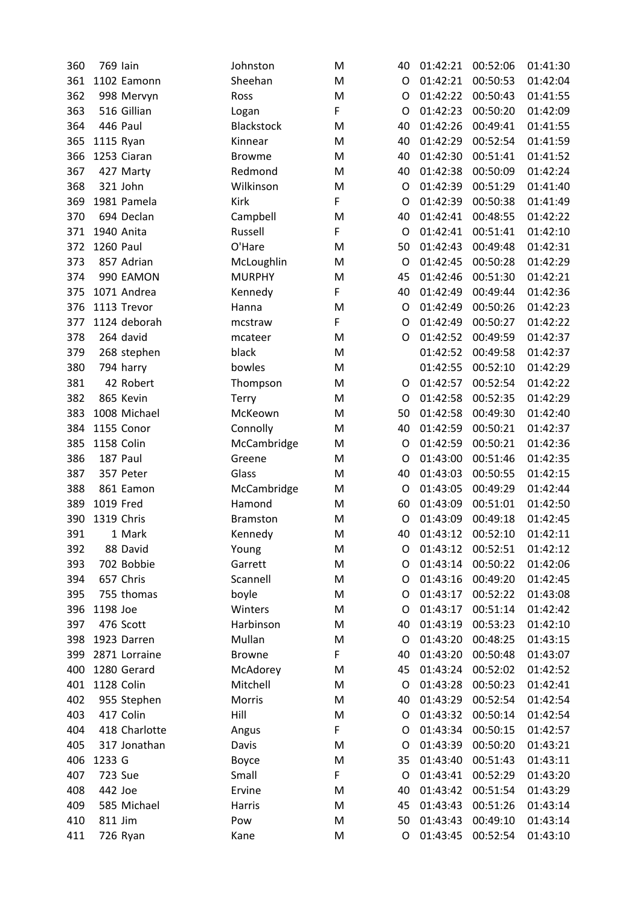| | | | | | | | | |
|---|---|---|---|---|---|---|---|---|
| 360 | 769 | Iain | Johnston | M | 40 | 01:42:21 | 00:52:06 | 01:41:30 |
| 361 | 1102 | Eamonn | Sheehan | M | O | 01:42:21 | 00:50:53 | 01:42:04 |
| 362 | 998 | Mervyn | Ross | M | O | 01:42:22 | 00:50:43 | 01:41:55 |
| 363 | 516 | Gillian | Logan | F | O | 01:42:23 | 00:50:20 | 01:42:09 |
| 364 | 446 | Paul | Blackstock | M | 40 | 01:42:26 | 00:49:41 | 01:41:55 |
| 365 | 1115 | Ryan | Kinnear | M | 40 | 01:42:29 | 00:52:54 | 01:41:59 |
| 366 | 1253 | Ciaran | Browme | M | 40 | 01:42:30 | 00:51:41 | 01:41:52 |
| 367 | 427 | Marty | Redmond | M | 40 | 01:42:38 | 00:50:09 | 01:42:24 |
| 368 | 321 | John | Wilkinson | M | O | 01:42:39 | 00:51:29 | 01:41:40 |
| 369 | 1981 | Pamela | Kirk | F | O | 01:42:39 | 00:50:38 | 01:41:49 |
| 370 | 694 | Declan | Campbell | M | 40 | 01:42:41 | 00:48:55 | 01:42:22 |
| 371 | 1940 | Anita | Russell | F | O | 01:42:41 | 00:51:41 | 01:42:10 |
| 372 | 1260 | Paul | O'Hare | M | 50 | 01:42:43 | 00:49:48 | 01:42:31 |
| 373 | 857 | Adrian | McLoughlin | M | O | 01:42:45 | 00:50:28 | 01:42:29 |
| 374 | 990 | EAMON | MURPHY | M | 45 | 01:42:46 | 00:51:30 | 01:42:21 |
| 375 | 1071 | Andrea | Kennedy | F | 40 | 01:42:49 | 00:49:44 | 01:42:36 |
| 376 | 1113 | Trevor | Hanna | M | O | 01:42:49 | 00:50:26 | 01:42:23 |
| 377 | 1124 | deborah | mcstraw | F | O | 01:42:49 | 00:50:27 | 01:42:22 |
| 378 | 264 | david | mcateer | M | O | 01:42:52 | 00:49:59 | 01:42:37 |
| 379 | 268 | stephen | black | M | | 01:42:52 | 00:49:58 | 01:42:37 |
| 380 | 794 | harry | bowles | M | | 01:42:55 | 00:52:10 | 01:42:29 |
| 381 | 42 | Robert | Thompson | M | O | 01:42:57 | 00:52:54 | 01:42:22 |
| 382 | 865 | Kevin | Terry | M | O | 01:42:58 | 00:52:35 | 01:42:29 |
| 383 | 1008 | Michael | McKeown | M | 50 | 01:42:58 | 00:49:30 | 01:42:40 |
| 384 | 1155 | Conor | Connolly | M | 40 | 01:42:59 | 00:50:21 | 01:42:37 |
| 385 | 1158 | Colin | McCambridge | M | O | 01:42:59 | 00:50:21 | 01:42:36 |
| 386 | 187 | Paul | Greene | M | O | 01:43:00 | 00:51:46 | 01:42:35 |
| 387 | 357 | Peter | Glass | M | 40 | 01:43:03 | 00:50:55 | 01:42:15 |
| 388 | 861 | Eamon | McCambridge | M | O | 01:43:05 | 00:49:29 | 01:42:44 |
| 389 | 1019 | Fred | Hamond | M | 60 | 01:43:09 | 00:51:01 | 01:42:50 |
| 390 | 1319 | Chris | Bramston | M | O | 01:43:09 | 00:49:18 | 01:42:45 |
| 391 | 1 | Mark | Kennedy | M | 40 | 01:43:12 | 00:52:10 | 01:42:11 |
| 392 | 88 | David | Young | M | O | 01:43:12 | 00:52:51 | 01:42:12 |
| 393 | 702 | Bobbie | Garrett | M | O | 01:43:14 | 00:50:22 | 01:42:06 |
| 394 | 657 | Chris | Scannell | M | O | 01:43:16 | 00:49:20 | 01:42:45 |
| 395 | 755 | thomas | boyle | M | O | 01:43:17 | 00:52:22 | 01:43:08 |
| 396 | 1198 | Joe | Winters | M | O | 01:43:17 | 00:51:14 | 01:42:42 |
| 397 | 476 | Scott | Harbinson | M | 40 | 01:43:19 | 00:53:23 | 01:42:10 |
| 398 | 1923 | Darren | Mullan | M | O | 01:43:20 | 00:48:25 | 01:43:15 |
| 399 | 2871 | Lorraine | Browne | F | 40 | 01:43:20 | 00:50:48 | 01:43:07 |
| 400 | 1280 | Gerard | McAdorey | M | 45 | 01:43:24 | 00:52:02 | 01:42:52 |
| 401 | 1128 | Colin | Mitchell | M | O | 01:43:28 | 00:50:23 | 01:42:41 |
| 402 | 955 | Stephen | Morris | M | 40 | 01:43:29 | 00:52:54 | 01:42:54 |
| 403 | 417 | Colin | Hill | M | O | 01:43:32 | 00:50:14 | 01:42:54 |
| 404 | 418 | Charlotte | Angus | F | O | 01:43:34 | 00:50:15 | 01:42:57 |
| 405 | 317 | Jonathan | Davis | M | O | 01:43:39 | 00:50:20 | 01:43:21 |
| 406 | 1233 | G | Boyce | M | 35 | 01:43:40 | 00:51:43 | 01:43:11 |
| 407 | 723 | Sue | Small | F | O | 01:43:41 | 00:52:29 | 01:43:20 |
| 408 | 442 | Joe | Ervine | M | 40 | 01:43:42 | 00:51:54 | 01:43:29 |
| 409 | 585 | Michael | Harris | M | 45 | 01:43:43 | 00:51:26 | 01:43:14 |
| 410 | 811 | Jim | Pow | M | 50 | 01:43:43 | 00:49:10 | 01:43:14 |
| 411 | 726 | Ryan | Kane | M | O | 01:43:45 | 00:52:54 | 01:43:10 |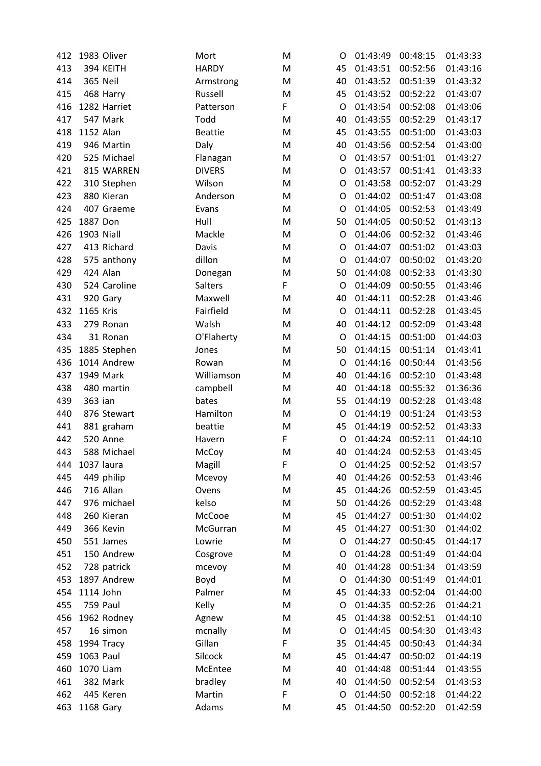| | | | | | | | | |
|---|---|---|---|---|---|---|---|---|
| 412 | 1983 | Oliver | Mort | M | O | 01:43:49 | 00:48:15 | 01:43:33 |
| 413 | 394 | KEITH | HARDY | M | 45 | 01:43:51 | 00:52:56 | 01:43:16 |
| 414 | 365 | Neil | Armstrong | M | 40 | 01:43:52 | 00:51:39 | 01:43:32 |
| 415 | 468 | Harry | Russell | M | 45 | 01:43:52 | 00:52:22 | 01:43:07 |
| 416 | 1282 | Harriet | Patterson | F | O | 01:43:54 | 00:52:08 | 01:43:06 |
| 417 | 547 | Mark | Todd | M | 40 | 01:43:55 | 00:52:29 | 01:43:17 |
| 418 | 1152 | Alan | Beattie | M | 45 | 01:43:55 | 00:51:00 | 01:43:03 |
| 419 | 946 | Martin | Daly | M | 40 | 01:43:56 | 00:52:54 | 01:43:00 |
| 420 | 525 | Michael | Flanagan | M | O | 01:43:57 | 00:51:01 | 01:43:27 |
| 421 | 815 | WARREN | DIVERS | M | O | 01:43:57 | 00:51:41 | 01:43:33 |
| 422 | 310 | Stephen | Wilson | M | O | 01:43:58 | 00:52:07 | 01:43:29 |
| 423 | 880 | Kieran | Anderson | M | O | 01:44:02 | 00:51:47 | 01:43:08 |
| 424 | 407 | Graeme | Evans | M | O | 01:44:05 | 00:52:53 | 01:43:49 |
| 425 | 1887 | Don | Hull | M | 50 | 01:44:05 | 00:50:52 | 01:43:13 |
| 426 | 1903 | Niall | Mackle | M | O | 01:44:06 | 00:52:32 | 01:43:46 |
| 427 | 413 | Richard | Davis | M | O | 01:44:07 | 00:51:02 | 01:43:03 |
| 428 | 575 | anthony | dillon | M | O | 01:44:07 | 00:50:02 | 01:43:20 |
| 429 | 424 | Alan | Donegan | M | 50 | 01:44:08 | 00:52:33 | 01:43:30 |
| 430 | 524 | Caroline | Salters | F | O | 01:44:09 | 00:50:55 | 01:43:46 |
| 431 | 920 | Gary | Maxwell | M | 40 | 01:44:11 | 00:52:28 | 01:43:46 |
| 432 | 1165 | Kris | Fairfield | M | O | 01:44:11 | 00:52:28 | 01:43:45 |
| 433 | 279 | Ronan | Walsh | M | 40 | 01:44:12 | 00:52:09 | 01:43:48 |
| 434 | 31 | Ronan | O'Flaherty | M | O | 01:44:15 | 00:51:00 | 01:44:03 |
| 435 | 1885 | Stephen | Jones | M | 50 | 01:44:15 | 00:51:14 | 01:43:41 |
| 436 | 1014 | Andrew | Rowan | M | O | 01:44:16 | 00:50:44 | 01:43:56 |
| 437 | 1949 | Mark | Williamson | M | 40 | 01:44:16 | 00:52:10 | 01:43:48 |
| 438 | 480 | martin | campbell | M | 40 | 01:44:18 | 00:55:32 | 01:36:36 |
| 439 | 363 | ian | bates | M | 55 | 01:44:19 | 00:52:28 | 01:43:48 |
| 440 | 876 | Stewart | Hamilton | M | O | 01:44:19 | 00:51:24 | 01:43:53 |
| 441 | 881 | graham | beattie | M | 45 | 01:44:19 | 00:52:52 | 01:43:33 |
| 442 | 520 | Anne | Havern | F | O | 01:44:24 | 00:52:11 | 01:44:10 |
| 443 | 588 | Michael | McCoy | M | 40 | 01:44:24 | 00:52:53 | 01:43:45 |
| 444 | 1037 | laura | Magill | F | O | 01:44:25 | 00:52:52 | 01:43:57 |
| 445 | 449 | philip | Mcevoy | M | 40 | 01:44:26 | 00:52:53 | 01:43:46 |
| 446 | 716 | Allan | Ovens | M | 45 | 01:44:26 | 00:52:59 | 01:43:45 |
| 447 | 976 | michael | kelso | M | 50 | 01:44:26 | 00:52:29 | 01:43:48 |
| 448 | 260 | Kieran | McCooe | M | 45 | 01:44:27 | 00:51:30 | 01:44:02 |
| 449 | 366 | Kevin | McGurran | M | 45 | 01:44:27 | 00:51:30 | 01:44:02 |
| 450 | 551 | James | Lowrie | M | O | 01:44:27 | 00:50:45 | 01:44:17 |
| 451 | 150 | Andrew | Cosgrove | M | O | 01:44:28 | 00:51:49 | 01:44:04 |
| 452 | 728 | patrick | mcevoy | M | 40 | 01:44:28 | 00:51:34 | 01:43:59 |
| 453 | 1897 | Andrew | Boyd | M | O | 01:44:30 | 00:51:49 | 01:44:01 |
| 454 | 1114 | John | Palmer | M | 45 | 01:44:33 | 00:52:04 | 01:44:00 |
| 455 | 759 | Paul | Kelly | M | O | 01:44:35 | 00:52:26 | 01:44:21 |
| 456 | 1962 | Rodney | Agnew | M | 45 | 01:44:38 | 00:52:51 | 01:44:10 |
| 457 | 16 | simon | mcnally | M | O | 01:44:45 | 00:54:30 | 01:43:43 |
| 458 | 1994 | Tracy | Gillan | F | 35 | 01:44:45 | 00:50:43 | 01:44:34 |
| 459 | 1063 | Paul | Silcock | M | 45 | 01:44:47 | 00:50:02 | 01:44:19 |
| 460 | 1070 | Liam | McEntee | M | 40 | 01:44:48 | 00:51:44 | 01:43:55 |
| 461 | 382 | Mark | bradley | M | 40 | 01:44:50 | 00:52:54 | 01:43:53 |
| 462 | 445 | Keren | Martin | F | O | 01:44:50 | 00:52:18 | 01:44:22 |
| 463 | 1168 | Gary | Adams | M | 45 | 01:44:50 | 00:52:20 | 01:42:59 |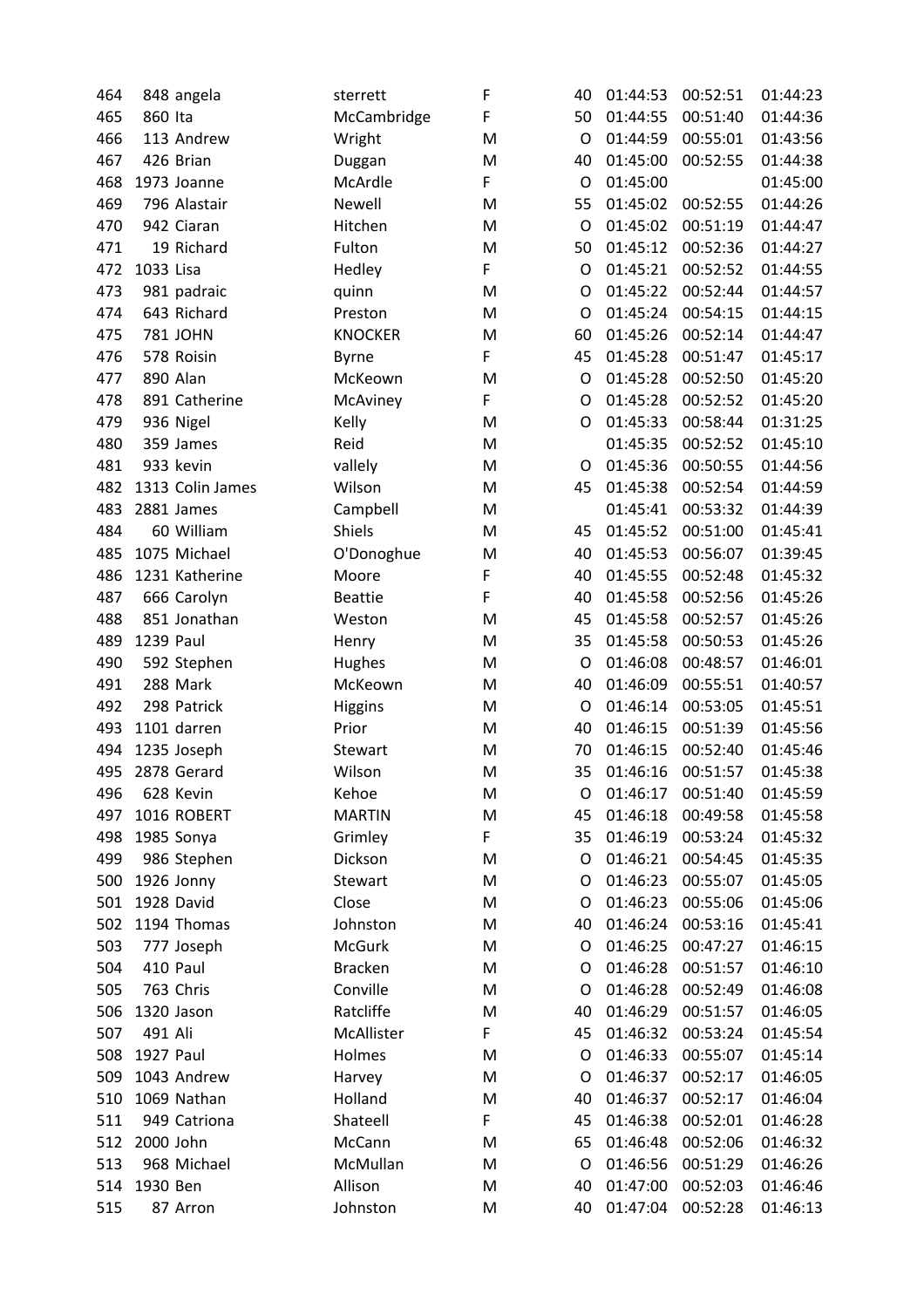| 464 | 848 | angela | sterrett | F | 40 | 01:44:53 | 00:52:51 | 01:44:23 |
|---|---|---|---|---|---|---|---|---|
| 465 | 860 | Ita | McCambridge | F | 50 | 01:44:55 | 00:51:40 | 01:44:36 |
| 466 | 113 | Andrew | Wright | M | O | 01:44:59 | 00:55:01 | 01:43:56 |
| 467 | 426 | Brian | Duggan | M | 40 | 01:45:00 | 00:52:55 | 01:44:38 |
| 468 | 1973 | Joanne | McArdle | F | O | 01:45:00 | | 01:45:00 |
| 469 | 796 | Alastair | Newell | M | 55 | 01:45:02 | 00:52:55 | 01:44:26 |
| 470 | 942 | Ciaran | Hitchen | M | O | 01:45:02 | 00:51:19 | 01:44:47 |
| 471 | 19 | Richard | Fulton | M | 50 | 01:45:12 | 00:52:36 | 01:44:27 |
| 472 | 1033 | Lisa | Hedley | F | O | 01:45:21 | 00:52:52 | 01:44:55 |
| 473 | 981 | padraic | quinn | M | O | 01:45:22 | 00:52:44 | 01:44:57 |
| 474 | 643 | Richard | Preston | M | O | 01:45:24 | 00:54:15 | 01:44:15 |
| 475 | 781 | JOHN | KNOCKER | M | 60 | 01:45:26 | 00:52:14 | 01:44:47 |
| 476 | 578 | Roisin | Byrne | F | 45 | 01:45:28 | 00:51:47 | 01:45:17 |
| 477 | 890 | Alan | McKeown | M | O | 01:45:28 | 00:52:50 | 01:45:20 |
| 478 | 891 | Catherine | McAviney | F | O | 01:45:28 | 00:52:52 | 01:45:20 |
| 479 | 936 | Nigel | Kelly | M | O | 01:45:33 | 00:58:44 | 01:31:25 |
| 480 | 359 | James | Reid | M | | 01:45:35 | 00:52:52 | 01:45:10 |
| 481 | 933 | kevin | vallely | M | O | 01:45:36 | 00:50:55 | 01:44:56 |
| 482 | 1313 | Colin James | Wilson | M | 45 | 01:45:38 | 00:52:54 | 01:44:59 |
| 483 | 2881 | James | Campbell | M | | 01:45:41 | 00:53:32 | 01:44:39 |
| 484 | 60 | William | Shiels | M | 45 | 01:45:52 | 00:51:00 | 01:45:41 |
| 485 | 1075 | Michael | O'Donoghue | M | 40 | 01:45:53 | 00:56:07 | 01:39:45 |
| 486 | 1231 | Katherine | Moore | F | 40 | 01:45:55 | 00:52:48 | 01:45:32 |
| 487 | 666 | Carolyn | Beattie | F | 40 | 01:45:58 | 00:52:56 | 01:45:26 |
| 488 | 851 | Jonathan | Weston | M | 45 | 01:45:58 | 00:52:57 | 01:45:26 |
| 489 | 1239 | Paul | Henry | M | 35 | 01:45:58 | 00:50:53 | 01:45:26 |
| 490 | 592 | Stephen | Hughes | M | O | 01:46:08 | 00:48:57 | 01:46:01 |
| 491 | 288 | Mark | McKeown | M | 40 | 01:46:09 | 00:55:51 | 01:40:57 |
| 492 | 298 | Patrick | Higgins | M | O | 01:46:14 | 00:53:05 | 01:45:51 |
| 493 | 1101 | darren | Prior | M | 40 | 01:46:15 | 00:51:39 | 01:45:56 |
| 494 | 1235 | Joseph | Stewart | M | 70 | 01:46:15 | 00:52:40 | 01:45:46 |
| 495 | 2878 | Gerard | Wilson | M | 35 | 01:46:16 | 00:51:57 | 01:45:38 |
| 496 | 628 | Kevin | Kehoe | M | O | 01:46:17 | 00:51:40 | 01:45:59 |
| 497 | 1016 | ROBERT | MARTIN | M | 45 | 01:46:18 | 00:49:58 | 01:45:58 |
| 498 | 1985 | Sonya | Grimley | F | 35 | 01:46:19 | 00:53:24 | 01:45:32 |
| 499 | 986 | Stephen | Dickson | M | O | 01:46:21 | 00:54:45 | 01:45:35 |
| 500 | 1926 | Jonny | Stewart | M | O | 01:46:23 | 00:55:07 | 01:45:05 |
| 501 | 1928 | David | Close | M | O | 01:46:23 | 00:55:06 | 01:45:06 |
| 502 | 1194 | Thomas | Johnston | M | 40 | 01:46:24 | 00:53:16 | 01:45:41 |
| 503 | 777 | Joseph | McGurk | M | O | 01:46:25 | 00:47:27 | 01:46:15 |
| 504 | 410 | Paul | Bracken | M | O | 01:46:28 | 00:51:57 | 01:46:10 |
| 505 | 763 | Chris | Conville | M | O | 01:46:28 | 00:52:49 | 01:46:08 |
| 506 | 1320 | Jason | Ratcliffe | M | 40 | 01:46:29 | 00:51:57 | 01:46:05 |
| 507 | 491 | Ali | McAllister | F | 45 | 01:46:32 | 00:53:24 | 01:45:54 |
| 508 | 1927 | Paul | Holmes | M | O | 01:46:33 | 00:55:07 | 01:45:14 |
| 509 | 1043 | Andrew | Harvey | M | O | 01:46:37 | 00:52:17 | 01:46:05 |
| 510 | 1069 | Nathan | Holland | M | 40 | 01:46:37 | 00:52:17 | 01:46:04 |
| 511 | 949 | Catriona | Shateell | F | 45 | 01:46:38 | 00:52:01 | 01:46:28 |
| 512 | 2000 | John | McCann | M | 65 | 01:46:48 | 00:52:06 | 01:46:32 |
| 513 | 968 | Michael | McMullan | M | O | 01:46:56 | 00:51:29 | 01:46:26 |
| 514 | 1930 | Ben | Allison | M | 40 | 01:47:00 | 00:52:03 | 01:46:46 |
| 515 | 87 | Arron | Johnston | M | 40 | 01:47:04 | 00:52:28 | 01:46:13 |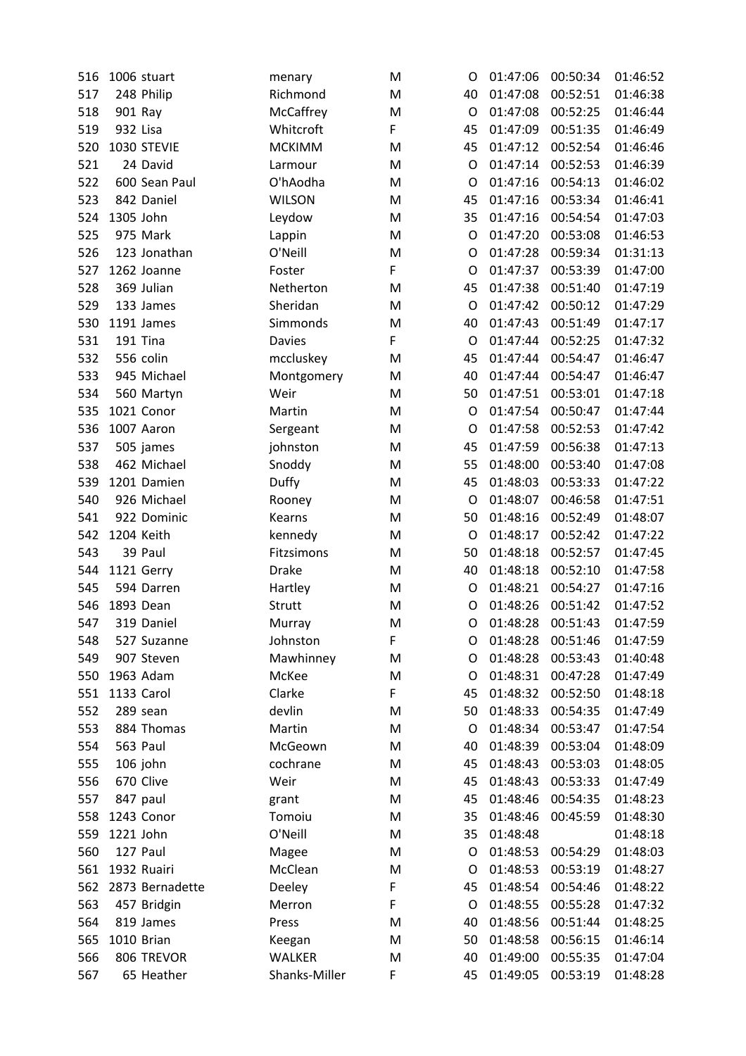| | | | | | | | | |
|---|---|---|---|---|---|---|---|---|
| 516 | 1006 | stuart | menary | M | O | 01:47:06 | 00:50:34 | 01:46:52 |
| 517 | 248 | Philip | Richmond | M | 40 | 01:47:08 | 00:52:51 | 01:46:38 |
| 518 | 901 | Ray | McCaffrey | M | O | 01:47:08 | 00:52:25 | 01:46:44 |
| 519 | 932 | Lisa | Whitcroft | F | 45 | 01:47:09 | 00:51:35 | 01:46:49 |
| 520 | 1030 | STEVIE | MCKIMM | M | 45 | 01:47:12 | 00:52:54 | 01:46:46 |
| 521 | 24 | David | Larmour | M | O | 01:47:14 | 00:52:53 | 01:46:39 |
| 522 | 600 | Sean Paul | O'hAodha | M | O | 01:47:16 | 00:54:13 | 01:46:02 |
| 523 | 842 | Daniel | WILSON | M | 45 | 01:47:16 | 00:53:34 | 01:46:41 |
| 524 | 1305 | John | Leydow | M | 35 | 01:47:16 | 00:54:54 | 01:47:03 |
| 525 | 975 | Mark | Lappin | M | O | 01:47:20 | 00:53:08 | 01:46:53 |
| 526 | 123 | Jonathan | O'Neill | M | O | 01:47:28 | 00:59:34 | 01:31:13 |
| 527 | 1262 | Joanne | Foster | F | O | 01:47:37 | 00:53:39 | 01:47:00 |
| 528 | 369 | Julian | Netherton | M | 45 | 01:47:38 | 00:51:40 | 01:47:19 |
| 529 | 133 | James | Sheridan | M | O | 01:47:42 | 00:50:12 | 01:47:29 |
| 530 | 1191 | James | Simmonds | M | 40 | 01:47:43 | 00:51:49 | 01:47:17 |
| 531 | 191 | Tina | Davies | F | O | 01:47:44 | 00:52:25 | 01:47:32 |
| 532 | 556 | colin | mccluskey | M | 45 | 01:47:44 | 00:54:47 | 01:46:47 |
| 533 | 945 | Michael | Montgomery | M | 40 | 01:47:44 | 00:54:47 | 01:46:47 |
| 534 | 560 | Martyn | Weir | M | 50 | 01:47:51 | 00:53:01 | 01:47:18 |
| 535 | 1021 | Conor | Martin | M | O | 01:47:54 | 00:50:47 | 01:47:44 |
| 536 | 1007 | Aaron | Sergeant | M | O | 01:47:58 | 00:52:53 | 01:47:42 |
| 537 | 505 | james | johnston | M | 45 | 01:47:59 | 00:56:38 | 01:47:13 |
| 538 | 462 | Michael | Snoddy | M | 55 | 01:48:00 | 00:53:40 | 01:47:08 |
| 539 | 1201 | Damien | Duffy | M | 45 | 01:48:03 | 00:53:33 | 01:47:22 |
| 540 | 926 | Michael | Rooney | M | O | 01:48:07 | 00:46:58 | 01:47:51 |
| 541 | 922 | Dominic | Kearns | M | 50 | 01:48:16 | 00:52:49 | 01:48:07 |
| 542 | 1204 | Keith | kennedy | M | O | 01:48:17 | 00:52:42 | 01:47:22 |
| 543 | 39 | Paul | Fitzsimons | M | 50 | 01:48:18 | 00:52:57 | 01:47:45 |
| 544 | 1121 | Gerry | Drake | M | 40 | 01:48:18 | 00:52:10 | 01:47:58 |
| 545 | 594 | Darren | Hartley | M | O | 01:48:21 | 00:54:27 | 01:47:16 |
| 546 | 1893 | Dean | Strutt | M | O | 01:48:26 | 00:51:42 | 01:47:52 |
| 547 | 319 | Daniel | Murray | M | O | 01:48:28 | 00:51:43 | 01:47:59 |
| 548 | 527 | Suzanne | Johnston | F | O | 01:48:28 | 00:51:46 | 01:47:59 |
| 549 | 907 | Steven | Mawhinney | M | O | 01:48:28 | 00:53:43 | 01:40:48 |
| 550 | 1963 | Adam | McKee | M | O | 01:48:31 | 00:47:28 | 01:47:49 |
| 551 | 1133 | Carol | Clarke | F | 45 | 01:48:32 | 00:52:50 | 01:48:18 |
| 552 | 289 | sean | devlin | M | 50 | 01:48:33 | 00:54:35 | 01:47:49 |
| 553 | 884 | Thomas | Martin | M | O | 01:48:34 | 00:53:47 | 01:47:54 |
| 554 | 563 | Paul | McGeown | M | 40 | 01:48:39 | 00:53:04 | 01:48:09 |
| 555 | 106 | john | cochrane | M | 45 | 01:48:43 | 00:53:03 | 01:48:05 |
| 556 | 670 | Clive | Weir | M | 45 | 01:48:43 | 00:53:33 | 01:47:49 |
| 557 | 847 | paul | grant | M | 45 | 01:48:46 | 00:54:35 | 01:48:23 |
| 558 | 1243 | Conor | Tomoiu | M | 35 | 01:48:46 | 00:45:59 | 01:48:30 |
| 559 | 1221 | John | O'Neill | M | 35 | 01:48:48 | | 01:48:18 |
| 560 | 127 | Paul | Magee | M | O | 01:48:53 | 00:54:29 | 01:48:03 |
| 561 | 1932 | Ruairi | McClean | M | O | 01:48:53 | 00:53:19 | 01:48:27 |
| 562 | 2873 | Bernadette | Deeley | F | 45 | 01:48:54 | 00:54:46 | 01:48:22 |
| 563 | 457 | Bridgin | Merron | F | O | 01:48:55 | 00:55:28 | 01:47:32 |
| 564 | 819 | James | Press | M | 40 | 01:48:56 | 00:51:44 | 01:48:25 |
| 565 | 1010 | Brian | Keegan | M | 50 | 01:48:58 | 00:56:15 | 01:46:14 |
| 566 | 806 | TREVOR | WALKER | M | 40 | 01:49:00 | 00:55:35 | 01:47:04 |
| 567 | 65 | Heather | Shanks-Miller | F | 45 | 01:49:05 | 00:53:19 | 01:48:28 |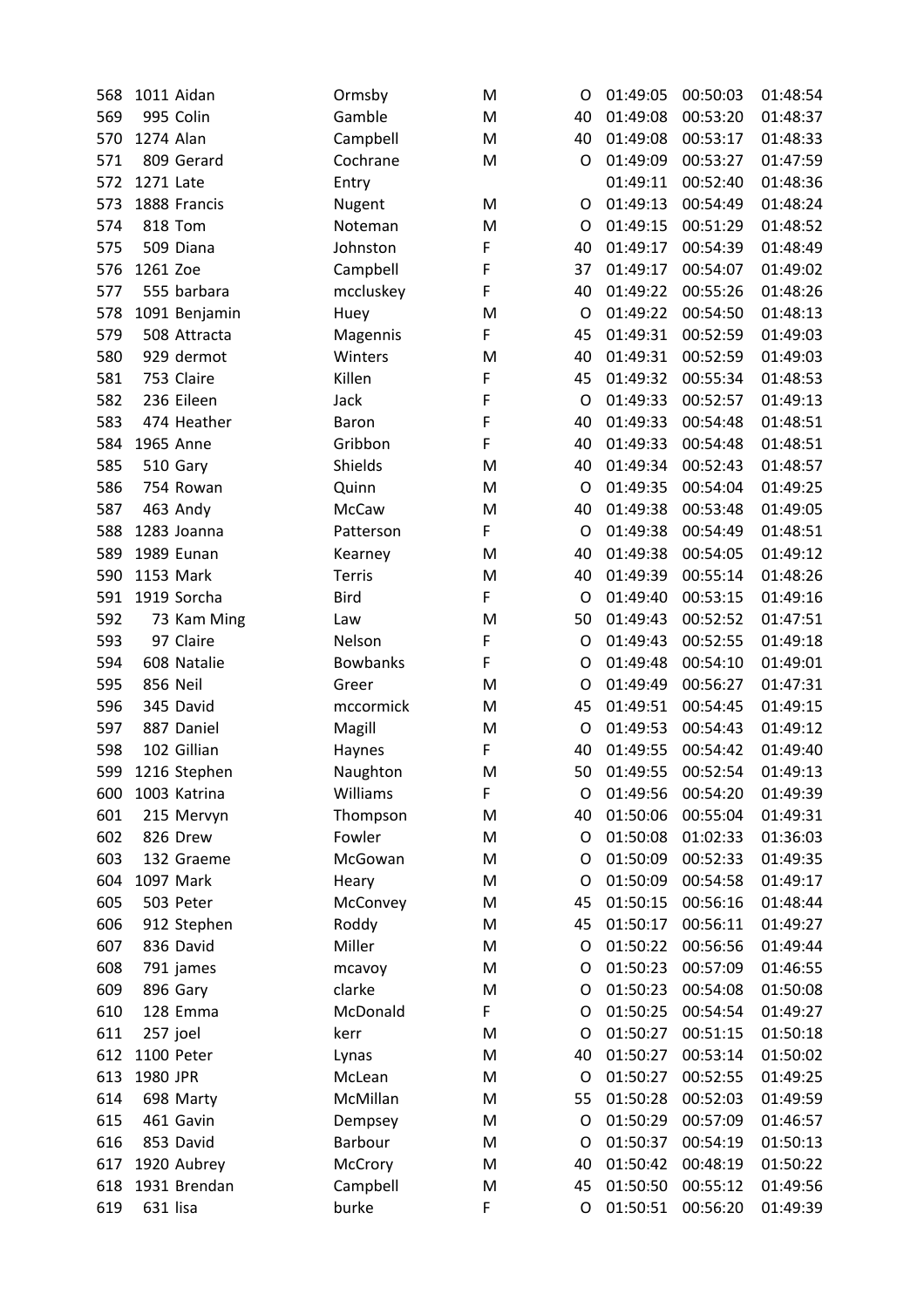| | | | | | | | | |
|---|---|---|---|---|---|---|---|---|
| 568 | 1011 | Aidan | Ormsby | M | O | 01:49:05 | 00:50:03 | 01:48:54 |
| 569 | 995 | Colin | Gamble | M | 40 | 01:49:08 | 00:53:20 | 01:48:37 |
| 570 | 1274 | Alan | Campbell | M | 40 | 01:49:08 | 00:53:17 | 01:48:33 |
| 571 | 809 | Gerard | Cochrane | M | O | 01:49:09 | 00:53:27 | 01:47:59 |
| 572 | 1271 | Late | Entry | | | 01:49:11 | 00:52:40 | 01:48:36 |
| 573 | 1888 | Francis | Nugent | M | O | 01:49:13 | 00:54:49 | 01:48:24 |
| 574 | 818 | Tom | Noteman | M | O | 01:49:15 | 00:51:29 | 01:48:52 |
| 575 | 509 | Diana | Johnston | F | 40 | 01:49:17 | 00:54:39 | 01:48:49 |
| 576 | 1261 | Zoe | Campbell | F | 37 | 01:49:17 | 00:54:07 | 01:49:02 |
| 577 | 555 | barbara | mccluskey | F | 40 | 01:49:22 | 00:55:26 | 01:48:26 |
| 578 | 1091 | Benjamin | Huey | M | O | 01:49:22 | 00:54:50 | 01:48:13 |
| 579 | 508 | Attracta | Magennis | F | 45 | 01:49:31 | 00:52:59 | 01:49:03 |
| 580 | 929 | dermot | Winters | M | 40 | 01:49:31 | 00:52:59 | 01:49:03 |
| 581 | 753 | Claire | Killen | F | 45 | 01:49:32 | 00:55:34 | 01:48:53 |
| 582 | 236 | Eileen | Jack | F | O | 01:49:33 | 00:52:57 | 01:49:13 |
| 583 | 474 | Heather | Baron | F | 40 | 01:49:33 | 00:54:48 | 01:48:51 |
| 584 | 1965 | Anne | Gribbon | F | 40 | 01:49:33 | 00:54:48 | 01:48:51 |
| 585 | 510 | Gary | Shields | M | 40 | 01:49:34 | 00:52:43 | 01:48:57 |
| 586 | 754 | Rowan | Quinn | M | O | 01:49:35 | 00:54:04 | 01:49:25 |
| 587 | 463 | Andy | McCaw | M | 40 | 01:49:38 | 00:53:48 | 01:49:05 |
| 588 | 1283 | Joanna | Patterson | F | O | 01:49:38 | 00:54:49 | 01:48:51 |
| 589 | 1989 | Eunan | Kearney | M | 40 | 01:49:38 | 00:54:05 | 01:49:12 |
| 590 | 1153 | Mark | Terris | M | 40 | 01:49:39 | 00:55:14 | 01:48:26 |
| 591 | 1919 | Sorcha | Bird | F | O | 01:49:40 | 00:53:15 | 01:49:16 |
| 592 | 73 | Kam Ming | Law | M | 50 | 01:49:43 | 00:52:52 | 01:47:51 |
| 593 | 97 | Claire | Nelson | F | O | 01:49:43 | 00:52:55 | 01:49:18 |
| 594 | 608 | Natalie | Bowbanks | F | O | 01:49:48 | 00:54:10 | 01:49:01 |
| 595 | 856 | Neil | Greer | M | O | 01:49:49 | 00:56:27 | 01:47:31 |
| 596 | 345 | David | mccormick | M | 45 | 01:49:51 | 00:54:45 | 01:49:15 |
| 597 | 887 | Daniel | Magill | M | O | 01:49:53 | 00:54:43 | 01:49:12 |
| 598 | 102 | Gillian | Haynes | F | 40 | 01:49:55 | 00:54:42 | 01:49:40 |
| 599 | 1216 | Stephen | Naughton | M | 50 | 01:49:55 | 00:52:54 | 01:49:13 |
| 600 | 1003 | Katrina | Williams | F | O | 01:49:56 | 00:54:20 | 01:49:39 |
| 601 | 215 | Mervyn | Thompson | M | 40 | 01:50:06 | 00:55:04 | 01:49:31 |
| 602 | 826 | Drew | Fowler | M | O | 01:50:08 | 01:02:33 | 01:36:03 |
| 603 | 132 | Graeme | McGowan | M | O | 01:50:09 | 00:52:33 | 01:49:35 |
| 604 | 1097 | Mark | Heary | M | O | 01:50:09 | 00:54:58 | 01:49:17 |
| 605 | 503 | Peter | McConvey | M | 45 | 01:50:15 | 00:56:16 | 01:48:44 |
| 606 | 912 | Stephen | Roddy | M | 45 | 01:50:17 | 00:56:11 | 01:49:27 |
| 607 | 836 | David | Miller | M | O | 01:50:22 | 00:56:56 | 01:49:44 |
| 608 | 791 | james | mcavoy | M | O | 01:50:23 | 00:57:09 | 01:46:55 |
| 609 | 896 | Gary | clarke | M | O | 01:50:23 | 00:54:08 | 01:50:08 |
| 610 | 128 | Emma | McDonald | F | O | 01:50:25 | 00:54:54 | 01:49:27 |
| 611 | 257 | joel | kerr | M | O | 01:50:27 | 00:51:15 | 01:50:18 |
| 612 | 1100 | Peter | Lynas | M | 40 | 01:50:27 | 00:53:14 | 01:50:02 |
| 613 | 1980 | JPR | McLean | M | O | 01:50:27 | 00:52:55 | 01:49:25 |
| 614 | 698 | Marty | McMillan | M | 55 | 01:50:28 | 00:52:03 | 01:49:59 |
| 615 | 461 | Gavin | Dempsey | M | O | 01:50:29 | 00:57:09 | 01:46:57 |
| 616 | 853 | David | Barbour | M | O | 01:50:37 | 00:54:19 | 01:50:13 |
| 617 | 1920 | Aubrey | McCrory | M | 40 | 01:50:42 | 00:48:19 | 01:50:22 |
| 618 | 1931 | Brendan | Campbell | M | 45 | 01:50:50 | 00:55:12 | 01:49:56 |
| 619 | 631 | lisa | burke | F | O | 01:50:51 | 00:56:20 | 01:49:39 |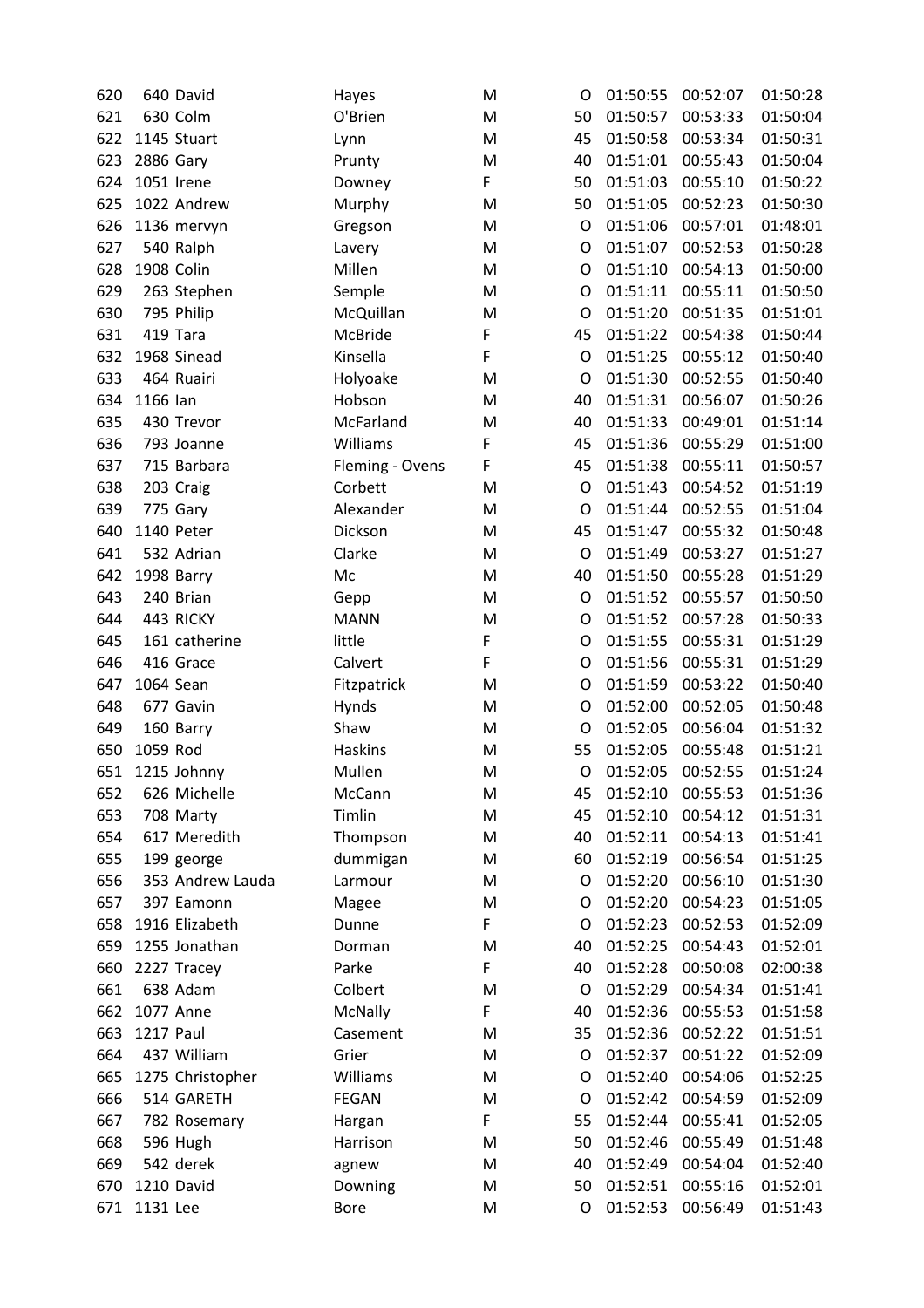| | | | | | | | | |
|---|---|---|---|---|---|---|---|---|
| 620 | 640 | David | Hayes | M | O | 01:50:55 | 00:52:07 | 01:50:28 |
| 621 | 630 | Colm | O'Brien | M | 50 | 01:50:57 | 00:53:33 | 01:50:04 |
| 622 | 1145 | Stuart | Lynn | M | 45 | 01:50:58 | 00:53:34 | 01:50:31 |
| 623 | 2886 | Gary | Prunty | M | 40 | 01:51:01 | 00:55:43 | 01:50:04 |
| 624 | 1051 | Irene | Downey | F | 50 | 01:51:03 | 00:55:10 | 01:50:22 |
| 625 | 1022 | Andrew | Murphy | M | 50 | 01:51:05 | 00:52:23 | 01:50:30 |
| 626 | 1136 | mervyn | Gregson | M | O | 01:51:06 | 00:57:01 | 01:48:01 |
| 627 | 540 | Ralph | Lavery | M | O | 01:51:07 | 00:52:53 | 01:50:28 |
| 628 | 1908 | Colin | Millen | M | O | 01:51:10 | 00:54:13 | 01:50:00 |
| 629 | 263 | Stephen | Semple | M | O | 01:51:11 | 00:55:11 | 01:50:50 |
| 630 | 795 | Philip | McQuillan | M | O | 01:51:20 | 00:51:35 | 01:51:01 |
| 631 | 419 | Tara | McBride | F | 45 | 01:51:22 | 00:54:38 | 01:50:44 |
| 632 | 1968 | Sinead | Kinsella | F | O | 01:51:25 | 00:55:12 | 01:50:40 |
| 633 | 464 | Ruairi | Holyoake | M | O | 01:51:30 | 00:52:55 | 01:50:40 |
| 634 | 1166 | Ian | Hobson | M | 40 | 01:51:31 | 00:56:07 | 01:50:26 |
| 635 | 430 | Trevor | McFarland | M | 40 | 01:51:33 | 00:49:01 | 01:51:14 |
| 636 | 793 | Joanne | Williams | F | 45 | 01:51:36 | 00:55:29 | 01:51:00 |
| 637 | 715 | Barbara | Fleming - Ovens | F | 45 | 01:51:38 | 00:55:11 | 01:50:57 |
| 638 | 203 | Craig | Corbett | M | O | 01:51:43 | 00:54:52 | 01:51:19 |
| 639 | 775 | Gary | Alexander | M | O | 01:51:44 | 00:52:55 | 01:51:04 |
| 640 | 1140 | Peter | Dickson | M | 45 | 01:51:47 | 00:55:32 | 01:50:48 |
| 641 | 532 | Adrian | Clarke | M | O | 01:51:49 | 00:53:27 | 01:51:27 |
| 642 | 1998 | Barry | Mc | M | 40 | 01:51:50 | 00:55:28 | 01:51:29 |
| 643 | 240 | Brian | Gepp | M | O | 01:51:52 | 00:55:57 | 01:50:50 |
| 644 | 443 | RICKY | MANN | M | O | 01:51:52 | 00:57:28 | 01:50:33 |
| 645 | 161 | catherine | little | F | O | 01:51:55 | 00:55:31 | 01:51:29 |
| 646 | 416 | Grace | Calvert | F | O | 01:51:56 | 00:55:31 | 01:51:29 |
| 647 | 1064 | Sean | Fitzpatrick | M | O | 01:51:59 | 00:53:22 | 01:50:40 |
| 648 | 677 | Gavin | Hynds | M | O | 01:52:00 | 00:52:05 | 01:50:48 |
| 649 | 160 | Barry | Shaw | M | O | 01:52:05 | 00:56:04 | 01:51:32 |
| 650 | 1059 | Rod | Haskins | M | 55 | 01:52:05 | 00:55:48 | 01:51:21 |
| 651 | 1215 | Johnny | Mullen | M | O | 01:52:05 | 00:52:55 | 01:51:24 |
| 652 | 626 | Michelle | McCann | M | 45 | 01:52:10 | 00:55:53 | 01:51:36 |
| 653 | 708 | Marty | Timlin | M | 45 | 01:52:10 | 00:54:12 | 01:51:31 |
| 654 | 617 | Meredith | Thompson | M | 40 | 01:52:11 | 00:54:13 | 01:51:41 |
| 655 | 199 | george | dummigan | M | 60 | 01:52:19 | 00:56:54 | 01:51:25 |
| 656 | 353 | Andrew Lauda | Larmour | M | O | 01:52:20 | 00:56:10 | 01:51:30 |
| 657 | 397 | Eamonn | Magee | M | O | 01:52:20 | 00:54:23 | 01:51:05 |
| 658 | 1916 | Elizabeth | Dunne | F | O | 01:52:23 | 00:52:53 | 01:52:09 |
| 659 | 1255 | Jonathan | Dorman | M | 40 | 01:52:25 | 00:54:43 | 01:52:01 |
| 660 | 2227 | Tracey | Parke | F | 40 | 01:52:28 | 00:50:08 | 02:00:38 |
| 661 | 638 | Adam | Colbert | M | O | 01:52:29 | 00:54:34 | 01:51:41 |
| 662 | 1077 | Anne | McNally | F | 40 | 01:52:36 | 00:55:53 | 01:51:58 |
| 663 | 1217 | Paul | Casement | M | 35 | 01:52:36 | 00:52:22 | 01:51:51 |
| 664 | 437 | William | Grier | M | O | 01:52:37 | 00:51:22 | 01:52:09 |
| 665 | 1275 | Christopher | Williams | M | O | 01:52:40 | 00:54:06 | 01:52:25 |
| 666 | 514 | GARETH | FEGAN | M | O | 01:52:42 | 00:54:59 | 01:52:09 |
| 667 | 782 | Rosemary | Hargan | F | 55 | 01:52:44 | 00:55:41 | 01:52:05 |
| 668 | 596 | Hugh | Harrison | M | 50 | 01:52:46 | 00:55:49 | 01:51:48 |
| 669 | 542 | derek | agnew | M | 40 | 01:52:49 | 00:54:04 | 01:52:40 |
| 670 | 1210 | David | Downing | M | 50 | 01:52:51 | 00:55:16 | 01:52:01 |
| 671 | 1131 | Lee | Bore | M | O | 01:52:53 | 00:56:49 | 01:51:43 |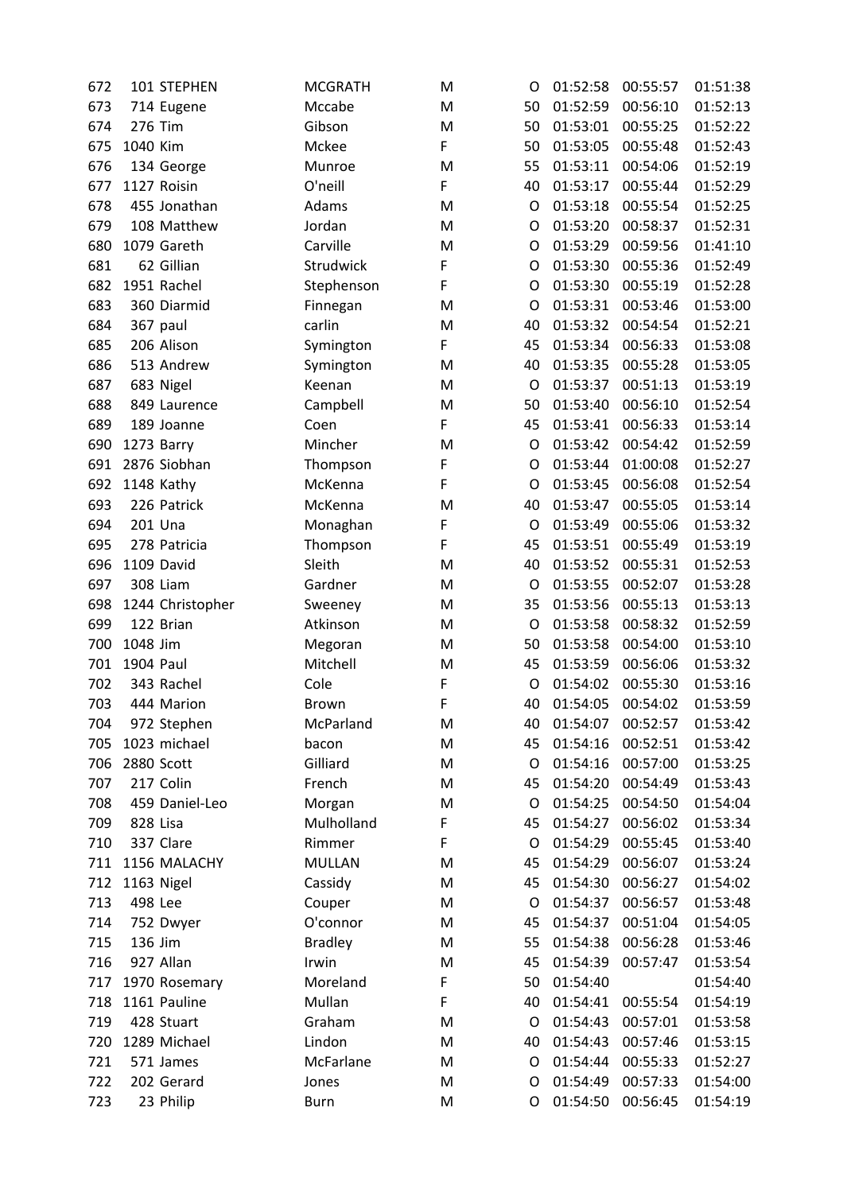| | | | | | | | | |
|---|---|---|---|---|---|---|---|---|
| 672 | 101 | STEPHEN | MCGRATH | M | O | 01:52:58 | 00:55:57 | 01:51:38 |
| 673 | 714 | Eugene | Mccabe | M | 50 | 01:52:59 | 00:56:10 | 01:52:13 |
| 674 | 276 | Tim | Gibson | M | 50 | 01:53:01 | 00:55:25 | 01:52:22 |
| 675 | 1040 | Kim | Mckee | F | 50 | 01:53:05 | 00:55:48 | 01:52:43 |
| 676 | 134 | George | Munroe | M | 55 | 01:53:11 | 00:54:06 | 01:52:19 |
| 677 | 1127 | Roisin | O'neill | F | 40 | 01:53:17 | 00:55:44 | 01:52:29 |
| 678 | 455 | Jonathan | Adams | M | O | 01:53:18 | 00:55:54 | 01:52:25 |
| 679 | 108 | Matthew | Jordan | M | O | 01:53:20 | 00:58:37 | 01:52:31 |
| 680 | 1079 | Gareth | Carville | M | O | 01:53:29 | 00:59:56 | 01:41:10 |
| 681 | 62 | Gillian | Strudwick | F | O | 01:53:30 | 00:55:36 | 01:52:49 |
| 682 | 1951 | Rachel | Stephenson | F | O | 01:53:30 | 00:55:19 | 01:52:28 |
| 683 | 360 | Diarmid | Finnegan | M | O | 01:53:31 | 00:53:46 | 01:53:00 |
| 684 | 367 | paul | carlin | M | 40 | 01:53:32 | 00:54:54 | 01:52:21 |
| 685 | 206 | Alison | Symington | F | 45 | 01:53:34 | 00:56:33 | 01:53:08 |
| 686 | 513 | Andrew | Symington | M | 40 | 01:53:35 | 00:55:28 | 01:53:05 |
| 687 | 683 | Nigel | Keenan | M | O | 01:53:37 | 00:51:13 | 01:53:19 |
| 688 | 849 | Laurence | Campbell | M | 50 | 01:53:40 | 00:56:10 | 01:52:54 |
| 689 | 189 | Joanne | Coen | F | 45 | 01:53:41 | 00:56:33 | 01:53:14 |
| 690 | 1273 | Barry | Mincher | M | O | 01:53:42 | 00:54:42 | 01:52:59 |
| 691 | 2876 | Siobhan | Thompson | F | O | 01:53:44 | 01:00:08 | 01:52:27 |
| 692 | 1148 | Kathy | McKenna | F | O | 01:53:45 | 00:56:08 | 01:52:54 |
| 693 | 226 | Patrick | McKenna | M | 40 | 01:53:47 | 00:55:05 | 01:53:14 |
| 694 | 201 | Una | Monaghan | F | O | 01:53:49 | 00:55:06 | 01:53:32 |
| 695 | 278 | Patricia | Thompson | F | 45 | 01:53:51 | 00:55:49 | 01:53:19 |
| 696 | 1109 | David | Sleith | M | 40 | 01:53:52 | 00:55:31 | 01:52:53 |
| 697 | 308 | Liam | Gardner | M | O | 01:53:55 | 00:52:07 | 01:53:28 |
| 698 | 1244 | Christopher | Sweeney | M | 35 | 01:53:56 | 00:55:13 | 01:53:13 |
| 699 | 122 | Brian | Atkinson | M | O | 01:53:58 | 00:58:32 | 01:52:59 |
| 700 | 1048 | Jim | Megoran | M | 50 | 01:53:58 | 00:54:00 | 01:53:10 |
| 701 | 1904 | Paul | Mitchell | M | 45 | 01:53:59 | 00:56:06 | 01:53:32 |
| 702 | 343 | Rachel | Cole | F | O | 01:54:02 | 00:55:30 | 01:53:16 |
| 703 | 444 | Marion | Brown | F | 40 | 01:54:05 | 00:54:02 | 01:53:59 |
| 704 | 972 | Stephen | McParland | M | 40 | 01:54:07 | 00:52:57 | 01:53:42 |
| 705 | 1023 | michael | bacon | M | 45 | 01:54:16 | 00:52:51 | 01:53:42 |
| 706 | 2880 | Scott | Gilliard | M | O | 01:54:16 | 00:57:00 | 01:53:25 |
| 707 | 217 | Colin | French | M | 45 | 01:54:20 | 00:54:49 | 01:53:43 |
| 708 | 459 | Daniel-Leo | Morgan | M | O | 01:54:25 | 00:54:50 | 01:54:04 |
| 709 | 828 | Lisa | Mulholland | F | 45 | 01:54:27 | 00:56:02 | 01:53:34 |
| 710 | 337 | Clare | Rimmer | F | O | 01:54:29 | 00:55:45 | 01:53:40 |
| 711 | 1156 | MALACHY | MULLAN | M | 45 | 01:54:29 | 00:56:07 | 01:53:24 |
| 712 | 1163 | Nigel | Cassidy | M | 45 | 01:54:30 | 00:56:27 | 01:54:02 |
| 713 | 498 | Lee | Couper | M | O | 01:54:37 | 00:56:57 | 01:53:48 |
| 714 | 752 | Dwyer | O'connor | M | 45 | 01:54:37 | 00:51:04 | 01:54:05 |
| 715 | 136 | Jim | Bradley | M | 55 | 01:54:38 | 00:56:28 | 01:53:46 |
| 716 | 927 | Allan | Irwin | M | 45 | 01:54:39 | 00:57:47 | 01:53:54 |
| 717 | 1970 | Rosemary | Moreland | F | 50 | 01:54:40 | | 01:54:40 |
| 718 | 1161 | Pauline | Mullan | F | 40 | 01:54:41 | 00:55:54 | 01:54:19 |
| 719 | 428 | Stuart | Graham | M | O | 01:54:43 | 00:57:01 | 01:53:58 |
| 720 | 1289 | Michael | Lindon | M | 40 | 01:54:43 | 00:57:46 | 01:53:15 |
| 721 | 571 | James | McFarlane | M | O | 01:54:44 | 00:55:33 | 01:52:27 |
| 722 | 202 | Gerard | Jones | M | O | 01:54:49 | 00:57:33 | 01:54:00 |
| 723 | 23 | Philip | Burn | M | O | 01:54:50 | 00:56:45 | 01:54:19 |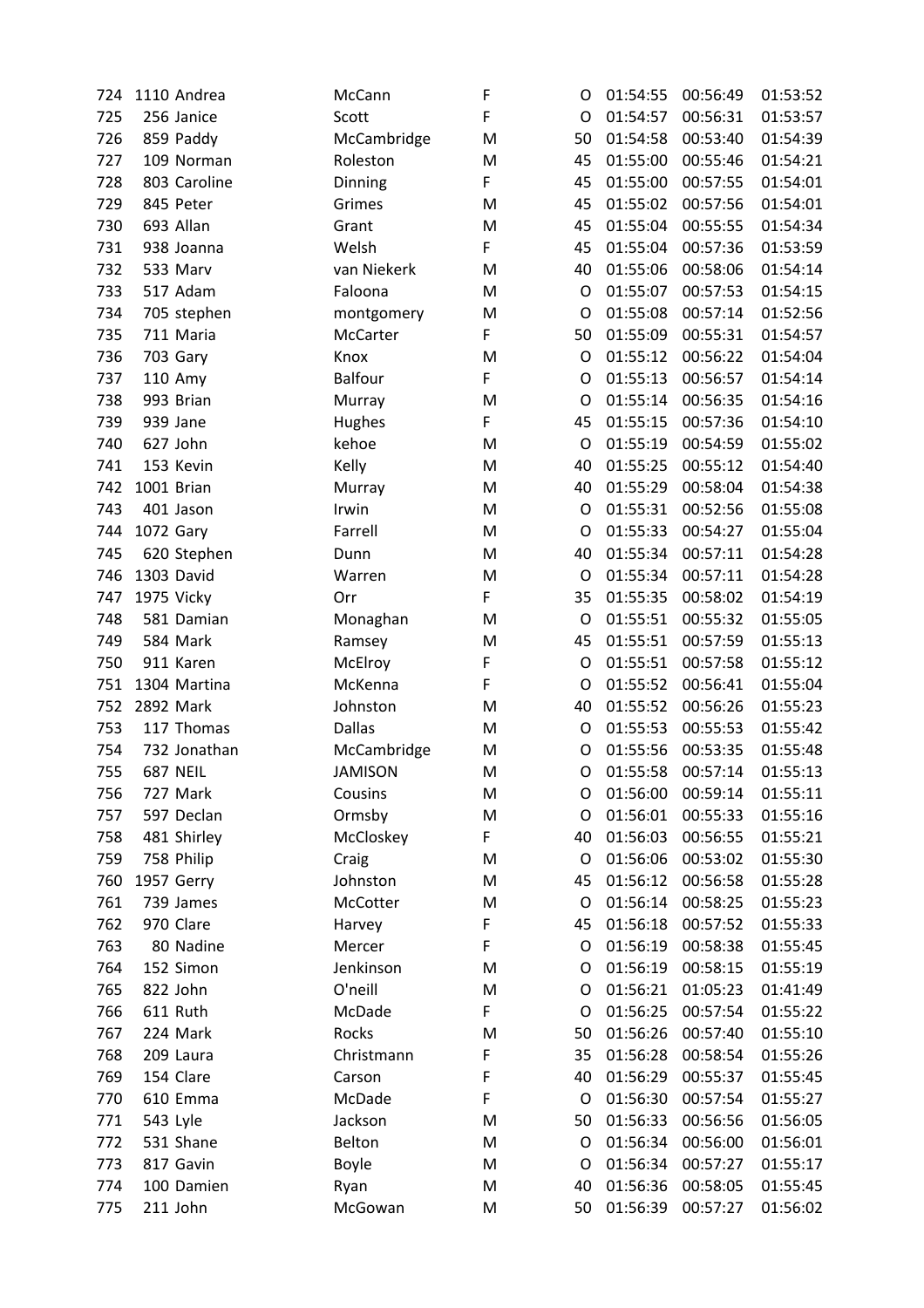| | | | | | | | | |
|---|---|---|---|---|---|---|---|---|
| 724 | 1110 | Andrea | McCann | F | O | 01:54:55 | 00:56:49 | 01:53:52 |
| 725 | 256 | Janice | Scott | F | O | 01:54:57 | 00:56:31 | 01:53:57 |
| 726 | 859 | Paddy | McCambridge | M | 50 | 01:54:58 | 00:53:40 | 01:54:39 |
| 727 | 109 | Norman | Roleston | M | 45 | 01:55:00 | 00:55:46 | 01:54:21 |
| 728 | 803 | Caroline | Dinning | F | 45 | 01:55:00 | 00:57:55 | 01:54:01 |
| 729 | 845 | Peter | Grimes | M | 45 | 01:55:02 | 00:57:56 | 01:54:01 |
| 730 | 693 | Allan | Grant | M | 45 | 01:55:04 | 00:55:55 | 01:54:34 |
| 731 | 938 | Joanna | Welsh | F | 45 | 01:55:04 | 00:57:36 | 01:53:59 |
| 732 | 533 | Marv | van Niekerk | M | 40 | 01:55:06 | 00:58:06 | 01:54:14 |
| 733 | 517 | Adam | Faloona | M | O | 01:55:07 | 00:57:53 | 01:54:15 |
| 734 | 705 | stephen | montgomery | M | O | 01:55:08 | 00:57:14 | 01:52:56 |
| 735 | 711 | Maria | McCarter | F | 50 | 01:55:09 | 00:55:31 | 01:54:57 |
| 736 | 703 | Gary | Knox | M | O | 01:55:12 | 00:56:22 | 01:54:04 |
| 737 | 110 | Amy | Balfour | F | O | 01:55:13 | 00:56:57 | 01:54:14 |
| 738 | 993 | Brian | Murray | M | O | 01:55:14 | 00:56:35 | 01:54:16 |
| 739 | 939 | Jane | Hughes | F | 45 | 01:55:15 | 00:57:36 | 01:54:10 |
| 740 | 627 | John | kehoe | M | O | 01:55:19 | 00:54:59 | 01:55:02 |
| 741 | 153 | Kevin | Kelly | M | 40 | 01:55:25 | 00:55:12 | 01:54:40 |
| 742 | 1001 | Brian | Murray | M | 40 | 01:55:29 | 00:58:04 | 01:54:38 |
| 743 | 401 | Jason | Irwin | M | O | 01:55:31 | 00:52:56 | 01:55:08 |
| 744 | 1072 | Gary | Farrell | M | O | 01:55:33 | 00:54:27 | 01:55:04 |
| 745 | 620 | Stephen | Dunn | M | 40 | 01:55:34 | 00:57:11 | 01:54:28 |
| 746 | 1303 | David | Warren | M | O | 01:55:34 | 00:57:11 | 01:54:28 |
| 747 | 1975 | Vicky | Orr | F | 35 | 01:55:35 | 00:58:02 | 01:54:19 |
| 748 | 581 | Damian | Monaghan | M | O | 01:55:51 | 00:55:32 | 01:55:05 |
| 749 | 584 | Mark | Ramsey | M | 45 | 01:55:51 | 00:57:59 | 01:55:13 |
| 750 | 911 | Karen | McElroy | F | O | 01:55:51 | 00:57:58 | 01:55:12 |
| 751 | 1304 | Martina | McKenna | F | O | 01:55:52 | 00:56:41 | 01:55:04 |
| 752 | 2892 | Mark | Johnston | M | 40 | 01:55:52 | 00:56:26 | 01:55:23 |
| 753 | 117 | Thomas | Dallas | M | O | 01:55:53 | 00:55:53 | 01:55:42 |
| 754 | 732 | Jonathan | McCambridge | M | O | 01:55:56 | 00:53:35 | 01:55:48 |
| 755 | 687 | NEIL | JAMISON | M | O | 01:55:58 | 00:57:14 | 01:55:13 |
| 756 | 727 | Mark | Cousins | M | O | 01:56:00 | 00:59:14 | 01:55:11 |
| 757 | 597 | Declan | Ormsby | M | O | 01:56:01 | 00:55:33 | 01:55:16 |
| 758 | 481 | Shirley | McCloskey | F | 40 | 01:56:03 | 00:56:55 | 01:55:21 |
| 759 | 758 | Philip | Craig | M | O | 01:56:06 | 00:53:02 | 01:55:30 |
| 760 | 1957 | Gerry | Johnston | M | 45 | 01:56:12 | 00:56:58 | 01:55:28 |
| 761 | 739 | James | McCotter | M | O | 01:56:14 | 00:58:25 | 01:55:23 |
| 762 | 970 | Clare | Harvey | F | 45 | 01:56:18 | 00:57:52 | 01:55:33 |
| 763 | 80 | Nadine | Mercer | F | O | 01:56:19 | 00:58:38 | 01:55:45 |
| 764 | 152 | Simon | Jenkinson | M | O | 01:56:19 | 00:58:15 | 01:55:19 |
| 765 | 822 | John | O'neill | M | O | 01:56:21 | 01:05:23 | 01:41:49 |
| 766 | 611 | Ruth | McDade | F | O | 01:56:25 | 00:57:54 | 01:55:22 |
| 767 | 224 | Mark | Rocks | M | 50 | 01:56:26 | 00:57:40 | 01:55:10 |
| 768 | 209 | Laura | Christmann | F | 35 | 01:56:28 | 00:58:54 | 01:55:26 |
| 769 | 154 | Clare | Carson | F | 40 | 01:56:29 | 00:55:37 | 01:55:45 |
| 770 | 610 | Emma | McDade | F | O | 01:56:30 | 00:57:54 | 01:55:27 |
| 771 | 543 | Lyle | Jackson | M | 50 | 01:56:33 | 00:56:56 | 01:56:05 |
| 772 | 531 | Shane | Belton | M | O | 01:56:34 | 00:56:00 | 01:56:01 |
| 773 | 817 | Gavin | Boyle | M | O | 01:56:34 | 00:57:27 | 01:55:17 |
| 774 | 100 | Damien | Ryan | M | 40 | 01:56:36 | 00:58:05 | 01:55:45 |
| 775 | 211 | John | McGowan | M | 50 | 01:56:39 | 00:57:27 | 01:56:02 |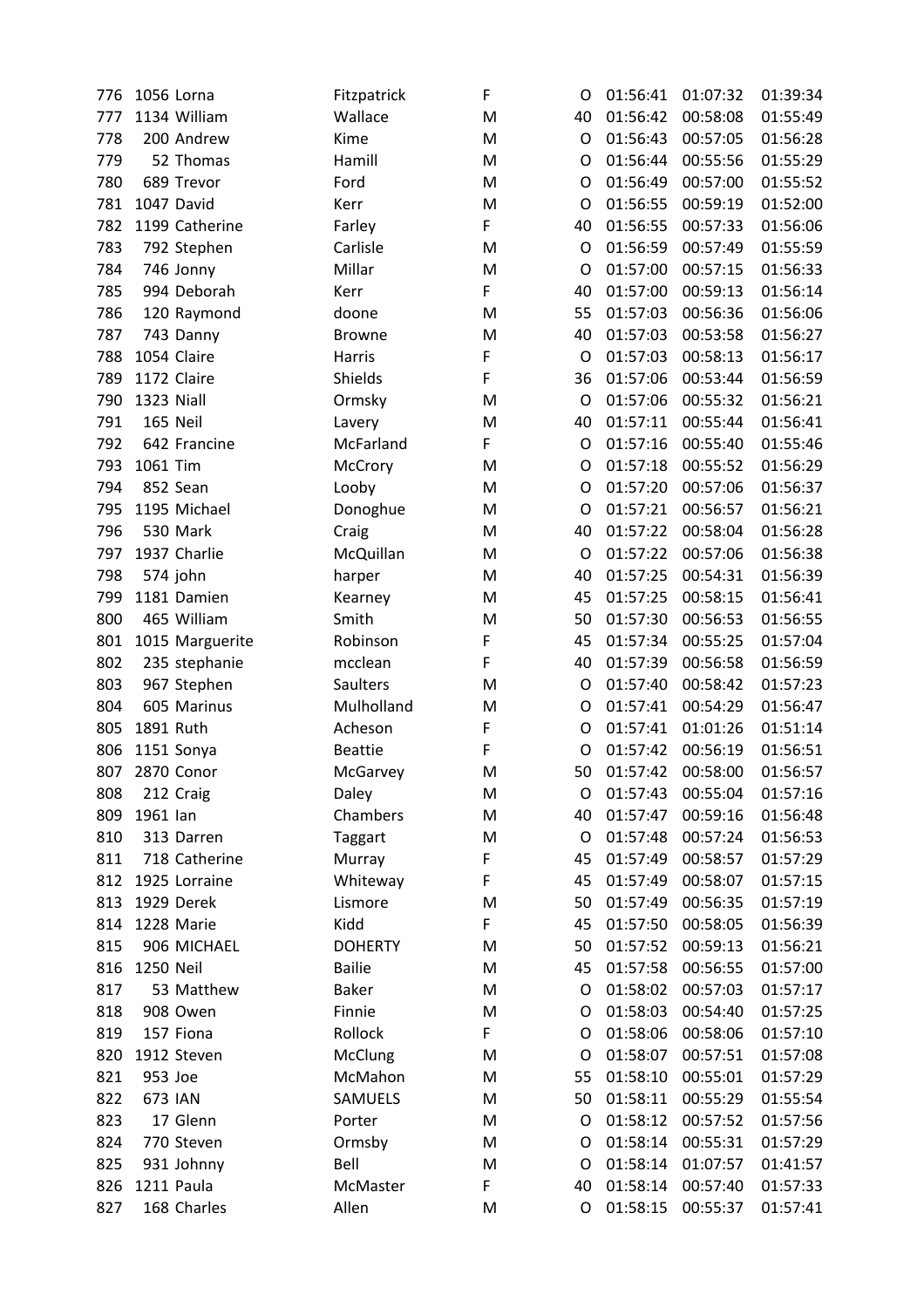| | | | | | | | | |
|---|---|---|---|---|---|---|---|---|
| 776 | 1056 | Lorna | Fitzpatrick | F | O | 01:56:41 | 01:07:32 | 01:39:34 |
| 777 | 1134 | William | Wallace | M | 40 | 01:56:42 | 00:58:08 | 01:55:49 |
| 778 | 200 | Andrew | Kime | M | O | 01:56:43 | 00:57:05 | 01:56:28 |
| 779 | 52 | Thomas | Hamill | M | O | 01:56:44 | 00:55:56 | 01:55:29 |
| 780 | 689 | Trevor | Ford | M | O | 01:56:49 | 00:57:00 | 01:55:52 |
| 781 | 1047 | David | Kerr | M | O | 01:56:55 | 00:59:19 | 01:52:00 |
| 782 | 1199 | Catherine | Farley | F | 40 | 01:56:55 | 00:57:33 | 01:56:06 |
| 783 | 792 | Stephen | Carlisle | M | O | 01:56:59 | 00:57:49 | 01:55:59 |
| 784 | 746 | Jonny | Millar | M | O | 01:57:00 | 00:57:15 | 01:56:33 |
| 785 | 994 | Deborah | Kerr | F | 40 | 01:57:00 | 00:59:13 | 01:56:14 |
| 786 | 120 | Raymond | doone | M | 55 | 01:57:03 | 00:56:36 | 01:56:06 |
| 787 | 743 | Danny | Browne | M | 40 | 01:57:03 | 00:53:58 | 01:56:27 |
| 788 | 1054 | Claire | Harris | F | O | 01:57:03 | 00:58:13 | 01:56:17 |
| 789 | 1172 | Claire | Shields | F | 36 | 01:57:06 | 00:53:44 | 01:56:59 |
| 790 | 1323 | Niall | Ormsky | M | O | 01:57:06 | 00:55:32 | 01:56:21 |
| 791 | 165 | Neil | Lavery | M | 40 | 01:57:11 | 00:55:44 | 01:56:41 |
| 792 | 642 | Francine | McFarland | F | O | 01:57:16 | 00:55:40 | 01:55:46 |
| 793 | 1061 | Tim | McCrory | M | O | 01:57:18 | 00:55:52 | 01:56:29 |
| 794 | 852 | Sean | Looby | M | O | 01:57:20 | 00:57:06 | 01:56:37 |
| 795 | 1195 | Michael | Donoghue | M | O | 01:57:21 | 00:56:57 | 01:56:21 |
| 796 | 530 | Mark | Craig | M | 40 | 01:57:22 | 00:58:04 | 01:56:28 |
| 797 | 1937 | Charlie | McQuillan | M | O | 01:57:22 | 00:57:06 | 01:56:38 |
| 798 | 574 | john | harper | M | 40 | 01:57:25 | 00:54:31 | 01:56:39 |
| 799 | 1181 | Damien | Kearney | M | 45 | 01:57:25 | 00:58:15 | 01:56:41 |
| 800 | 465 | William | Smith | M | 50 | 01:57:30 | 00:56:53 | 01:56:55 |
| 801 | 1015 | Marguerite | Robinson | F | 45 | 01:57:34 | 00:55:25 | 01:57:04 |
| 802 | 235 | stephanie | mcclean | F | 40 | 01:57:39 | 00:56:58 | 01:56:59 |
| 803 | 967 | Stephen | Saulters | M | O | 01:57:40 | 00:58:42 | 01:57:23 |
| 804 | 605 | Marinus | Mulholland | M | O | 01:57:41 | 00:54:29 | 01:56:47 |
| 805 | 1891 | Ruth | Acheson | F | O | 01:57:41 | 01:01:26 | 01:51:14 |
| 806 | 1151 | Sonya | Beattie | F | O | 01:57:42 | 00:56:19 | 01:56:51 |
| 807 | 2870 | Conor | McGarvey | M | 50 | 01:57:42 | 00:58:00 | 01:56:57 |
| 808 | 212 | Craig | Daley | M | O | 01:57:43 | 00:55:04 | 01:57:16 |
| 809 | 1961 | Ian | Chambers | M | 40 | 01:57:47 | 00:59:16 | 01:56:48 |
| 810 | 313 | Darren | Taggart | M | O | 01:57:48 | 00:57:24 | 01:56:53 |
| 811 | 718 | Catherine | Murray | F | 45 | 01:57:49 | 00:58:57 | 01:57:29 |
| 812 | 1925 | Lorraine | Whiteway | F | 45 | 01:57:49 | 00:58:07 | 01:57:15 |
| 813 | 1929 | Derek | Lismore | M | 50 | 01:57:49 | 00:56:35 | 01:57:19 |
| 814 | 1228 | Marie | Kidd | F | 45 | 01:57:50 | 00:58:05 | 01:56:39 |
| 815 | 906 | MICHAEL | DOHERTY | M | 50 | 01:57:52 | 00:59:13 | 01:56:21 |
| 816 | 1250 | Neil | Bailie | M | 45 | 01:57:58 | 00:56:55 | 01:57:00 |
| 817 | 53 | Matthew | Baker | M | O | 01:58:02 | 00:57:03 | 01:57:17 |
| 818 | 908 | Owen | Finnie | M | O | 01:58:03 | 00:54:40 | 01:57:25 |
| 819 | 157 | Fiona | Rollock | F | O | 01:58:06 | 00:58:06 | 01:57:10 |
| 820 | 1912 | Steven | McClung | M | O | 01:58:07 | 00:57:51 | 01:57:08 |
| 821 | 953 | Joe | McMahon | M | 55 | 01:58:10 | 00:55:01 | 01:57:29 |
| 822 | 673 | IAN | SAMUELS | M | 50 | 01:58:11 | 00:55:29 | 01:55:54 |
| 823 | 17 | Glenn | Porter | M | O | 01:58:12 | 00:57:52 | 01:57:56 |
| 824 | 770 | Steven | Ormsby | M | O | 01:58:14 | 00:55:31 | 01:57:29 |
| 825 | 931 | Johnny | Bell | M | O | 01:58:14 | 01:07:57 | 01:41:57 |
| 826 | 1211 | Paula | McMaster | F | 40 | 01:58:14 | 00:57:40 | 01:57:33 |
| 827 | 168 | Charles | Allen | M | O | 01:58:15 | 00:55:37 | 01:57:41 |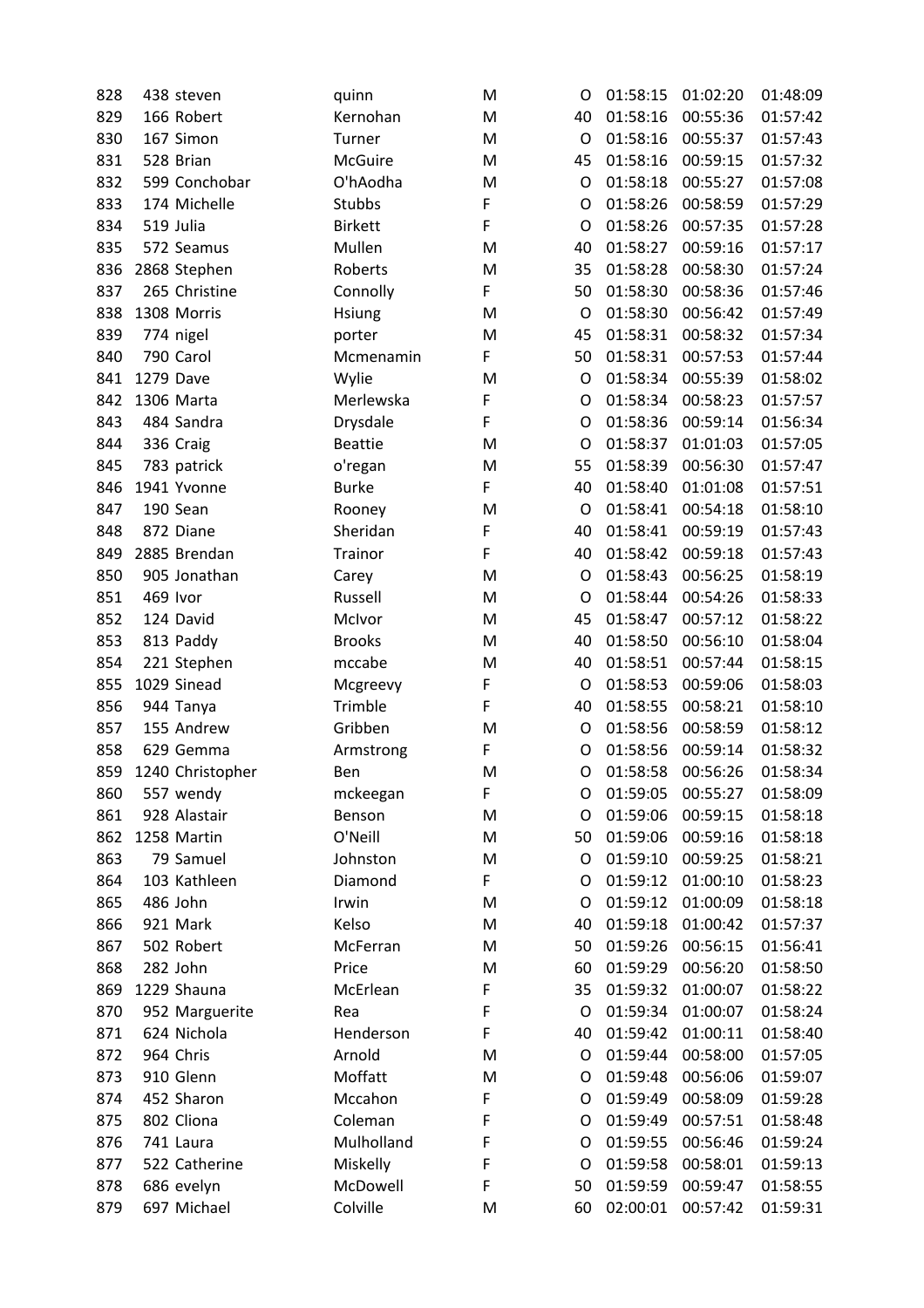| | | | | | | | | |
|---|---|---|---|---|---|---|---|---|
| 828 | 438 | steven | quinn | M | O | 01:58:15 | 01:02:20 | 01:48:09 |
| 829 | 166 | Robert | Kernohan | M | 40 | 01:58:16 | 00:55:36 | 01:57:42 |
| 830 | 167 | Simon | Turner | M | O | 01:58:16 | 00:55:37 | 01:57:43 |
| 831 | 528 | Brian | McGuire | M | 45 | 01:58:16 | 00:59:15 | 01:57:32 |
| 832 | 599 | Conchobar | O'hAodha | M | O | 01:58:18 | 00:55:27 | 01:57:08 |
| 833 | 174 | Michelle | Stubbs | F | O | 01:58:26 | 00:58:59 | 01:57:29 |
| 834 | 519 | Julia | Birkett | F | O | 01:58:26 | 00:57:35 | 01:57:28 |
| 835 | 572 | Seamus | Mullen | M | 40 | 01:58:27 | 00:59:16 | 01:57:17 |
| 836 | 2868 | Stephen | Roberts | M | 35 | 01:58:28 | 00:58:30 | 01:57:24 |
| 837 | 265 | Christine | Connolly | F | 50 | 01:58:30 | 00:58:36 | 01:57:46 |
| 838 | 1308 | Morris | Hsiung | M | O | 01:58:30 | 00:56:42 | 01:57:49 |
| 839 | 774 | nigel | porter | M | 45 | 01:58:31 | 00:58:32 | 01:57:34 |
| 840 | 790 | Carol | Mcmenamin | F | 50 | 01:58:31 | 00:57:53 | 01:57:44 |
| 841 | 1279 | Dave | Wylie | M | O | 01:58:34 | 00:55:39 | 01:58:02 |
| 842 | 1306 | Marta | Merlewska | F | O | 01:58:34 | 00:58:23 | 01:57:57 |
| 843 | 484 | Sandra | Drysdale | F | O | 01:58:36 | 00:59:14 | 01:56:34 |
| 844 | 336 | Craig | Beattie | M | O | 01:58:37 | 01:01:03 | 01:57:05 |
| 845 | 783 | patrick | o'regan | M | 55 | 01:58:39 | 00:56:30 | 01:57:47 |
| 846 | 1941 | Yvonne | Burke | F | 40 | 01:58:40 | 01:01:08 | 01:57:51 |
| 847 | 190 | Sean | Rooney | M | O | 01:58:41 | 00:54:18 | 01:58:10 |
| 848 | 872 | Diane | Sheridan | F | 40 | 01:58:41 | 00:59:19 | 01:57:43 |
| 849 | 2885 | Brendan | Trainor | F | 40 | 01:58:42 | 00:59:18 | 01:57:43 |
| 850 | 905 | Jonathan | Carey | M | O | 01:58:43 | 00:56:25 | 01:58:19 |
| 851 | 469 | Ivor | Russell | M | O | 01:58:44 | 00:54:26 | 01:58:33 |
| 852 | 124 | David | McIvor | M | 45 | 01:58:47 | 00:57:12 | 01:58:22 |
| 853 | 813 | Paddy | Brooks | M | 40 | 01:58:50 | 00:56:10 | 01:58:04 |
| 854 | 221 | Stephen | mccabe | M | 40 | 01:58:51 | 00:57:44 | 01:58:15 |
| 855 | 1029 | Sinead | Mcgreevy | F | O | 01:58:53 | 00:59:06 | 01:58:03 |
| 856 | 944 | Tanya | Trimble | F | 40 | 01:58:55 | 00:58:21 | 01:58:10 |
| 857 | 155 | Andrew | Gribben | M | O | 01:58:56 | 00:58:59 | 01:58:12 |
| 858 | 629 | Gemma | Armstrong | F | O | 01:58:56 | 00:59:14 | 01:58:32 |
| 859 | 1240 | Christopher | Ben | M | O | 01:58:58 | 00:56:26 | 01:58:34 |
| 860 | 557 | wendy | mckeegan | F | O | 01:59:05 | 00:55:27 | 01:58:09 |
| 861 | 928 | Alastair | Benson | M | O | 01:59:06 | 00:59:15 | 01:58:18 |
| 862 | 1258 | Martin | O'Neill | M | 50 | 01:59:06 | 00:59:16 | 01:58:18 |
| 863 | 79 | Samuel | Johnston | M | O | 01:59:10 | 00:59:25 | 01:58:21 |
| 864 | 103 | Kathleen | Diamond | F | O | 01:59:12 | 01:00:10 | 01:58:23 |
| 865 | 486 | John | Irwin | M | O | 01:59:12 | 01:00:09 | 01:58:18 |
| 866 | 921 | Mark | Kelso | M | 40 | 01:59:18 | 01:00:42 | 01:57:37 |
| 867 | 502 | Robert | McFerran | M | 50 | 01:59:26 | 00:56:15 | 01:56:41 |
| 868 | 282 | John | Price | M | 60 | 01:59:29 | 00:56:20 | 01:58:50 |
| 869 | 1229 | Shauna | McErlean | F | 35 | 01:59:32 | 01:00:07 | 01:58:22 |
| 870 | 952 | Marguerite | Rea | F | O | 01:59:34 | 01:00:07 | 01:58:24 |
| 871 | 624 | Nichola | Henderson | F | 40 | 01:59:42 | 01:00:11 | 01:58:40 |
| 872 | 964 | Chris | Arnold | M | O | 01:59:44 | 00:58:00 | 01:57:05 |
| 873 | 910 | Glenn | Moffatt | M | O | 01:59:48 | 00:56:06 | 01:59:07 |
| 874 | 452 | Sharon | Mccahon | F | O | 01:59:49 | 00:58:09 | 01:59:28 |
| 875 | 802 | Cliona | Coleman | F | O | 01:59:49 | 00:57:51 | 01:58:48 |
| 876 | 741 | Laura | Mulholland | F | O | 01:59:55 | 00:56:46 | 01:59:24 |
| 877 | 522 | Catherine | Miskelly | F | O | 01:59:58 | 00:58:01 | 01:59:13 |
| 878 | 686 | evelyn | McDowell | F | 50 | 01:59:59 | 00:59:47 | 01:58:55 |
| 879 | 697 | Michael | Colville | M | 60 | 02:00:01 | 00:57:42 | 01:59:31 |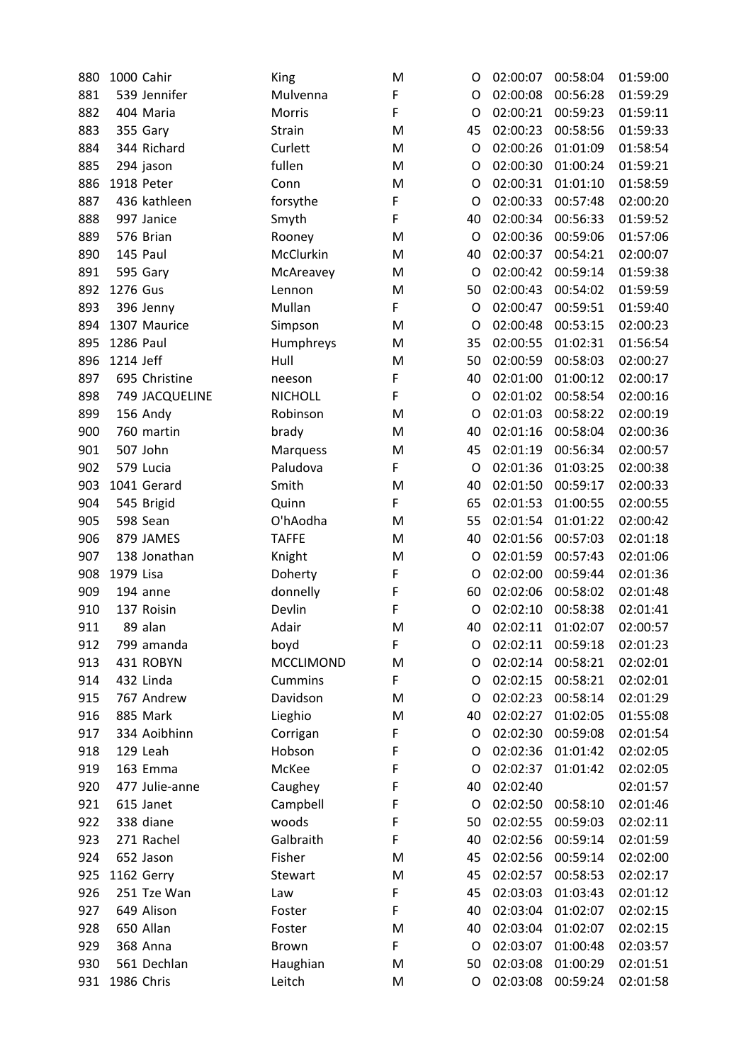| | | | | | | | | |
|---|---|---|---|---|---|---|---|---|
| 880 | 1000 | Cahir | King | M | O | 02:00:07 | 00:58:04 | 01:59:00 |
| 881 | 539 | Jennifer | Mulvenna | F | O | 02:00:08 | 00:56:28 | 01:59:29 |
| 882 | 404 | Maria | Morris | F | O | 02:00:21 | 00:59:23 | 01:59:11 |
| 883 | 355 | Gary | Strain | M | 45 | 02:00:23 | 00:58:56 | 01:59:33 |
| 884 | 344 | Richard | Curlett | M | O | 02:00:26 | 01:01:09 | 01:58:54 |
| 885 | 294 | jason | fullen | M | O | 02:00:30 | 01:00:24 | 01:59:21 |
| 886 | 1918 | Peter | Conn | M | O | 02:00:31 | 01:01:10 | 01:58:59 |
| 887 | 436 | kathleen | forsythe | F | O | 02:00:33 | 00:57:48 | 02:00:20 |
| 888 | 997 | Janice | Smyth | F | 40 | 02:00:34 | 00:56:33 | 01:59:52 |
| 889 | 576 | Brian | Rooney | M | O | 02:00:36 | 00:59:06 | 01:57:06 |
| 890 | 145 | Paul | McClurkin | M | 40 | 02:00:37 | 00:54:21 | 02:00:07 |
| 891 | 595 | Gary | McAreavey | M | O | 02:00:42 | 00:59:14 | 01:59:38 |
| 892 | 1276 | Gus | Lennon | M | 50 | 02:00:43 | 00:54:02 | 01:59:59 |
| 893 | 396 | Jenny | Mullan | F | O | 02:00:47 | 00:59:51 | 01:59:40 |
| 894 | 1307 | Maurice | Simpson | M | O | 02:00:48 | 00:53:15 | 02:00:23 |
| 895 | 1286 | Paul | Humphreys | M | 35 | 02:00:55 | 01:02:31 | 01:56:54 |
| 896 | 1214 | Jeff | Hull | M | 50 | 02:00:59 | 00:58:03 | 02:00:27 |
| 897 | 695 | Christine | neeson | F | 40 | 02:01:00 | 01:00:12 | 02:00:17 |
| 898 | 749 | JACQUELINE | NICHOLL | F | O | 02:01:02 | 00:58:54 | 02:00:16 |
| 899 | 156 | Andy | Robinson | M | O | 02:01:03 | 00:58:22 | 02:00:19 |
| 900 | 760 | martin | brady | M | 40 | 02:01:16 | 00:58:04 | 02:00:36 |
| 901 | 507 | John | Marquess | M | 45 | 02:01:19 | 00:56:34 | 02:00:57 |
| 902 | 579 | Lucia | Paludova | F | O | 02:01:36 | 01:03:25 | 02:00:38 |
| 903 | 1041 | Gerard | Smith | M | 40 | 02:01:50 | 00:59:17 | 02:00:33 |
| 904 | 545 | Brigid | Quinn | F | 65 | 02:01:53 | 01:00:55 | 02:00:55 |
| 905 | 598 | Sean | O'hAodha | M | 55 | 02:01:54 | 01:01:22 | 02:00:42 |
| 906 | 879 | JAMES | TAFFE | M | 40 | 02:01:56 | 00:57:03 | 02:01:18 |
| 907 | 138 | Jonathan | Knight | M | O | 02:01:59 | 00:57:43 | 02:01:06 |
| 908 | 1979 | Lisa | Doherty | F | O | 02:02:00 | 00:59:44 | 02:01:36 |
| 909 | 194 | anne | donnelly | F | 60 | 02:02:06 | 00:58:02 | 02:01:48 |
| 910 | 137 | Roisin | Devlin | F | O | 02:02:10 | 00:58:38 | 02:01:41 |
| 911 | 89 | alan | Adair | M | 40 | 02:02:11 | 01:02:07 | 02:00:57 |
| 912 | 799 | amanda | boyd | F | O | 02:02:11 | 00:59:18 | 02:01:23 |
| 913 | 431 | ROBYN | MCCLIMOND | M | O | 02:02:14 | 00:58:21 | 02:02:01 |
| 914 | 432 | Linda | Cummins | F | O | 02:02:15 | 00:58:21 | 02:02:01 |
| 915 | 767 | Andrew | Davidson | M | O | 02:02:23 | 00:58:14 | 02:01:29 |
| 916 | 885 | Mark | Lieghio | M | 40 | 02:02:27 | 01:02:05 | 01:55:08 |
| 917 | 334 | Aoibhinn | Corrigan | F | O | 02:02:30 | 00:59:08 | 02:01:54 |
| 918 | 129 | Leah | Hobson | F | O | 02:02:36 | 01:01:42 | 02:02:05 |
| 919 | 163 | Emma | McKee | F | O | 02:02:37 | 01:01:42 | 02:02:05 |
| 920 | 477 | Julie-anne | Caughey | F | 40 | 02:02:40 | | 02:01:57 |
| 921 | 615 | Janet | Campbell | F | O | 02:02:50 | 00:58:10 | 02:01:46 |
| 922 | 338 | diane | woods | F | 50 | 02:02:55 | 00:59:03 | 02:02:11 |
| 923 | 271 | Rachel | Galbraith | F | 40 | 02:02:56 | 00:59:14 | 02:01:59 |
| 924 | 652 | Jason | Fisher | M | 45 | 02:02:56 | 00:59:14 | 02:02:00 |
| 925 | 1162 | Gerry | Stewart | M | 45 | 02:02:57 | 00:58:53 | 02:02:17 |
| 926 | 251 | Tze Wan | Law | F | 45 | 02:03:03 | 01:03:43 | 02:01:12 |
| 927 | 649 | Alison | Foster | F | 40 | 02:03:04 | 01:02:07 | 02:02:15 |
| 928 | 650 | Allan | Foster | M | 40 | 02:03:04 | 01:02:07 | 02:02:15 |
| 929 | 368 | Anna | Brown | F | O | 02:03:07 | 01:00:48 | 02:03:57 |
| 930 | 561 | Dechlan | Haughian | M | 50 | 02:03:08 | 01:00:29 | 02:01:51 |
| 931 | 1986 | Chris | Leitch | M | O | 02:03:08 | 00:59:24 | 02:01:58 |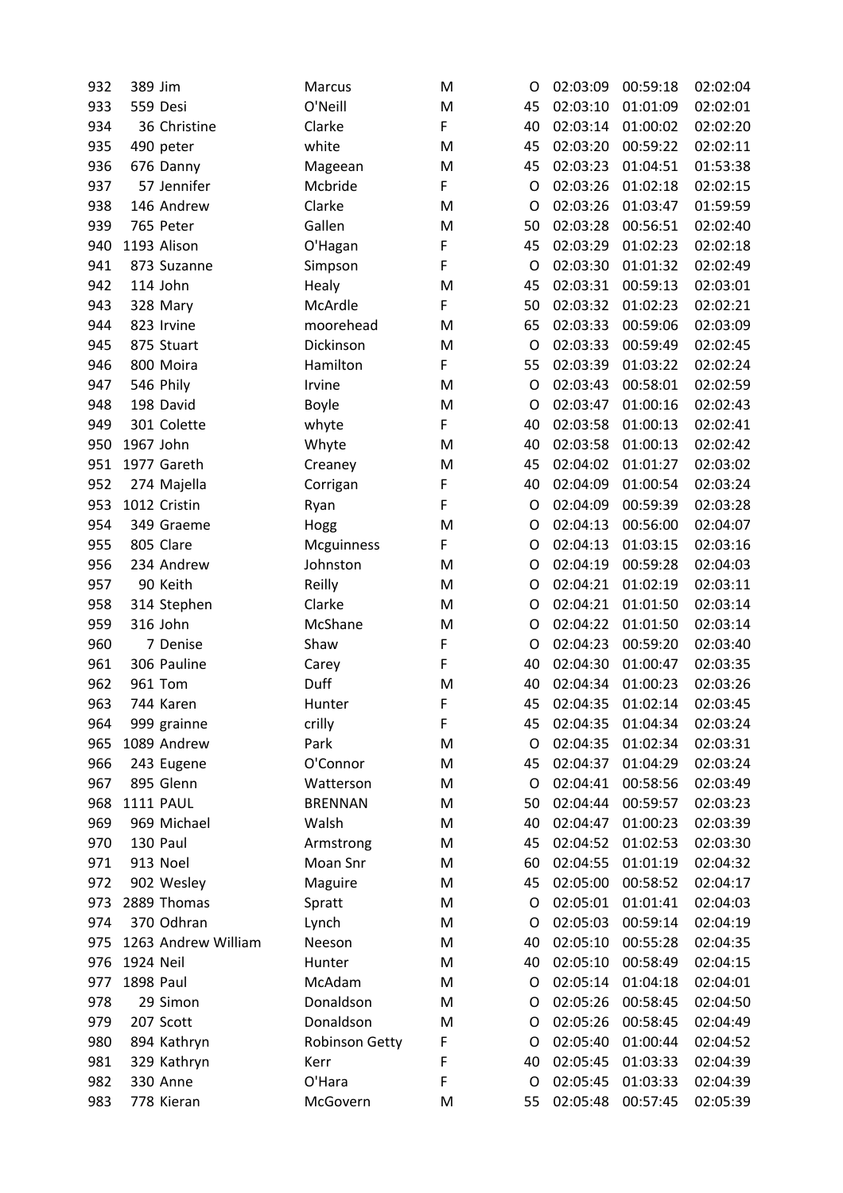| | | | | | | | | |
|---|---|---|---|---|---|---|---|---|
| 932 | 389 | Jim | Marcus | M | O | 02:03:09 | 00:59:18 | 02:02:04 |
| 933 | 559 | Desi | O'Neill | M | 45 | 02:03:10 | 01:01:09 | 02:02:01 |
| 934 | 36 | Christine | Clarke | F | 40 | 02:03:14 | 01:00:02 | 02:02:20 |
| 935 | 490 | peter | white | M | 45 | 02:03:20 | 00:59:22 | 02:02:11 |
| 936 | 676 | Danny | Mageean | M | 45 | 02:03:23 | 01:04:51 | 01:53:38 |
| 937 | 57 | Jennifer | Mcbride | F | O | 02:03:26 | 01:02:18 | 02:02:15 |
| 938 | 146 | Andrew | Clarke | M | O | 02:03:26 | 01:03:47 | 01:59:59 |
| 939 | 765 | Peter | Gallen | M | 50 | 02:03:28 | 00:56:51 | 02:02:40 |
| 940 | 1193 | Alison | O'Hagan | F | 45 | 02:03:29 | 01:02:23 | 02:02:18 |
| 941 | 873 | Suzanne | Simpson | F | O | 02:03:30 | 01:01:32 | 02:02:49 |
| 942 | 114 | John | Healy | M | 45 | 02:03:31 | 00:59:13 | 02:03:01 |
| 943 | 328 | Mary | McArdle | F | 50 | 02:03:32 | 01:02:23 | 02:02:21 |
| 944 | 823 | Irvine | moorehead | M | 65 | 02:03:33 | 00:59:06 | 02:03:09 |
| 945 | 875 | Stuart | Dickinson | M | O | 02:03:33 | 00:59:49 | 02:02:45 |
| 946 | 800 | Moira | Hamilton | F | 55 | 02:03:39 | 01:03:22 | 02:02:24 |
| 947 | 546 | Phily | Irvine | M | O | 02:03:43 | 00:58:01 | 02:02:59 |
| 948 | 198 | David | Boyle | M | O | 02:03:47 | 01:00:16 | 02:02:43 |
| 949 | 301 | Colette | whyte | F | 40 | 02:03:58 | 01:00:13 | 02:02:41 |
| 950 | 1967 | John | Whyte | M | 40 | 02:03:58 | 01:00:13 | 02:02:42 |
| 951 | 1977 | Gareth | Creaney | M | 45 | 02:04:02 | 01:01:27 | 02:03:02 |
| 952 | 274 | Majella | Corrigan | F | 40 | 02:04:09 | 01:00:54 | 02:03:24 |
| 953 | 1012 | Cristin | Ryan | F | O | 02:04:09 | 00:59:39 | 02:03:28 |
| 954 | 349 | Graeme | Hogg | M | O | 02:04:13 | 00:56:00 | 02:04:07 |
| 955 | 805 | Clare | Mcguinness | F | O | 02:04:13 | 01:03:15 | 02:03:16 |
| 956 | 234 | Andrew | Johnston | M | O | 02:04:19 | 00:59:28 | 02:04:03 |
| 957 | 90 | Keith | Reilly | M | O | 02:04:21 | 01:02:19 | 02:03:11 |
| 958 | 314 | Stephen | Clarke | M | O | 02:04:21 | 01:01:50 | 02:03:14 |
| 959 | 316 | John | McShane | M | O | 02:04:22 | 01:01:50 | 02:03:14 |
| 960 | 7 | Denise | Shaw | F | O | 02:04:23 | 00:59:20 | 02:03:40 |
| 961 | 306 | Pauline | Carey | F | 40 | 02:04:30 | 01:00:47 | 02:03:35 |
| 962 | 961 | Tom | Duff | M | 40 | 02:04:34 | 01:00:23 | 02:03:26 |
| 963 | 744 | Karen | Hunter | F | 45 | 02:04:35 | 01:02:14 | 02:03:45 |
| 964 | 999 | grainne | crilly | F | 45 | 02:04:35 | 01:04:34 | 02:03:24 |
| 965 | 1089 | Andrew | Park | M | O | 02:04:35 | 01:02:34 | 02:03:31 |
| 966 | 243 | Eugene | O'Connor | M | 45 | 02:04:37 | 01:04:29 | 02:03:24 |
| 967 | 895 | Glenn | Watterson | M | O | 02:04:41 | 00:58:56 | 02:03:49 |
| 968 | 1111 | PAUL | BRENNAN | M | 50 | 02:04:44 | 00:59:57 | 02:03:23 |
| 969 | 969 | Michael | Walsh | M | 40 | 02:04:47 | 01:00:23 | 02:03:39 |
| 970 | 130 | Paul | Armstrong | M | 45 | 02:04:52 | 01:02:53 | 02:03:30 |
| 971 | 913 | Noel | Moan Snr | M | 60 | 02:04:55 | 01:01:19 | 02:04:32 |
| 972 | 902 | Wesley | Maguire | M | 45 | 02:05:00 | 00:58:52 | 02:04:17 |
| 973 | 2889 | Thomas | Spratt | M | O | 02:05:01 | 01:01:41 | 02:04:03 |
| 974 | 370 | Odhran | Lynch | M | O | 02:05:03 | 00:59:14 | 02:04:19 |
| 975 | 1263 | Andrew William | Neeson | M | 40 | 02:05:10 | 00:55:28 | 02:04:35 |
| 976 | 1924 | Neil | Hunter | M | 40 | 02:05:10 | 00:58:49 | 02:04:15 |
| 977 | 1898 | Paul | McAdam | M | O | 02:05:14 | 01:04:18 | 02:04:01 |
| 978 | 29 | Simon | Donaldson | M | O | 02:05:26 | 00:58:45 | 02:04:50 |
| 979 | 207 | Scott | Donaldson | M | O | 02:05:26 | 00:58:45 | 02:04:49 |
| 980 | 894 | Kathryn | Robinson Getty | F | O | 02:05:40 | 01:00:44 | 02:04:52 |
| 981 | 329 | Kathryn | Kerr | F | 40 | 02:05:45 | 01:03:33 | 02:04:39 |
| 982 | 330 | Anne | O'Hara | F | O | 02:05:45 | 01:03:33 | 02:04:39 |
| 983 | 778 | Kieran | McGovern | M | 55 | 02:05:48 | 00:57:45 | 02:05:39 |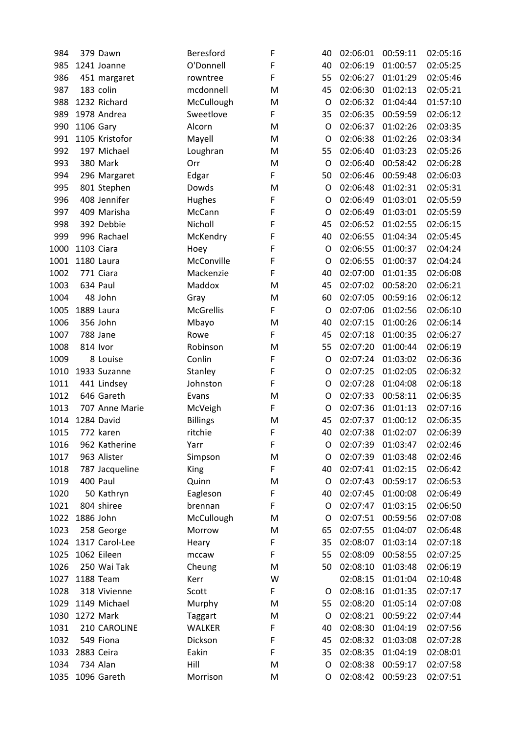| | | | | | | | | |
|---|---|---|---|---|---|---|---|---|
| 984 | 379 | Dawn | Beresford | F | 40 | 02:06:01 | 00:59:11 | 02:05:16 |
| 985 | 1241 | Joanne | O'Donnell | F | 40 | 02:06:19 | 01:00:57 | 02:05:25 |
| 986 | 451 | margaret | rowntree | F | 55 | 02:06:27 | 01:01:29 | 02:05:46 |
| 987 | 183 | colin | mcdonnell | M | 45 | 02:06:30 | 01:02:13 | 02:05:21 |
| 988 | 1232 | Richard | McCullough | M | O | 02:06:32 | 01:04:44 | 01:57:10 |
| 989 | 1978 | Andrea | Sweetlove | F | 35 | 02:06:35 | 00:59:59 | 02:06:12 |
| 990 | 1106 | Gary | Alcorn | M | O | 02:06:37 | 01:02:26 | 02:03:35 |
| 991 | 1105 | Kristofor | Mayell | M | O | 02:06:38 | 01:02:26 | 02:03:34 |
| 992 | 197 | Michael | Loughran | M | 55 | 02:06:40 | 01:03:23 | 02:05:26 |
| 993 | 380 | Mark | Orr | M | O | 02:06:40 | 00:58:42 | 02:06:28 |
| 994 | 296 | Margaret | Edgar | F | 50 | 02:06:46 | 00:59:48 | 02:06:03 |
| 995 | 801 | Stephen | Dowds | M | O | 02:06:48 | 01:02:31 | 02:05:31 |
| 996 | 408 | Jennifer | Hughes | F | O | 02:06:49 | 01:03:01 | 02:05:59 |
| 997 | 409 | Marisha | McCann | F | O | 02:06:49 | 01:03:01 | 02:05:59 |
| 998 | 392 | Debbie | Nicholl | F | 45 | 02:06:52 | 01:02:55 | 02:06:15 |
| 999 | 996 | Rachael | McKendry | F | 40 | 02:06:55 | 01:04:34 | 02:05:45 |
| 1000 | 1103 | Ciara | Hoey | F | O | 02:06:55 | 01:00:37 | 02:04:24 |
| 1001 | 1180 | Laura | McConville | F | O | 02:06:55 | 01:00:37 | 02:04:24 |
| 1002 | 771 | Ciara | Mackenzie | F | 40 | 02:07:00 | 01:01:35 | 02:06:08 |
| 1003 | 634 | Paul | Maddox | M | 45 | 02:07:02 | 00:58:20 | 02:06:21 |
| 1004 | 48 | John | Gray | M | 60 | 02:07:05 | 00:59:16 | 02:06:12 |
| 1005 | 1889 | Laura | McGrellis | F | O | 02:07:06 | 01:02:56 | 02:06:10 |
| 1006 | 356 | John | Mbayo | M | 40 | 02:07:15 | 01:00:26 | 02:06:14 |
| 1007 | 788 | Jane | Rowe | F | 45 | 02:07:18 | 01:00:35 | 02:06:27 |
| 1008 | 814 | Ivor | Robinson | M | 55 | 02:07:20 | 01:00:44 | 02:06:19 |
| 1009 | 8 | Louise | Conlin | F | O | 02:07:24 | 01:03:02 | 02:06:36 |
| 1010 | 1933 | Suzanne | Stanley | F | O | 02:07:25 | 01:02:05 | 02:06:32 |
| 1011 | 441 | Lindsey | Johnston | F | O | 02:07:28 | 01:04:08 | 02:06:18 |
| 1012 | 646 | Gareth | Evans | M | O | 02:07:33 | 00:58:11 | 02:06:35 |
| 1013 | 707 | Anne Marie | McVeigh | F | O | 02:07:36 | 01:01:13 | 02:07:16 |
| 1014 | 1284 | David | Billings | M | 45 | 02:07:37 | 01:00:12 | 02:06:35 |
| 1015 | 772 | karen | ritchie | F | 40 | 02:07:38 | 01:02:07 | 02:06:39 |
| 1016 | 962 | Katherine | Yarr | F | O | 02:07:39 | 01:03:47 | 02:02:46 |
| 1017 | 963 | Alister | Simpson | M | O | 02:07:39 | 01:03:48 | 02:02:46 |
| 1018 | 787 | Jacqueline | King | F | 40 | 02:07:41 | 01:02:15 | 02:06:42 |
| 1019 | 400 | Paul | Quinn | M | O | 02:07:43 | 00:59:17 | 02:06:53 |
| 1020 | 50 | Kathryn | Eagleson | F | 40 | 02:07:45 | 01:00:08 | 02:06:49 |
| 1021 | 804 | shiree | brennan | F | O | 02:07:47 | 01:03:15 | 02:06:50 |
| 1022 | 1886 | John | McCullough | M | O | 02:07:51 | 00:59:56 | 02:07:08 |
| 1023 | 258 | George | Morrow | M | 65 | 02:07:55 | 01:04:07 | 02:06:48 |
| 1024 | 1317 | Carol-Lee | Heary | F | 35 | 02:08:07 | 01:03:14 | 02:07:18 |
| 1025 | 1062 | Eileen | mccaw | F | 55 | 02:08:09 | 00:58:55 | 02:07:25 |
| 1026 | 250 | Wai Tak | Cheung | M | 50 | 02:08:10 | 01:03:48 | 02:06:19 |
| 1027 | 1188 | Team | Kerr | W | | 02:08:15 | 01:01:04 | 02:10:48 |
| 1028 | 318 | Vivienne | Scott | F | O | 02:08:16 | 01:01:35 | 02:07:17 |
| 1029 | 1149 | Michael | Murphy | M | 55 | 02:08:20 | 01:05:14 | 02:07:08 |
| 1030 | 1272 | Mark | Taggart | M | O | 02:08:21 | 00:59:22 | 02:07:44 |
| 1031 | 210 | CAROLINE | WALKER | F | 40 | 02:08:30 | 01:04:19 | 02:07:56 |
| 1032 | 549 | Fiona | Dickson | F | 45 | 02:08:32 | 01:03:08 | 02:07:28 |
| 1033 | 2883 | Ceira | Eakin | F | 35 | 02:08:35 | 01:04:19 | 02:08:01 |
| 1034 | 734 | Alan | Hill | M | O | 02:08:38 | 00:59:17 | 02:07:58 |
| 1035 | 1096 | Gareth | Morrison | M | O | 02:08:42 | 00:59:23 | 02:07:51 |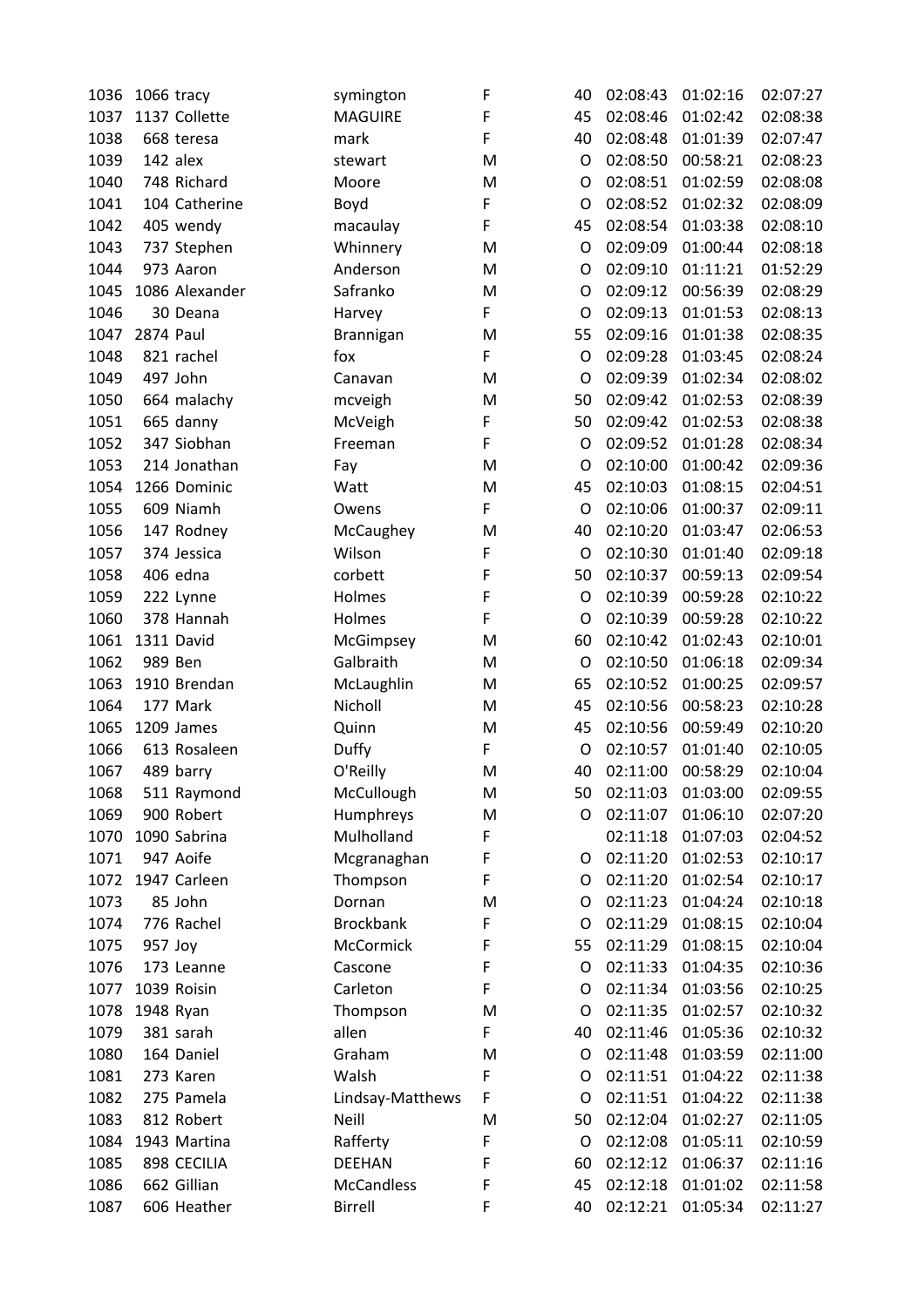| | | | | | | | | |
|---|---|---|---|---|---|---|---|---|
| 1036 | 1066 | tracy | symington | F | 40 | 02:08:43 | 01:02:16 | 02:07:27 |
| 1037 | 1137 | Collette | MAGUIRE | F | 45 | 02:08:46 | 01:02:42 | 02:08:38 |
| 1038 | 668 | teresa | mark | F | 40 | 02:08:48 | 01:01:39 | 02:07:47 |
| 1039 | 142 | alex | stewart | M | O | 02:08:50 | 00:58:21 | 02:08:23 |
| 1040 | 748 | Richard | Moore | M | O | 02:08:51 | 01:02:59 | 02:08:08 |
| 1041 | 104 | Catherine | Boyd | F | O | 02:08:52 | 01:02:32 | 02:08:09 |
| 1042 | 405 | wendy | macaulay | F | 45 | 02:08:54 | 01:03:38 | 02:08:10 |
| 1043 | 737 | Stephen | Whinnery | M | O | 02:09:09 | 01:00:44 | 02:08:18 |
| 1044 | 973 | Aaron | Anderson | M | O | 02:09:10 | 01:11:21 | 01:52:29 |
| 1045 | 1086 | Alexander | Safranko | M | O | 02:09:12 | 00:56:39 | 02:08:29 |
| 1046 | 30 | Deana | Harvey | F | O | 02:09:13 | 01:01:53 | 02:08:13 |
| 1047 | 2874 | Paul | Brannigan | M | 55 | 02:09:16 | 01:01:38 | 02:08:35 |
| 1048 | 821 | rachel | fox | F | O | 02:09:28 | 01:03:45 | 02:08:24 |
| 1049 | 497 | John | Canavan | M | O | 02:09:39 | 01:02:34 | 02:08:02 |
| 1050 | 664 | malachy | mcveigh | M | 50 | 02:09:42 | 01:02:53 | 02:08:39 |
| 1051 | 665 | danny | McVeigh | F | 50 | 02:09:42 | 01:02:53 | 02:08:38 |
| 1052 | 347 | Siobhan | Freeman | F | O | 02:09:52 | 01:01:28 | 02:08:34 |
| 1053 | 214 | Jonathan | Fay | M | O | 02:10:00 | 01:00:42 | 02:09:36 |
| 1054 | 1266 | Dominic | Watt | M | 45 | 02:10:03 | 01:08:15 | 02:04:51 |
| 1055 | 609 | Niamh | Owens | F | O | 02:10:06 | 01:00:37 | 02:09:11 |
| 1056 | 147 | Rodney | McCaughey | M | 40 | 02:10:20 | 01:03:47 | 02:06:53 |
| 1057 | 374 | Jessica | Wilson | F | O | 02:10:30 | 01:01:40 | 02:09:18 |
| 1058 | 406 | edna | corbett | F | 50 | 02:10:37 | 00:59:13 | 02:09:54 |
| 1059 | 222 | Lynne | Holmes | F | O | 02:10:39 | 00:59:28 | 02:10:22 |
| 1060 | 378 | Hannah | Holmes | F | O | 02:10:39 | 00:59:28 | 02:10:22 |
| 1061 | 1311 | David | McGimpsey | M | 60 | 02:10:42 | 01:02:43 | 02:10:01 |
| 1062 | 989 | Ben | Galbraith | M | O | 02:10:50 | 01:06:18 | 02:09:34 |
| 1063 | 1910 | Brendan | McLaughlin | M | 65 | 02:10:52 | 01:00:25 | 02:09:57 |
| 1064 | 177 | Mark | Nicholl | M | 45 | 02:10:56 | 00:58:23 | 02:10:28 |
| 1065 | 1209 | James | Quinn | M | 45 | 02:10:56 | 00:59:49 | 02:10:20 |
| 1066 | 613 | Rosaleen | Duffy | F | O | 02:10:57 | 01:01:40 | 02:10:05 |
| 1067 | 489 | barry | O'Reilly | M | 40 | 02:11:00 | 00:58:29 | 02:10:04 |
| 1068 | 511 | Raymond | McCullough | M | 50 | 02:11:03 | 01:03:00 | 02:09:55 |
| 1069 | 900 | Robert | Humphreys | M | O | 02:11:07 | 01:06:10 | 02:07:20 |
| 1070 | 1090 | Sabrina | Mulholland | F | | 02:11:18 | 01:07:03 | 02:04:52 |
| 1071 | 947 | Aoife | Mcgranaghan | F | O | 02:11:20 | 01:02:53 | 02:10:17 |
| 1072 | 1947 | Carleen | Thompson | F | O | 02:11:20 | 01:02:54 | 02:10:17 |
| 1073 | 85 | John | Dornan | M | O | 02:11:23 | 01:04:24 | 02:10:18 |
| 1074 | 776 | Rachel | Brockbank | F | O | 02:11:29 | 01:08:15 | 02:10:04 |
| 1075 | 957 | Joy | McCormick | F | 55 | 02:11:29 | 01:08:15 | 02:10:04 |
| 1076 | 173 | Leanne | Cascone | F | O | 02:11:33 | 01:04:35 | 02:10:36 |
| 1077 | 1039 | Roisin | Carleton | F | O | 02:11:34 | 01:03:56 | 02:10:25 |
| 1078 | 1948 | Ryan | Thompson | M | O | 02:11:35 | 01:02:57 | 02:10:32 |
| 1079 | 381 | sarah | allen | F | 40 | 02:11:46 | 01:05:36 | 02:10:32 |
| 1080 | 164 | Daniel | Graham | M | O | 02:11:48 | 01:03:59 | 02:11:00 |
| 1081 | 273 | Karen | Walsh | F | O | 02:11:51 | 01:04:22 | 02:11:38 |
| 1082 | 275 | Pamela | Lindsay-Matthews | F | O | 02:11:51 | 01:04:22 | 02:11:38 |
| 1083 | 812 | Robert | Neill | M | 50 | 02:12:04 | 01:02:27 | 02:11:05 |
| 1084 | 1943 | Martina | Rafferty | F | O | 02:12:08 | 01:05:11 | 02:10:59 |
| 1085 | 898 | CECILIA | DEEHAN | F | 60 | 02:12:12 | 01:06:37 | 02:11:16 |
| 1086 | 662 | Gillian | McCandless | F | 45 | 02:12:18 | 01:01:02 | 02:11:58 |
| 1087 | 606 | Heather | Birrell | F | 40 | 02:12:21 | 01:05:34 | 02:11:27 |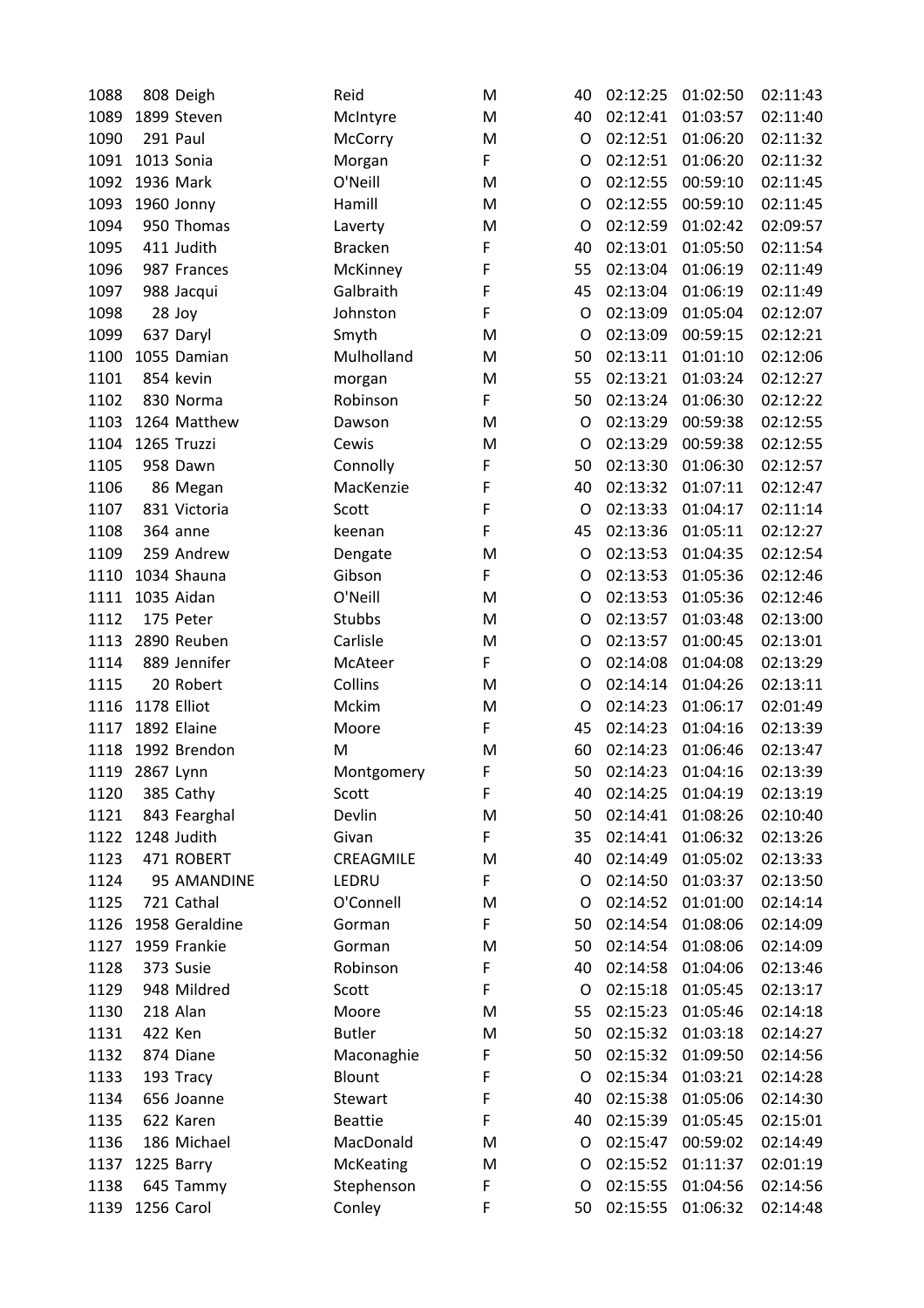| | | | | | | | | |
|---|---|---|---|---|---|---|---|---|
| 1088 | 808 | Deigh | Reid | M | 40 | 02:12:25 | 01:02:50 | 02:11:43 |
| 1089 | 1899 | Steven | McIntyre | M | 40 | 02:12:41 | 01:03:57 | 02:11:40 |
| 1090 | 291 | Paul | McCorry | M | O | 02:12:51 | 01:06:20 | 02:11:32 |
| 1091 | 1013 | Sonia | Morgan | F | O | 02:12:51 | 01:06:20 | 02:11:32 |
| 1092 | 1936 | Mark | O'Neill | M | O | 02:12:55 | 00:59:10 | 02:11:45 |
| 1093 | 1960 | Jonny | Hamill | M | O | 02:12:55 | 00:59:10 | 02:11:45 |
| 1094 | 950 | Thomas | Laverty | M | O | 02:12:59 | 01:02:42 | 02:09:57 |
| 1095 | 411 | Judith | Bracken | F | 40 | 02:13:01 | 01:05:50 | 02:11:54 |
| 1096 | 987 | Frances | McKinney | F | 55 | 02:13:04 | 01:06:19 | 02:11:49 |
| 1097 | 988 | Jacqui | Galbraith | F | 45 | 02:13:04 | 01:06:19 | 02:11:49 |
| 1098 | 28 | Joy | Johnston | F | O | 02:13:09 | 01:05:04 | 02:12:07 |
| 1099 | 637 | Daryl | Smyth | M | O | 02:13:09 | 00:59:15 | 02:12:21 |
| 1100 | 1055 | Damian | Mulholland | M | 50 | 02:13:11 | 01:01:10 | 02:12:06 |
| 1101 | 854 | kevin | morgan | M | 55 | 02:13:21 | 01:03:24 | 02:12:27 |
| 1102 | 830 | Norma | Robinson | F | 50 | 02:13:24 | 01:06:30 | 02:12:22 |
| 1103 | 1264 | Matthew | Dawson | M | O | 02:13:29 | 00:59:38 | 02:12:55 |
| 1104 | 1265 | Truzzi | Cewis | M | O | 02:13:29 | 00:59:38 | 02:12:55 |
| 1105 | 958 | Dawn | Connolly | F | 50 | 02:13:30 | 01:06:30 | 02:12:57 |
| 1106 | 86 | Megan | MacKenzie | F | 40 | 02:13:32 | 01:07:11 | 02:12:47 |
| 1107 | 831 | Victoria | Scott | F | O | 02:13:33 | 01:04:17 | 02:11:14 |
| 1108 | 364 | anne | keenan | F | 45 | 02:13:36 | 01:05:11 | 02:12:27 |
| 1109 | 259 | Andrew | Dengate | M | O | 02:13:53 | 01:04:35 | 02:12:54 |
| 1110 | 1034 | Shauna | Gibson | F | O | 02:13:53 | 01:05:36 | 02:12:46 |
| 1111 | 1035 | Aidan | O'Neill | M | O | 02:13:53 | 01:05:36 | 02:12:46 |
| 1112 | 175 | Peter | Stubbs | M | O | 02:13:57 | 01:03:48 | 02:13:00 |
| 1113 | 2890 | Reuben | Carlisle | M | O | 02:13:57 | 01:00:45 | 02:13:01 |
| 1114 | 889 | Jennifer | McAteer | F | O | 02:14:08 | 01:04:08 | 02:13:29 |
| 1115 | 20 | Robert | Collins | M | O | 02:14:14 | 01:04:26 | 02:13:11 |
| 1116 | 1178 | Elliot | Mckim | M | O | 02:14:23 | 01:06:17 | 02:01:49 |
| 1117 | 1892 | Elaine | Moore | F | 45 | 02:14:23 | 01:04:16 | 02:13:39 |
| 1118 | 1992 | Brendon | M | M | 60 | 02:14:23 | 01:06:46 | 02:13:47 |
| 1119 | 2867 | Lynn | Montgomery | F | 50 | 02:14:23 | 01:04:16 | 02:13:39 |
| 1120 | 385 | Cathy | Scott | F | 40 | 02:14:25 | 01:04:19 | 02:13:19 |
| 1121 | 843 | Fearghal | Devlin | M | 50 | 02:14:41 | 01:08:26 | 02:10:40 |
| 1122 | 1248 | Judith | Givan | F | 35 | 02:14:41 | 01:06:32 | 02:13:26 |
| 1123 | 471 | ROBERT | CREAGMILE | M | 40 | 02:14:49 | 01:05:02 | 02:13:33 |
| 1124 | 95 | AMANDINE | LEDRU | F | O | 02:14:50 | 01:03:37 | 02:13:50 |
| 1125 | 721 | Cathal | O'Connell | M | O | 02:14:52 | 01:01:00 | 02:14:14 |
| 1126 | 1958 | Geraldine | Gorman | F | 50 | 02:14:54 | 01:08:06 | 02:14:09 |
| 1127 | 1959 | Frankie | Gorman | M | 50 | 02:14:54 | 01:08:06 | 02:14:09 |
| 1128 | 373 | Susie | Robinson | F | 40 | 02:14:58 | 01:04:06 | 02:13:46 |
| 1129 | 948 | Mildred | Scott | F | O | 02:15:18 | 01:05:45 | 02:13:17 |
| 1130 | 218 | Alan | Moore | M | 55 | 02:15:23 | 01:05:46 | 02:14:18 |
| 1131 | 422 | Ken | Butler | M | 50 | 02:15:32 | 01:03:18 | 02:14:27 |
| 1132 | 874 | Diane | Maconaghie | F | 50 | 02:15:32 | 01:09:50 | 02:14:56 |
| 1133 | 193 | Tracy | Blount | F | O | 02:15:34 | 01:03:21 | 02:14:28 |
| 1134 | 656 | Joanne | Stewart | F | 40 | 02:15:38 | 01:05:06 | 02:14:30 |
| 1135 | 622 | Karen | Beattie | F | 40 | 02:15:39 | 01:05:45 | 02:15:01 |
| 1136 | 186 | Michael | MacDonald | M | O | 02:15:47 | 00:59:02 | 02:14:49 |
| 1137 | 1225 | Barry | McKeating | M | O | 02:15:52 | 01:11:37 | 02:01:19 |
| 1138 | 645 | Tammy | Stephenson | F | O | 02:15:55 | 01:04:56 | 02:14:56 |
| 1139 | 1256 | Carol | Conley | F | 50 | 02:15:55 | 01:06:32 | 02:14:48 |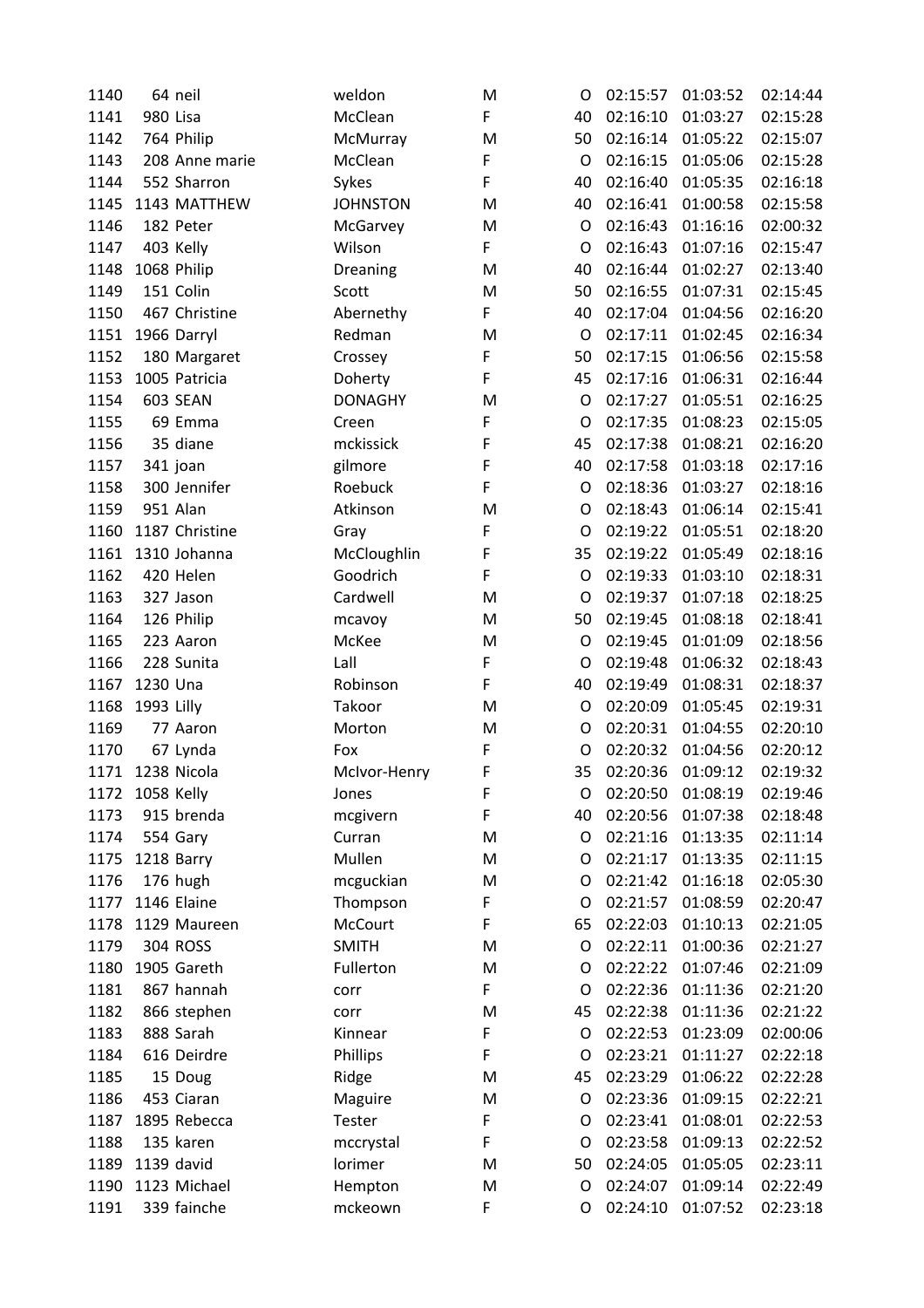| | | | | | | | | |
|---|---|---|---|---|---|---|---|---|
| 1140 | 64 | neil | weldon | M | O | 02:15:57 | 01:03:52 | 02:14:44 |
| 1141 | 980 | Lisa | McClean | F | 40 | 02:16:10 | 01:03:27 | 02:15:28 |
| 1142 | 764 | Philip | McMurray | M | 50 | 02:16:14 | 01:05:22 | 02:15:07 |
| 1143 | 208 | Anne marie | McClean | F | O | 02:16:15 | 01:05:06 | 02:15:28 |
| 1144 | 552 | Sharron | Sykes | F | 40 | 02:16:40 | 01:05:35 | 02:16:18 |
| 1145 | 1143 | MATTHEW | JOHNSTON | M | 40 | 02:16:41 | 01:00:58 | 02:15:58 |
| 1146 | 182 | Peter | McGarvey | M | O | 02:16:43 | 01:16:16 | 02:00:32 |
| 1147 | 403 | Kelly | Wilson | F | O | 02:16:43 | 01:07:16 | 02:15:47 |
| 1148 | 1068 | Philip | Dreaning | M | 40 | 02:16:44 | 01:02:27 | 02:13:40 |
| 1149 | 151 | Colin | Scott | M | 50 | 02:16:55 | 01:07:31 | 02:15:45 |
| 1150 | 467 | Christine | Abernethy | F | 40 | 02:17:04 | 01:04:56 | 02:16:20 |
| 1151 | 1966 | Darryl | Redman | M | O | 02:17:11 | 01:02:45 | 02:16:34 |
| 1152 | 180 | Margaret | Crossey | F | 50 | 02:17:15 | 01:06:56 | 02:15:58 |
| 1153 | 1005 | Patricia | Doherty | F | 45 | 02:17:16 | 01:06:31 | 02:16:44 |
| 1154 | 603 | SEAN | DONAGHY | M | O | 02:17:27 | 01:05:51 | 02:16:25 |
| 1155 | 69 | Emma | Creen | F | O | 02:17:35 | 01:08:23 | 02:15:05 |
| 1156 | 35 | diane | mckissick | F | 45 | 02:17:38 | 01:08:21 | 02:16:20 |
| 1157 | 341 | joan | gilmore | F | 40 | 02:17:58 | 01:03:18 | 02:17:16 |
| 1158 | 300 | Jennifer | Roebuck | F | O | 02:18:36 | 01:03:27 | 02:18:16 |
| 1159 | 951 | Alan | Atkinson | M | O | 02:18:43 | 01:06:14 | 02:15:41 |
| 1160 | 1187 | Christine | Gray | F | O | 02:19:22 | 01:05:51 | 02:18:20 |
| 1161 | 1310 | Johanna | McCloughlin | F | 35 | 02:19:22 | 01:05:49 | 02:18:16 |
| 1162 | 420 | Helen | Goodrich | F | O | 02:19:33 | 01:03:10 | 02:18:31 |
| 1163 | 327 | Jason | Cardwell | M | O | 02:19:37 | 01:07:18 | 02:18:25 |
| 1164 | 126 | Philip | mcavoy | M | 50 | 02:19:45 | 01:08:18 | 02:18:41 |
| 1165 | 223 | Aaron | McKee | M | O | 02:19:45 | 01:01:09 | 02:18:56 |
| 1166 | 228 | Sunita | Lall | F | O | 02:19:48 | 01:06:32 | 02:18:43 |
| 1167 | 1230 | Una | Robinson | F | 40 | 02:19:49 | 01:08:31 | 02:18:37 |
| 1168 | 1993 | Lilly | Takoor | M | O | 02:20:09 | 01:05:45 | 02:19:31 |
| 1169 | 77 | Aaron | Morton | M | O | 02:20:31 | 01:04:55 | 02:20:10 |
| 1170 | 67 | Lynda | Fox | F | O | 02:20:32 | 01:04:56 | 02:20:12 |
| 1171 | 1238 | Nicola | McIvor-Henry | F | 35 | 02:20:36 | 01:09:12 | 02:19:32 |
| 1172 | 1058 | Kelly | Jones | F | O | 02:20:50 | 01:08:19 | 02:19:46 |
| 1173 | 915 | brenda | mcgivern | F | 40 | 02:20:56 | 01:07:38 | 02:18:48 |
| 1174 | 554 | Gary | Curran | M | O | 02:21:16 | 01:13:35 | 02:11:14 |
| 1175 | 1218 | Barry | Mullen | M | O | 02:21:17 | 01:13:35 | 02:11:15 |
| 1176 | 176 | hugh | mcguckian | M | O | 02:21:42 | 01:16:18 | 02:05:30 |
| 1177 | 1146 | Elaine | Thompson | F | O | 02:21:57 | 01:08:59 | 02:20:47 |
| 1178 | 1129 | Maureen | McCourt | F | 65 | 02:22:03 | 01:10:13 | 02:21:05 |
| 1179 | 304 | ROSS | SMITH | M | O | 02:22:11 | 01:00:36 | 02:21:27 |
| 1180 | 1905 | Gareth | Fullerton | M | O | 02:22:22 | 01:07:46 | 02:21:09 |
| 1181 | 867 | hannah | corr | F | O | 02:22:36 | 01:11:36 | 02:21:20 |
| 1182 | 866 | stephen | corr | M | 45 | 02:22:38 | 01:11:36 | 02:21:22 |
| 1183 | 888 | Sarah | Kinnear | F | O | 02:22:53 | 01:23:09 | 02:00:06 |
| 1184 | 616 | Deirdre | Phillips | F | O | 02:23:21 | 01:11:27 | 02:22:18 |
| 1185 | 15 | Doug | Ridge | M | 45 | 02:23:29 | 01:06:22 | 02:22:28 |
| 1186 | 453 | Ciaran | Maguire | M | O | 02:23:36 | 01:09:15 | 02:22:21 |
| 1187 | 1895 | Rebecca | Tester | F | O | 02:23:41 | 01:08:01 | 02:22:53 |
| 1188 | 135 | karen | mccrystal | F | O | 02:23:58 | 01:09:13 | 02:22:52 |
| 1189 | 1139 | david | lorimer | M | 50 | 02:24:05 | 01:05:05 | 02:23:11 |
| 1190 | 1123 | Michael | Hempton | M | O | 02:24:07 | 01:09:14 | 02:22:49 |
| 1191 | 339 | fainche | mckeown | F | O | 02:24:10 | 01:07:52 | 02:23:18 |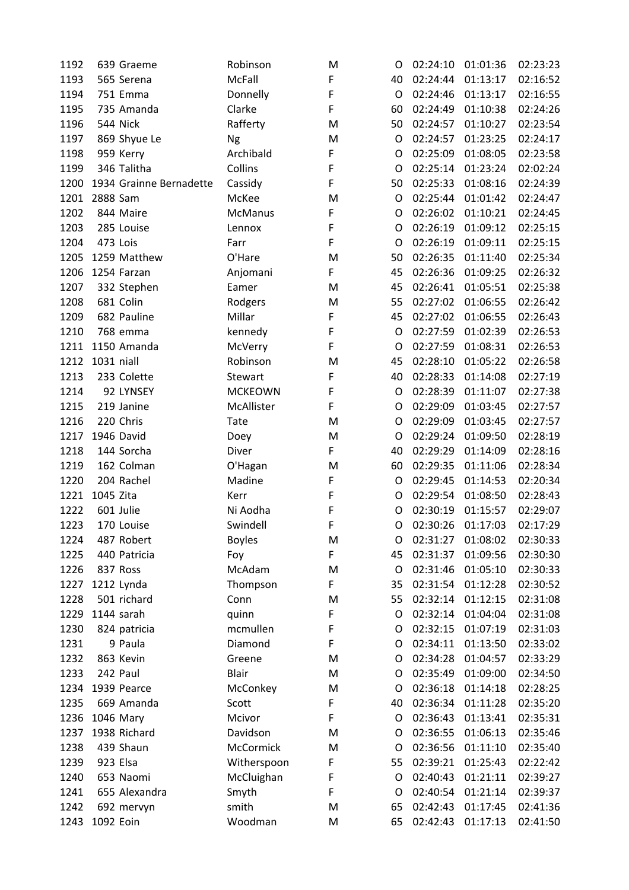| | | | | | | | | |
|---|---|---|---|---|---|---|---|---|
| 1192 | 639 | Graeme | Robinson | M | O | 02:24:10 | 01:01:36 | 02:23:23 |
| 1193 | 565 | Serena | McFall | F | 40 | 02:24:44 | 01:13:17 | 02:16:52 |
| 1194 | 751 | Emma | Donnelly | F | O | 02:24:46 | 01:13:17 | 02:16:55 |
| 1195 | 735 | Amanda | Clarke | F | 60 | 02:24:49 | 01:10:38 | 02:24:26 |
| 1196 | 544 | Nick | Rafferty | M | 50 | 02:24:57 | 01:10:27 | 02:23:54 |
| 1197 | 869 | Shyue Le | Ng | M | O | 02:24:57 | 01:23:25 | 02:24:17 |
| 1198 | 959 | Kerry | Archibald | F | O | 02:25:09 | 01:08:05 | 02:23:58 |
| 1199 | 346 | Talitha | Collins | F | O | 02:25:14 | 01:23:24 | 02:02:24 |
| 1200 | 1934 | Grainne Bernadette | Cassidy | F | 50 | 02:25:33 | 01:08:16 | 02:24:39 |
| 1201 | 2888 | Sam | McKee | M | O | 02:25:44 | 01:01:42 | 02:24:47 |
| 1202 | 844 | Maire | McManus | F | O | 02:26:02 | 01:10:21 | 02:24:45 |
| 1203 | 285 | Louise | Lennox | F | O | 02:26:19 | 01:09:12 | 02:25:15 |
| 1204 | 473 | Lois | Farr | F | O | 02:26:19 | 01:09:11 | 02:25:15 |
| 1205 | 1259 | Matthew | O'Hare | M | 50 | 02:26:35 | 01:11:40 | 02:25:34 |
| 1206 | 1254 | Farzan | Anjomani | F | 45 | 02:26:36 | 01:09:25 | 02:26:32 |
| 1207 | 332 | Stephen | Eamer | M | 45 | 02:26:41 | 01:05:51 | 02:25:38 |
| 1208 | 681 | Colin | Rodgers | M | 55 | 02:27:02 | 01:06:55 | 02:26:42 |
| 1209 | 682 | Pauline | Millar | F | 45 | 02:27:02 | 01:06:55 | 02:26:43 |
| 1210 | 768 | emma | kennedy | F | O | 02:27:59 | 01:02:39 | 02:26:53 |
| 1211 | 1150 | Amanda | McVerry | F | O | 02:27:59 | 01:08:31 | 02:26:53 |
| 1212 | 1031 | niall | Robinson | M | 45 | 02:28:10 | 01:05:22 | 02:26:58 |
| 1213 | 233 | Colette | Stewart | F | 40 | 02:28:33 | 01:14:08 | 02:27:19 |
| 1214 | 92 | LYNSEY | MCKEOWN | F | O | 02:28:39 | 01:11:07 | 02:27:38 |
| 1215 | 219 | Janine | McAllister | F | O | 02:29:09 | 01:03:45 | 02:27:57 |
| 1216 | 220 | Chris | Tate | M | O | 02:29:09 | 01:03:45 | 02:27:57 |
| 1217 | 1946 | David | Doey | M | O | 02:29:24 | 01:09:50 | 02:28:19 |
| 1218 | 144 | Sorcha | Diver | F | 40 | 02:29:29 | 01:14:09 | 02:28:16 |
| 1219 | 162 | Colman | O'Hagan | M | 60 | 02:29:35 | 01:11:06 | 02:28:34 |
| 1220 | 204 | Rachel | Madine | F | O | 02:29:45 | 01:14:53 | 02:20:34 |
| 1221 | 1045 | Zita | Kerr | F | O | 02:29:54 | 01:08:50 | 02:28:43 |
| 1222 | 601 | Julie | Ni Aodha | F | O | 02:30:19 | 01:15:57 | 02:29:07 |
| 1223 | 170 | Louise | Swindell | F | O | 02:30:26 | 01:17:03 | 02:17:29 |
| 1224 | 487 | Robert | Boyles | M | O | 02:31:27 | 01:08:02 | 02:30:33 |
| 1225 | 440 | Patricia | Foy | F | 45 | 02:31:37 | 01:09:56 | 02:30:30 |
| 1226 | 837 | Ross | McAdam | M | O | 02:31:46 | 01:05:10 | 02:30:33 |
| 1227 | 1212 | Lynda | Thompson | F | 35 | 02:31:54 | 01:12:28 | 02:30:52 |
| 1228 | 501 | richard | Conn | M | 55 | 02:32:14 | 01:12:15 | 02:31:08 |
| 1229 | 1144 | sarah | quinn | F | O | 02:32:14 | 01:04:04 | 02:31:08 |
| 1230 | 824 | patricia | mcmullen | F | O | 02:32:15 | 01:07:19 | 02:31:03 |
| 1231 | 9 | Paula | Diamond | F | O | 02:34:11 | 01:13:50 | 02:33:02 |
| 1232 | 863 | Kevin | Greene | M | O | 02:34:28 | 01:04:57 | 02:33:29 |
| 1233 | 242 | Paul | Blair | M | O | 02:35:49 | 01:09:00 | 02:34:50 |
| 1234 | 1939 | Pearce | McConkey | M | O | 02:36:18 | 01:14:18 | 02:28:25 |
| 1235 | 669 | Amanda | Scott | F | 40 | 02:36:34 | 01:11:28 | 02:35:20 |
| 1236 | 1046 | Mary | Mcivor | F | O | 02:36:43 | 01:13:41 | 02:35:31 |
| 1237 | 1938 | Richard | Davidson | M | O | 02:36:55 | 01:06:13 | 02:35:46 |
| 1238 | 439 | Shaun | McCormick | M | O | 02:36:56 | 01:11:10 | 02:35:40 |
| 1239 | 923 | Elsa | Witherspoon | F | 55 | 02:39:21 | 01:25:43 | 02:22:42 |
| 1240 | 653 | Naomi | McCluighan | F | O | 02:40:43 | 01:21:11 | 02:39:27 |
| 1241 | 655 | Alexandra | Smyth | F | O | 02:40:54 | 01:21:14 | 02:39:37 |
| 1242 | 692 | mervyn | smith | M | 65 | 02:42:43 | 01:17:45 | 02:41:36 |
| 1243 | 1092 | Eoin | Woodman | M | 65 | 02:42:43 | 01:17:13 | 02:41:50 |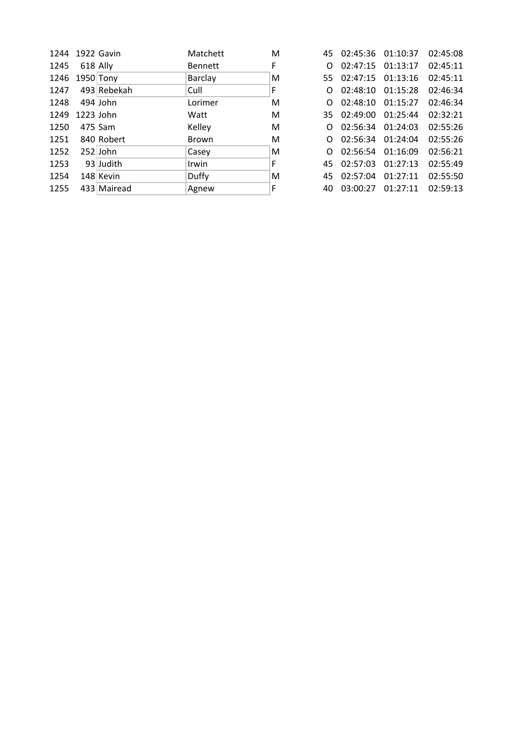| | | | | | | | | |
|---|---|---|---|---|---|---|---|---|
| 1244 | 1922 | Gavin | Matchett | M | 45 | 02:45:36 | 01:10:37 | 02:45:08 |
| 1245 | 618 | Ally | Bennett | F | O | 02:47:15 | 01:13:17 | 02:45:11 |
| 1246 | 1950 | Tony | Barclay | M | 55 | 02:47:15 | 01:13:16 | 02:45:11 |
| 1247 | 493 | Rebekah | Cull | F | O | 02:48:10 | 01:15:28 | 02:46:34 |
| 1248 | 494 | John | Lorimer | M | O | 02:48:10 | 01:15:27 | 02:46:34 |
| 1249 | 1223 | John | Watt | M | 35 | 02:49:00 | 01:25:44 | 02:32:21 |
| 1250 | 475 | Sam | Kelley | M | O | 02:56:34 | 01:24:03 | 02:55:26 |
| 1251 | 840 | Robert | Brown | M | O | 02:56:34 | 01:24:04 | 02:55:26 |
| 1252 | 252 | John | Casey | M | O | 02:56:54 | 01:16:09 | 02:56:21 |
| 1253 | 93 | Judith | Irwin | F | 45 | 02:57:03 | 01:27:13 | 02:55:49 |
| 1254 | 148 | Kevin | Duffy | M | 45 | 02:57:04 | 01:27:11 | 02:55:50 |
| 1255 | 433 | Mairead | Agnew | F | 40 | 03:00:27 | 01:27:11 | 02:59:13 |